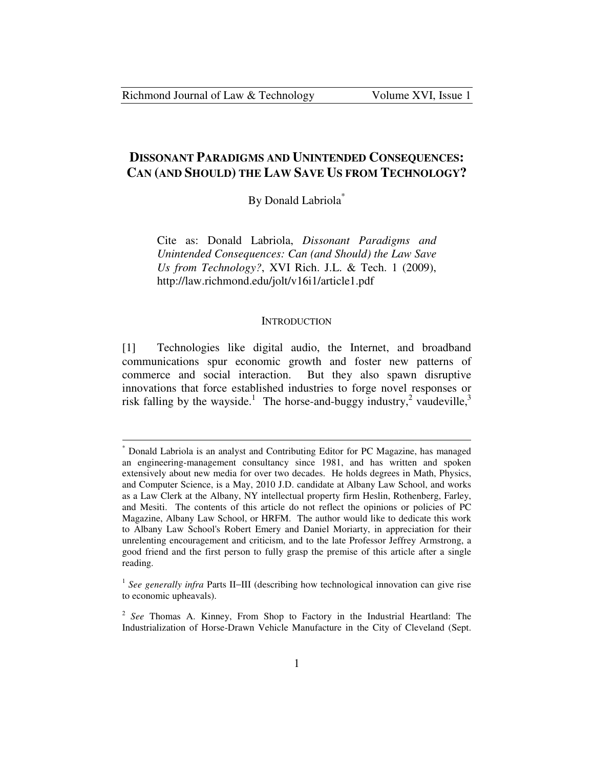# DISSONANT PARADIGMS AND UNINTENDED CONSEQUENCES: CAN (AND SHOULD) THE LAW SAVE US FROM TECHNOLOGY?

By Donald Labriola[*]

Cite as: Donald Labriola, *Dissonant Paradigms and Unintended Consequences: Can (and Should) the Law Save Us from Technology?*, XVI Rich. J.L. & Tech. 1 (2009), http://law.richmond.edu/jolt/v16i1/article1.pdf

## INTRODUCTION

[1] Technologies like digital audio, the Internet, and broadband communications spur economic growth and foster new patterns of commerce and social interaction. But they also spawn disruptive innovations that force established industries to forge novel responses or risk falling by the wayside.[1] The horse-and-buggy industry,[2] vaudeville,[3]

---

[*] Donald Labriola is an analyst and Contributing Editor for PC Magazine, has managed an engineering-management consultancy since 1981, and has written and spoken extensively about new media for over two decades. He holds degrees in Math, Physics, and Computer Science, is a May, 2010 J.D. candidate at Albany Law School, and works as a Law Clerk at the Albany, NY intellectual property firm Heslin, Rothenberg, Farley, and Mesiti. The contents of this article do not reflect the opinions or policies of PC Magazine, Albany Law School, or HRFM. The author would like to dedicate this work to Albany Law School's Robert Emery and Daniel Moriarty, in appreciation for their unrelenting encouragement and criticism, and to the late Professor Jeffrey Armstrong, a good friend and the first person to fully grasp the premise of this article after a single reading.

[1] *See generally infra* Parts II–III (describing how technological innovation can give rise to economic upheavals).

[2] *See* Thomas A. Kinney, From Shop to Factory in the Industrial Heartland: The Industrialization of Horse-Drawn Vehicle Manufacture in the City of Cleveland (Sept.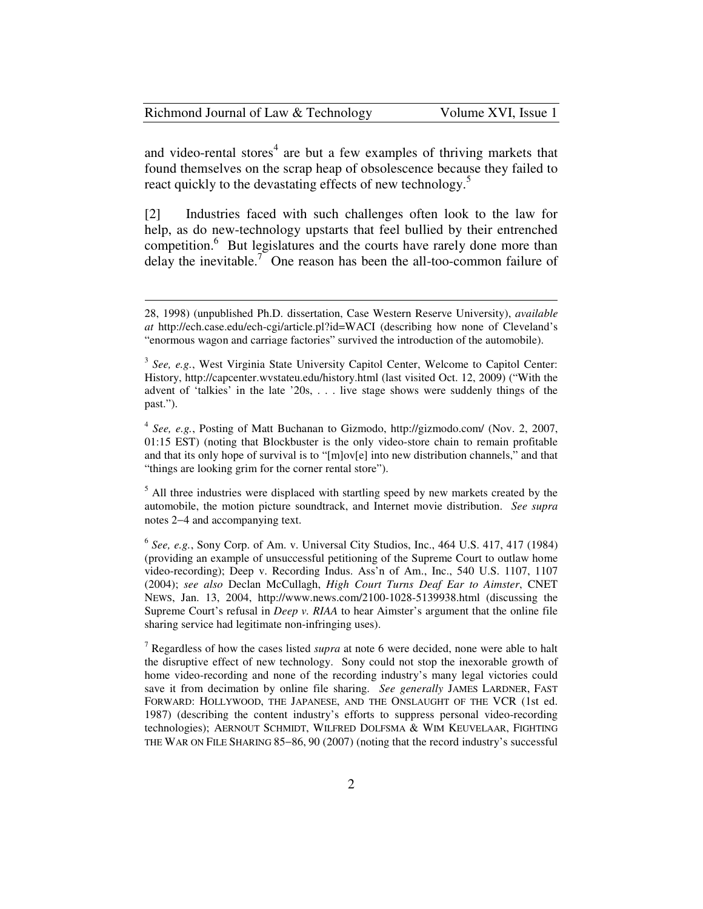and video-rental stores[4] are but a few examples of thriving markets that found themselves on the scrap heap of obsolescence because they failed to react quickly to the devastating effects of new technology.[5]

[2] Industries faced with such challenges often look to the law for help, as do new-technology upstarts that feel bullied by their entrenched competition.[6] But legislatures and the courts have rarely done more than delay the inevitable.[7] One reason has been the all-too-common failure of

---

28, 1998) (unpublished Ph.D. dissertation, Case Western Reserve University), *available at* http://ech.case.edu/ech-cgi/article.pl?id=WACI (describing how none of Cleveland's "enormous wagon and carriage factories" survived the introduction of the automobile).

[3] *See, e.g.*, West Virginia State University Capitol Center, Welcome to Capitol Center: History, http://capcenter.wvstateu.edu/history.html (last visited Oct. 12, 2009) ("With the advent of 'talkies' in the late '20s, . . . live stage shows were suddenly things of the past.").

[4] *See, e.g.*, Posting of Matt Buchanan to Gizmodo, http://gizmodo.com/ (Nov. 2, 2007, 01:15 EST) (noting that Blockbuster is the only video-store chain to remain profitable and that its only hope of survival is to "[m]ov[e] into new distribution channels," and that "things are looking grim for the corner rental store").

[5] All three industries were displaced with startling speed by new markets created by the automobile, the motion picture soundtrack, and Internet movie distribution. *See supra* notes 2−4 and accompanying text.

[6] *See, e.g.*, Sony Corp. of Am. v. Universal City Studios, Inc., 464 U.S. 417, 417 (1984) (providing an example of unsuccessful petitioning of the Supreme Court to outlaw home video-recording); Deep v. Recording Indus. Ass'n of Am., Inc., 540 U.S. 1107, 1107 (2004); *see also* Declan McCullagh, *High Court Turns Deaf Ear to Aimster*, CNET NEWS, Jan. 13, 2004, http://www.news.com/2100-1028-5139938.html (discussing the Supreme Court's refusal in *Deep v. RIAA* to hear Aimster's argument that the online file sharing service had legitimate non-infringing uses).

[7] Regardless of how the cases listed *supra* at note 6 were decided, none were able to halt the disruptive effect of new technology. Sony could not stop the inexorable growth of home video-recording and none of the recording industry's many legal victories could save it from decimation by online file sharing. *See generally* JAMES LARDNER, FAST FORWARD: HOLLYWOOD, THE JAPANESE, AND THE ONSLAUGHT OF THE VCR (1st ed. 1987) (describing the content industry's efforts to suppress personal video-recording technologies); AERNOUT SCHMIDT, WILFRED DOLFSMA & WIM KEUVELAAR, FIGHTING THE WAR ON FILE SHARING 85−86, 90 (2007) (noting that the record industry's successful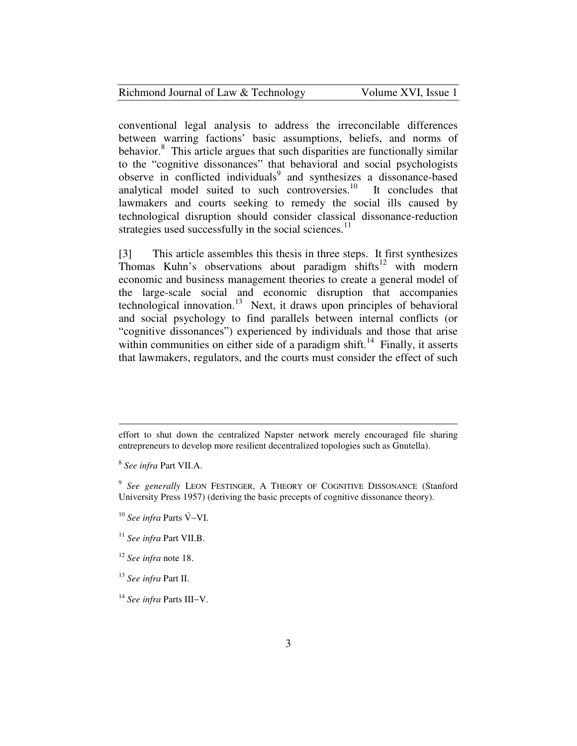conventional legal analysis to address the irreconcilable differences between warring factions' basic assumptions, beliefs, and norms of behavior.[8] This article argues that such disparities are functionally similar to the "cognitive dissonances" that behavioral and social psychologists observe in conflicted individuals[9] and synthesizes a dissonance-based analytical model suited to such controversies.[10] It concludes that lawmakers and courts seeking to remedy the social ills caused by technological disruption should consider classical dissonance-reduction strategies used successfully in the social sciences.[11]

[3] This article assembles this thesis in three steps. It first synthesizes Thomas Kuhn's observations about paradigm shifts[12] with modern economic and business management theories to create a general model of the large-scale social and economic disruption that accompanies technological innovation.[13] Next, it draws upon principles of behavioral and social psychology to find parallels between internal conflicts (or "cognitive dissonances") experienced by individuals and those that arise within communities on either side of a paradigm shift.[14] Finally, it asserts that lawmakers, regulators, and the courts must consider the effect of such

---

effort to shut down the centralized Napster network merely encouraged file sharing entrepreneurs to develop more resilient decentralized topologies such as Gnutella).

[8] *See infra* Part VII.A.

[9] *See generally* LEON FESTINGER, A THEORY OF COGNITIVE DISSONANCE (Stanford University Press 1957) (deriving the basic precepts of cognitive dissonance theory).

[10] *See infra* Parts Ṽ–VI.

[11] *See infra* Part VII.B.

[12] *See infra* note 18.

[13] *See infra* Part II.

[14] *See infra* Parts III–V.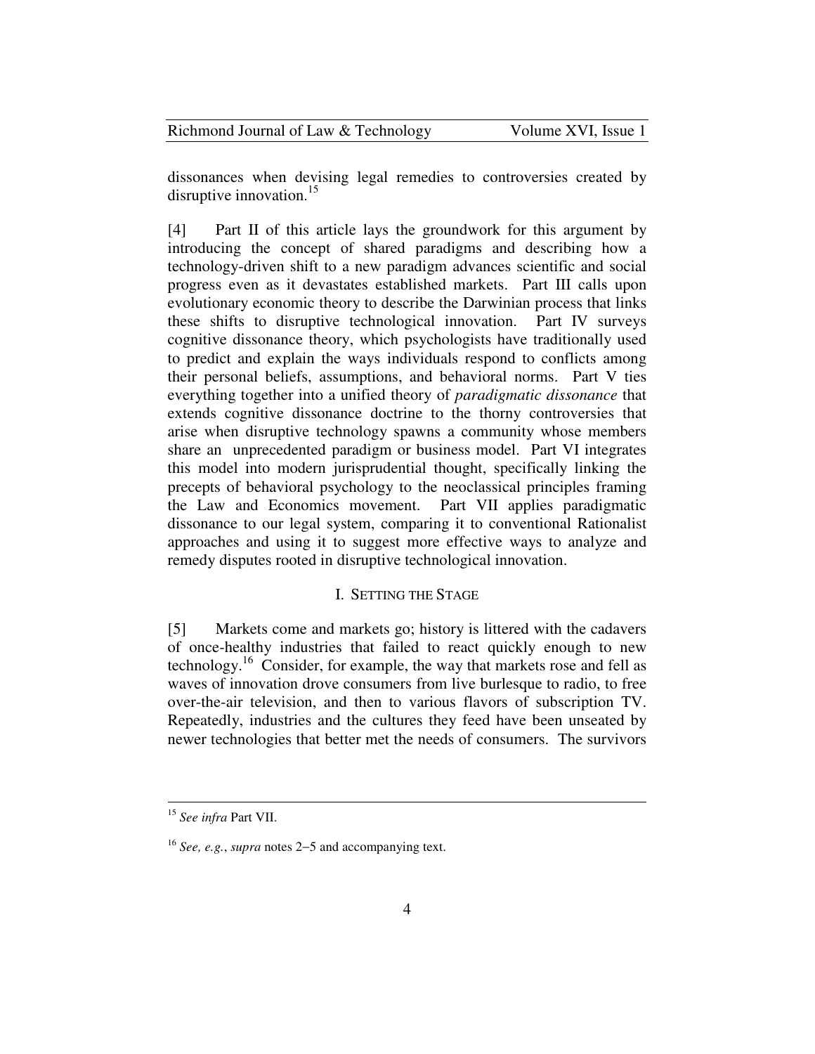dissonances when devising legal remedies to controversies created by disruptive innovation.[15]

[4] Part II of this article lays the groundwork for this argument by introducing the concept of shared paradigms and describing how a technology-driven shift to a new paradigm advances scientific and social progress even as it devastates established markets. Part III calls upon evolutionary economic theory to describe the Darwinian process that links these shifts to disruptive technological innovation. Part IV surveys cognitive dissonance theory, which psychologists have traditionally used to predict and explain the ways individuals respond to conflicts among their personal beliefs, assumptions, and behavioral norms. Part V ties everything together into a unified theory of *paradigmatic dissonance* that extends cognitive dissonance doctrine to the thorny controversies that arise when disruptive technology spawns a community whose members share an unprecedented paradigm or business model. Part VI integrates this model into modern jurisprudential thought, specifically linking the precepts of behavioral psychology to the neoclassical principles framing the Law and Economics movement. Part VII applies paradigmatic dissonance to our legal system, comparing it to conventional Rationalist approaches and using it to suggest more effective ways to analyze and remedy disputes rooted in disruptive technological innovation.

## I. SETTING THE STAGE

[5] Markets come and markets go; history is littered with the cadavers of once-healthy industries that failed to react quickly enough to new technology.[16] Consider, for example, the way that markets rose and fell as waves of innovation drove consumers from live burlesque to radio, to free over-the-air television, and then to various flavors of subscription TV. Repeatedly, industries and the cultures they feed have been unseated by newer technologies that better met the needs of consumers. The survivors

---

[15] *See infra* Part VII.

[16] *See, e.g.*, *supra* notes 2–5 and accompanying text.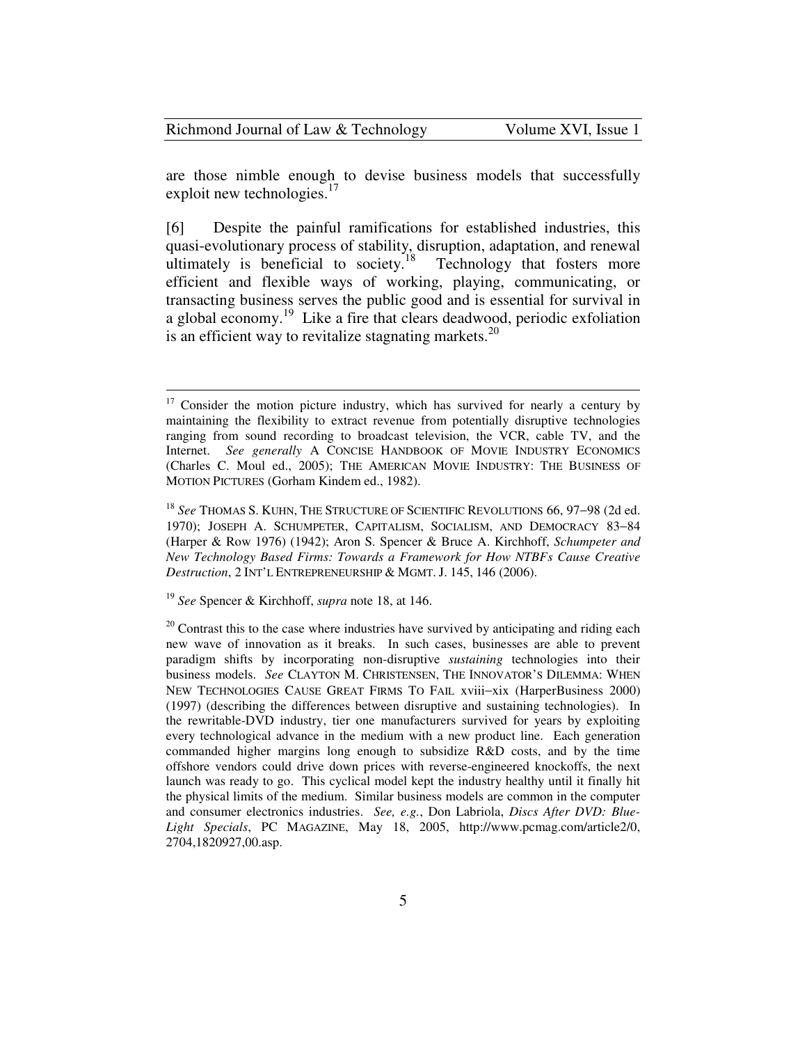are those nimble enough to devise business models that successfully exploit new technologies.[17]

[6] Despite the painful ramifications for established industries, this quasi-evolutionary process of stability, disruption, adaptation, and renewal ultimately is beneficial to society.[18] Technology that fosters more efficient and flexible ways of working, playing, communicating, or transacting business serves the public good and is essential for survival in a global economy.[19] Like a fire that clears deadwood, periodic exfoliation is an efficient way to revitalize stagnating markets.[20]

---

[17] Consider the motion picture industry, which has survived for nearly a century by maintaining the flexibility to extract revenue from potentially disruptive technologies ranging from sound recording to broadcast television, the VCR, cable TV, and the Internet. *See generally* A CONCISE HANDBOOK OF MOVIE INDUSTRY ECONOMICS (Charles C. Moul ed., 2005); THE AMERICAN MOVIE INDUSTRY: THE BUSINESS OF MOTION PICTURES (Gorham Kindem ed., 1982).

[18] *See* THOMAS S. KUHN, THE STRUCTURE OF SCIENTIFIC REVOLUTIONS 66, 97–98 (2d ed. 1970); JOSEPH A. SCHUMPETER, CAPITALISM, SOCIALISM, AND DEMOCRACY 83–84 (Harper & Row 1976) (1942); Aron S. Spencer & Bruce A. Kirchhoff, *Schumpeter and New Technology Based Firms: Towards a Framework for How NTBFs Cause Creative Destruction*, 2 INT'L ENTREPRENEURSHIP & MGMT. J. 145, 146 (2006).

[19] *See* Spencer & Kirchhoff, *supra* note 18, at 146.

[20] Contrast this to the case where industries have survived by anticipating and riding each new wave of innovation as it breaks. In such cases, businesses are able to prevent paradigm shifts by incorporating non-disruptive *sustaining* technologies into their business models. *See* CLAYTON M. CHRISTENSEN, THE INNOVATOR'S DILEMMA: WHEN NEW TECHNOLOGIES CAUSE GREAT FIRMS TO FAIL xviii–xix (HarperBusiness 2000) (1997) (describing the differences between disruptive and sustaining technologies). In the rewritable-DVD industry, tier one manufacturers survived for years by exploiting every technological advance in the medium with a new product line. Each generation commanded higher margins long enough to subsidize R&D costs, and by the time offshore vendors could drive down prices with reverse-engineered knockoffs, the next launch was ready to go. This cyclical model kept the industry healthy until it finally hit the physical limits of the medium. Similar business models are common in the computer and consumer electronics industries. *See, e.g.*, Don Labriola, *Discs After DVD: Blue-Light Specials*, PC MAGAZINE, May 18, 2005, http://www.pcmag.com/article2/0,2704,1820927,00.asp.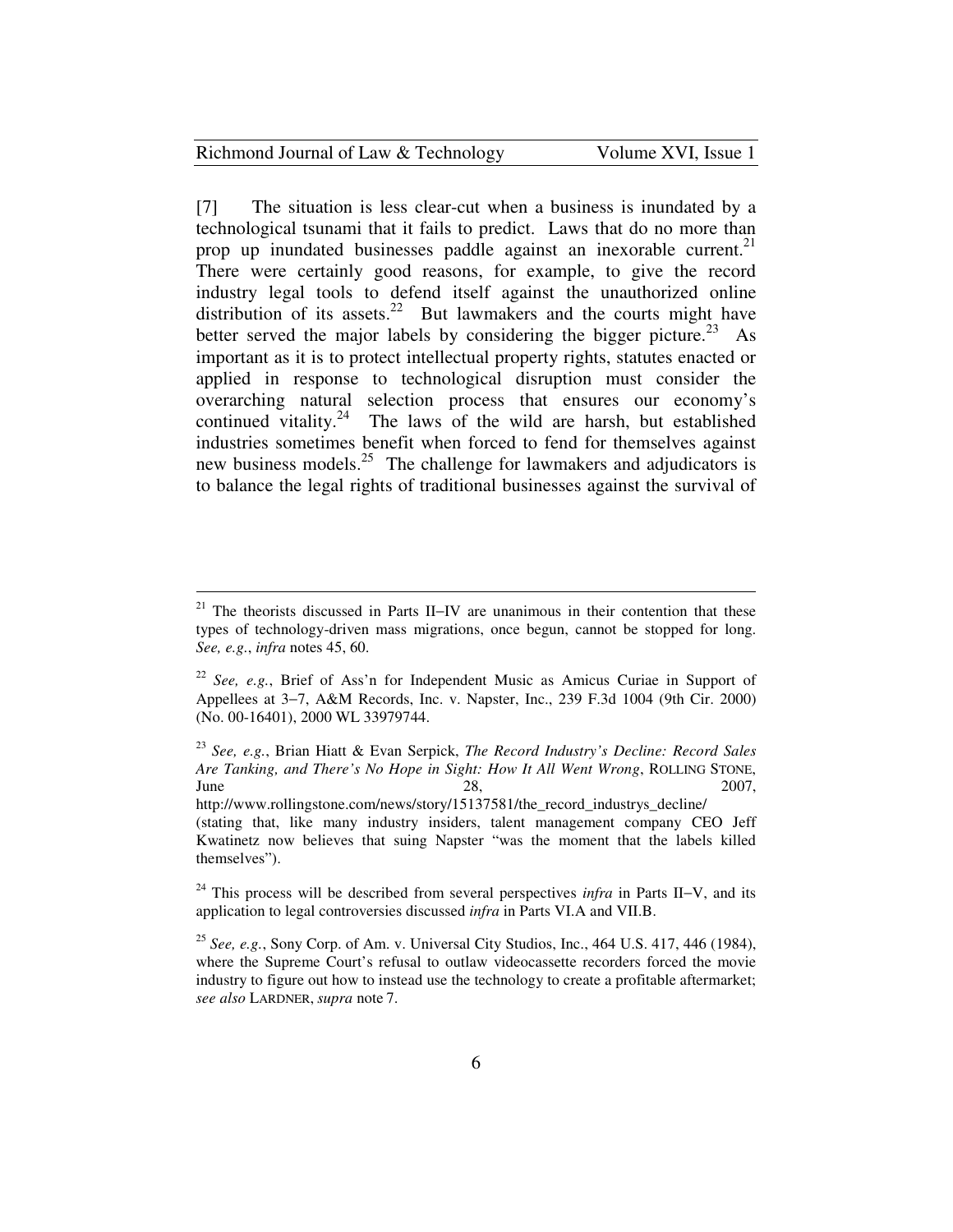[7] The situation is less clear-cut when a business is inundated by a technological tsunami that it fails to predict. Laws that do no more than prop up inundated businesses paddle against an inexorable current.[21] There were certainly good reasons, for example, to give the record industry legal tools to defend itself against the unauthorized online distribution of its assets.[22] But lawmakers and the courts might have better served the major labels by considering the bigger picture.[23] As important as it is to protect intellectual property rights, statutes enacted or applied in response to technological disruption must consider the overarching natural selection process that ensures our economy's continued vitality.[24] The laws of the wild are harsh, but established industries sometimes benefit when forced to fend for themselves against new business models.[25] The challenge for lawmakers and adjudicators is to balance the legal rights of traditional businesses against the survival of

---

[21] The theorists discussed in Parts II–IV are unanimous in their contention that these types of technology-driven mass migrations, once begun, cannot be stopped for long. *See, e.g.*, *infra* notes 45, 60.

[22] *See, e.g.*, Brief of Ass'n for Independent Music as Amicus Curiae in Support of Appellees at 3–7, A&M Records, Inc. v. Napster, Inc., 239 F.3d 1004 (9th Cir. 2000) (No. 00-16401), 2000 WL 33979744.

[23] *See, e.g.*, Brian Hiatt & Evan Serpick, *The Record Industry's Decline: Record Sales Are Tanking, and There's No Hope in Sight: How It All Went Wrong*, ROLLING STONE, June 28, 2007, http://www.rollingstone.com/news/story/15137581/the_record_industrys_decline/ (stating that, like many industry insiders, talent management company CEO Jeff Kwatinetz now believes that suing Napster "was the moment that the labels killed themselves").

[24] This process will be described from several perspectives *infra* in Parts II–V, and its application to legal controversies discussed *infra* in Parts VI.A and VII.B.

[25] *See, e.g.*, Sony Corp. of Am. v. Universal City Studios, Inc., 464 U.S. 417, 446 (1984), where the Supreme Court's refusal to outlaw videocassette recorders forced the movie industry to figure out how to instead use the technology to create a profitable aftermarket; *see also* LARDNER, *supra* note 7.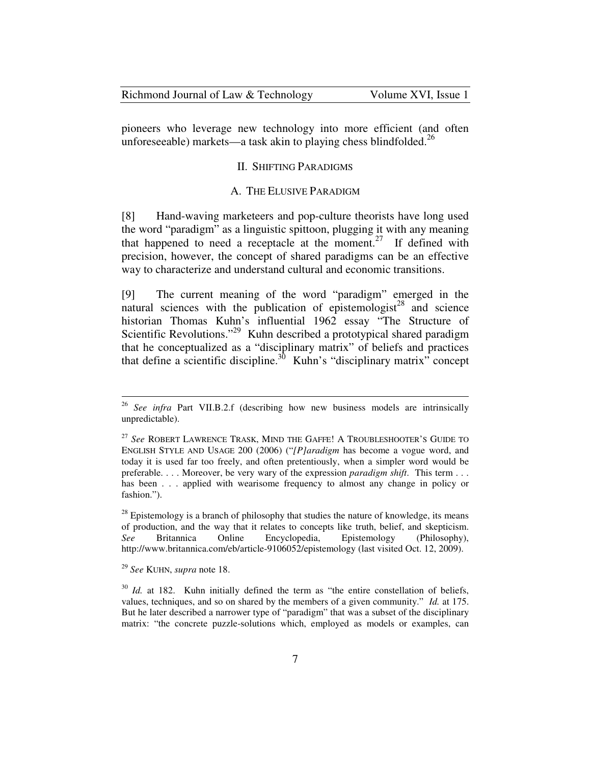pioneers who leverage new technology into more efficient (and often unforeseeable) markets—a task akin to playing chess blindfolded.[26]

## II. Shifting Paradigms

### A. The Elusive Paradigm

[8] Hand-waving marketeers and pop-culture theorists have long used the word "paradigm" as a linguistic spittoon, plugging it with any meaning that happened to need a receptacle at the moment.[27] If defined with precision, however, the concept of shared paradigms can be an effective way to characterize and understand cultural and economic transitions.

[9] The current meaning of the word "paradigm" emerged in the natural sciences with the publication of epistemologist[28] and science historian Thomas Kuhn's influential 1962 essay "The Structure of Scientific Revolutions."[29] Kuhn described a prototypical shared paradigm that he conceptualized as a "disciplinary matrix" of beliefs and practices that define a scientific discipline.[30] Kuhn's "disciplinary matrix" concept

---

[26] *See infra* Part VII.B.2.f (describing how new business models are intrinsically unpredictable).

[27] *See* Robert Lawrence Trask, Mind the Gaffe! A Troubleshooter's Guide to English Style and Usage 200 (2006) ("*[P]aradigm* has become a vogue word, and today it is used far too freely, and often pretentiously, when a simpler word would be preferable. . . . Moreover, be very wary of the expression *paradigm shift*. This term . . . has been . . . applied with wearisome frequency to almost any change in policy or fashion.").

[28] Epistemology is a branch of philosophy that studies the nature of knowledge, its means of production, and the way that it relates to concepts like truth, belief, and skepticism. *See* Britannica Online Encyclopedia, Epistemology (Philosophy), http://www.britannica.com/eb/article-9106052/epistemology (last visited Oct. 12, 2009).

[29] *See* Kuhn, *supra* note 18.

[30] *Id.* at 182. Kuhn initially defined the term as "the entire constellation of beliefs, values, techniques, and so on shared by the members of a given community." *Id.* at 175. But he later described a narrower type of "paradigm" that was a subset of the disciplinary matrix: "the concrete puzzle-solutions which, employed as models or examples, can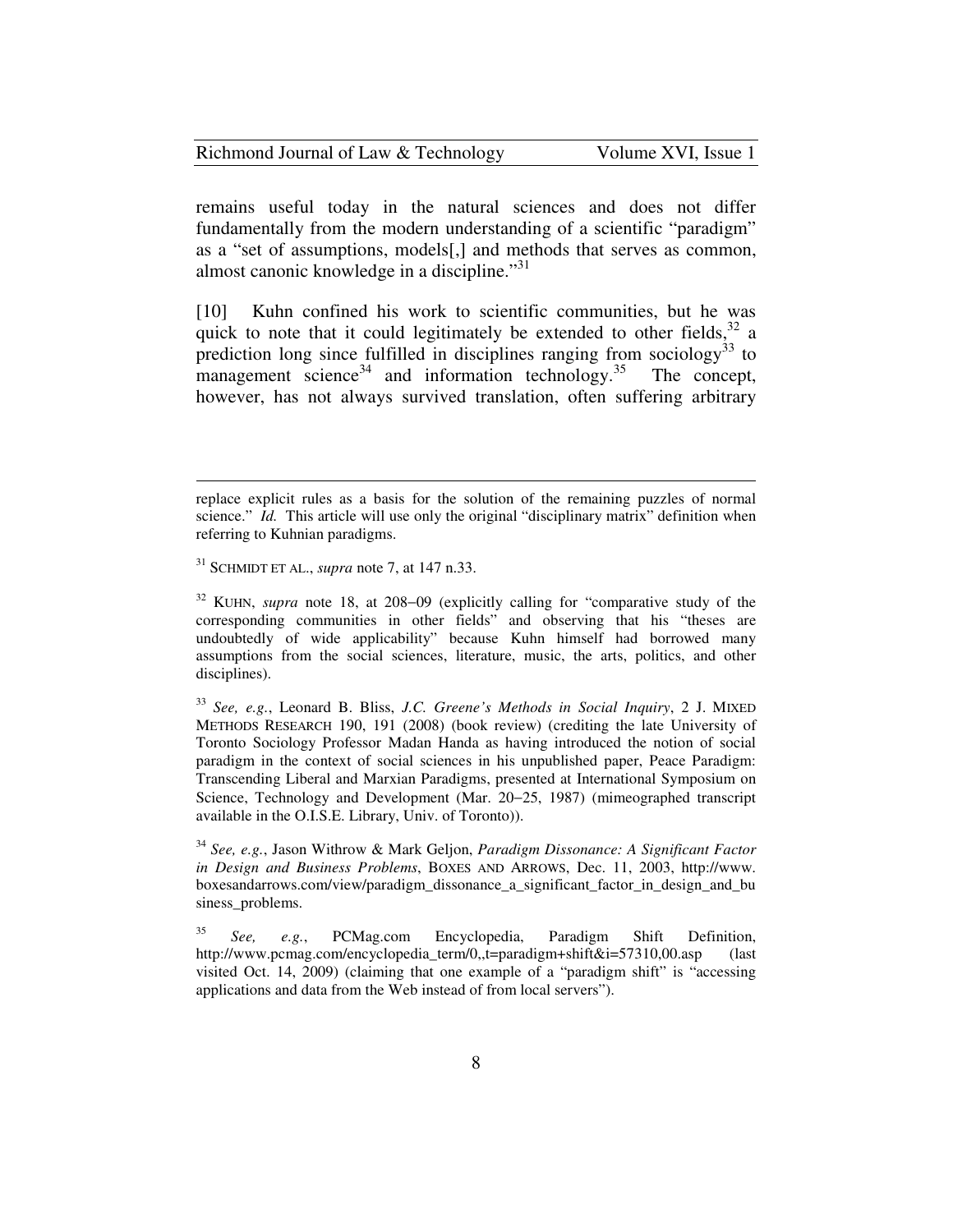remains useful today in the natural sciences and does not differ fundamentally from the modern understanding of a scientific "paradigm" as a "set of assumptions, models[,] and methods that serves as common, almost canonic knowledge in a discipline."[31]

[10] Kuhn confined his work to scientific communities, but he was quick to note that it could legitimately be extended to other fields,[32] a prediction long since fulfilled in disciplines ranging from sociology[33] to management science[34] and information technology.[35] The concept, however, has not always survived translation, often suffering arbitrary

---

replace explicit rules as a basis for the solution of the remaining puzzles of normal science." *Id.* This article will use only the original "disciplinary matrix" definition when referring to Kuhnian paradigms.

[31] SCHMIDT ET AL., *supra* note 7, at 147 n.33.

[32] KUHN, *supra* note 18, at 208–09 (explicitly calling for "comparative study of the corresponding communities in other fields" and observing that his "theses are undoubtedly of wide applicability" because Kuhn himself had borrowed many assumptions from the social sciences, literature, music, the arts, politics, and other disciplines).

[33] *See, e.g.*, Leonard B. Bliss, *J.C. Greene's Methods in Social Inquiry*, 2 J. MIXED METHODS RESEARCH 190, 191 (2008) (book review) (crediting the late University of Toronto Sociology Professor Madan Handa as having introduced the notion of social paradigm in the context of social sciences in his unpublished paper, Peace Paradigm: Transcending Liberal and Marxian Paradigms, presented at International Symposium on Science, Technology and Development (Mar. 20–25, 1987) (mimeographed transcript available in the O.I.S.E. Library, Univ. of Toronto)).

[34] *See, e.g.*, Jason Withrow & Mark Geljon, *Paradigm Dissonance: A Significant Factor in Design and Business Problems*, BOXES AND ARROWS, Dec. 11, 2003, http://www.boxesandarrows.com/view/paradigm_dissonance_a_significant_factor_in_design_and_business_problems.

[35] *See, e.g.*, PCMag.com Encyclopedia, Paradigm Shift Definition, http://www.pcmag.com/encyclopedia_term/0,,t=paradigm+shift&i=57310,00.asp (last visited Oct. 14, 2009) (claiming that one example of a "paradigm shift" is "accessing applications and data from the Web instead of from local servers").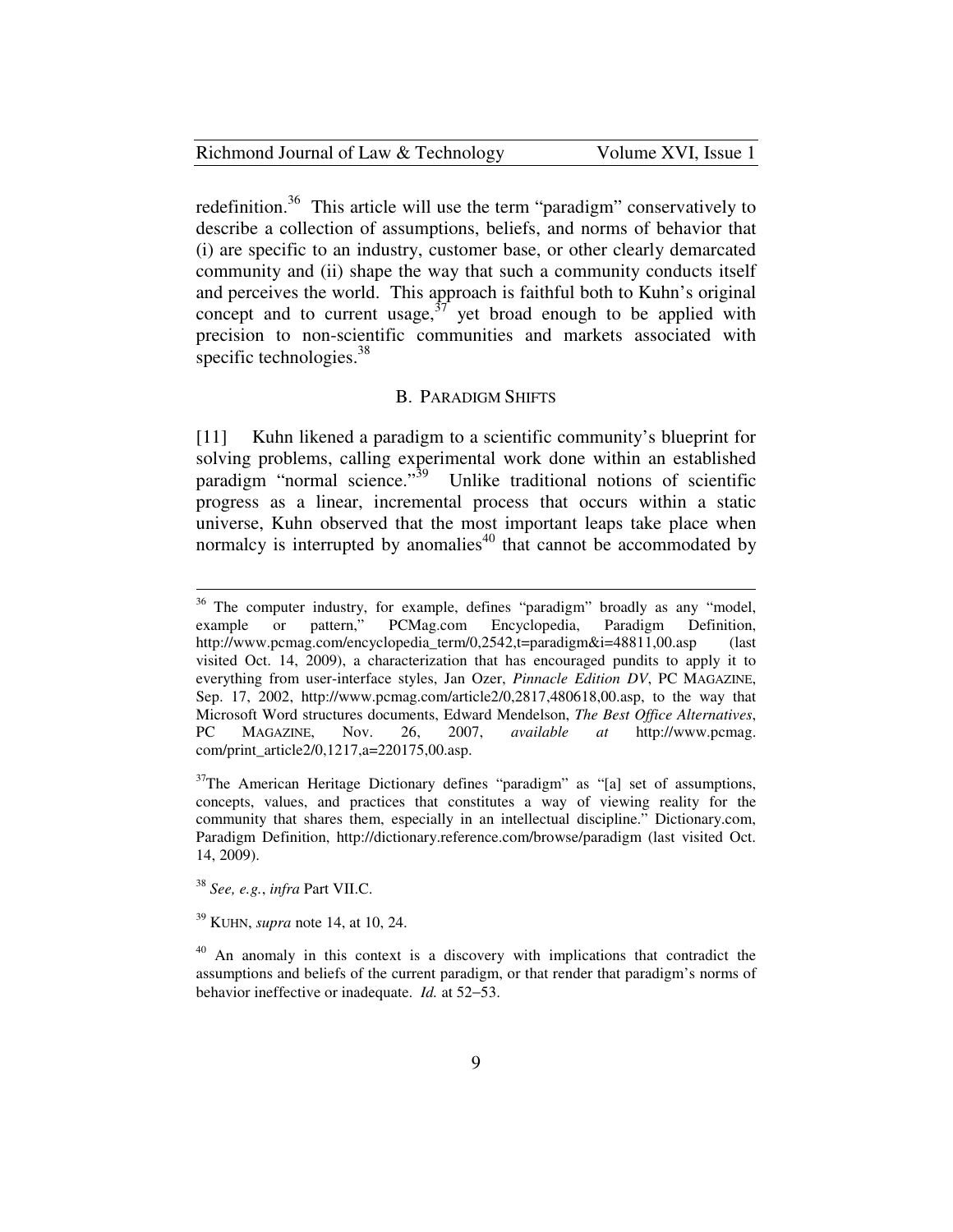redefinition.[36] This article will use the term "paradigm" conservatively to describe a collection of assumptions, beliefs, and norms of behavior that (i) are specific to an industry, customer base, or other clearly demarcated community and (ii) shape the way that such a community conducts itself and perceives the world. This approach is faithful both to Kuhn's original concept and to current usage,[37] yet broad enough to be applied with precision to non-scientific communities and markets associated with specific technologies.[38]

### B. PARADIGM SHIFTS

[11] Kuhn likened a paradigm to a scientific community's blueprint for solving problems, calling experimental work done within an established paradigm "normal science."[39] Unlike traditional notions of scientific progress as a linear, incremental process that occurs within a static universe, Kuhn observed that the most important leaps take place when normalcy is interrupted by anomalies[40] that cannot be accommodated by

---

[36] The computer industry, for example, defines "paradigm" broadly as any "model, example or pattern," PCMag.com Encyclopedia, Paradigm Definition, http://www.pcmag.com/encyclopedia_term/0,2542,t=paradigm&i=48811,00.asp (last visited Oct. 14, 2009), a characterization that has encouraged pundits to apply it to everything from user-interface styles, Jan Ozer, *Pinnacle Edition DV*, PC MAGAZINE, Sep. 17, 2002, http://www.pcmag.com/article2/0,2817,480618,00.asp, to the way that Microsoft Word structures documents, Edward Mendelson, *The Best Office Alternatives*, PC MAGAZINE, Nov. 26, 2007, *available at* http://www.pcmag.com/print_article2/0,1217,a=220175,00.asp.

[37] The American Heritage Dictionary defines "paradigm" as "[a] set of assumptions, concepts, values, and practices that constitutes a way of viewing reality for the community that shares them, especially in an intellectual discipline." Dictionary.com, Paradigm Definition, http://dictionary.reference.com/browse/paradigm (last visited Oct. 14, 2009).

[38] *See, e.g.*, *infra* Part VII.C.

[39] KUHN, *supra* note 14, at 10, 24.

[40] An anomaly in this context is a discovery with implications that contradict the assumptions and beliefs of the current paradigm, or that render that paradigm's norms of behavior ineffective or inadequate. *Id.* at 52–53.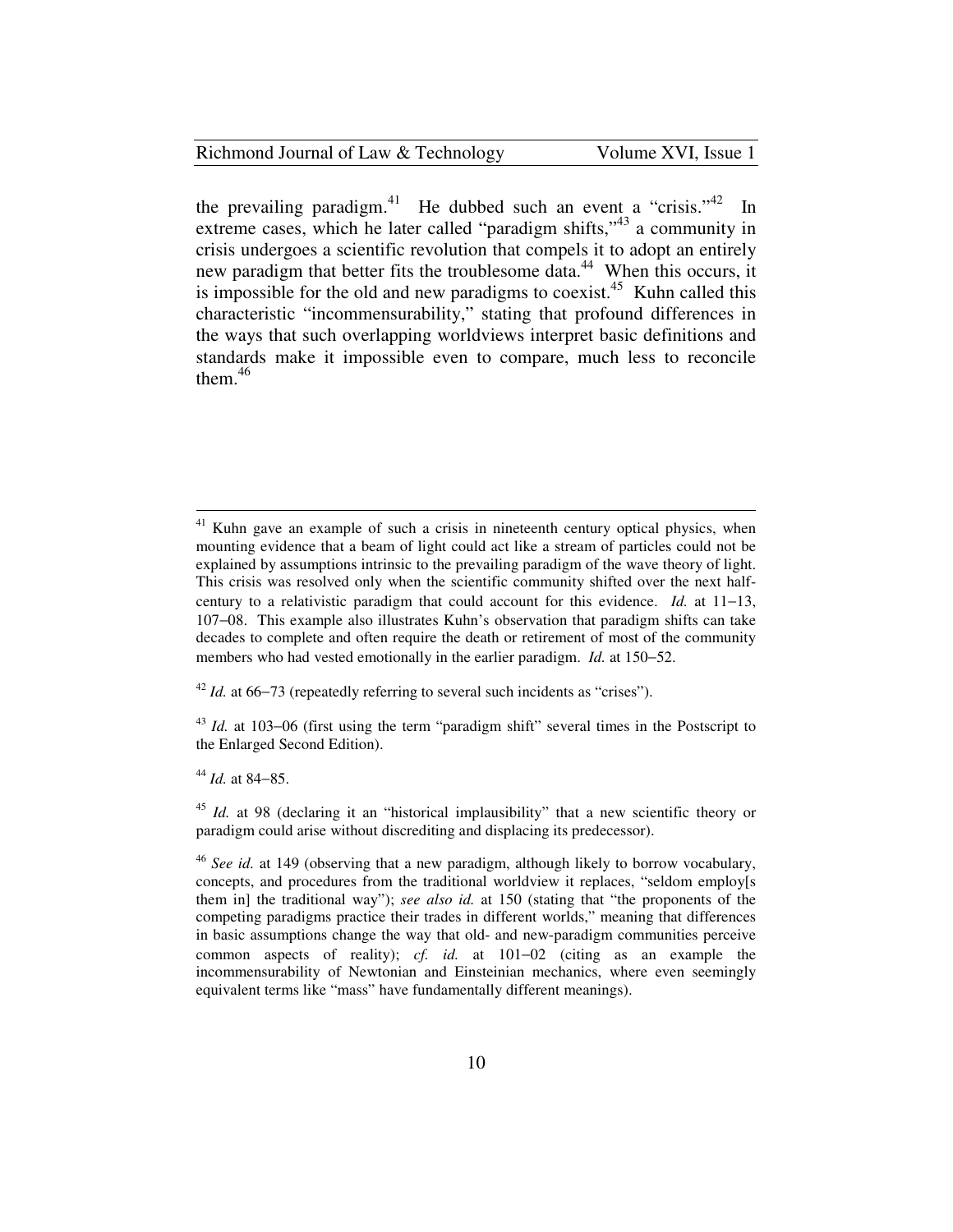the prevailing paradigm.[41] He dubbed such an event a "crisis."[42] In extreme cases, which he later called "paradigm shifts,"[43] a community in crisis undergoes a scientific revolution that compels it to adopt an entirely new paradigm that better fits the troublesome data.[44] When this occurs, it is impossible for the old and new paradigms to coexist.[45] Kuhn called this characteristic "incommensurability," stating that profound differences in the ways that such overlapping worldviews interpret basic definitions and standards make it impossible even to compare, much less to reconcile them.[46]

---

[41] Kuhn gave an example of such a crisis in nineteenth century optical physics, when mounting evidence that a beam of light could act like a stream of particles could not be explained by assumptions intrinsic to the prevailing paradigm of the wave theory of light. This crisis was resolved only when the scientific community shifted over the next half-century to a relativistic paradigm that could account for this evidence. *Id.* at 11–13, 107–08. This example also illustrates Kuhn's observation that paradigm shifts can take decades to complete and often require the death or retirement of most of the community members who had vested emotionally in the earlier paradigm. *Id.* at 150–52.

[42] *Id.* at 66–73 (repeatedly referring to several such incidents as "crises").

[43] *Id.* at 103–06 (first using the term "paradigm shift" several times in the Postscript to the Enlarged Second Edition).

[44] *Id.* at 84–85.

[45] *Id.* at 98 (declaring it an "historical implausibility" that a new scientific theory or paradigm could arise without discrediting and displacing its predecessor).

[46] *See id.* at 149 (observing that a new paradigm, although likely to borrow vocabulary, concepts, and procedures from the traditional worldview it replaces, "seldom employ[s them in] the traditional way"); *see also id.* at 150 (stating that "the proponents of the competing paradigms practice their trades in different worlds," meaning that differences in basic assumptions change the way that old- and new-paradigm communities perceive common aspects of reality); *cf. id.* at 101–02 (citing as an example the incommensurability of Newtonian and Einsteinian mechanics, where even seemingly equivalent terms like "mass" have fundamentally different meanings).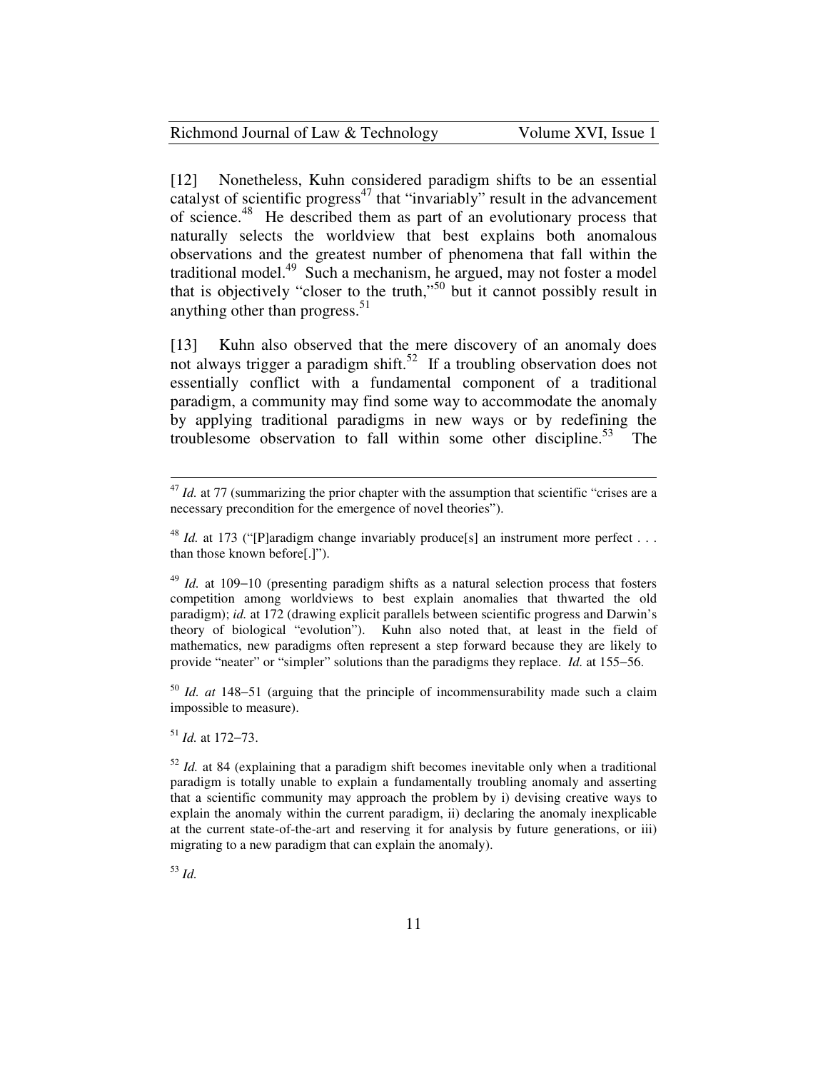[12] Nonetheless, Kuhn considered paradigm shifts to be an essential catalyst of scientific progress[47] that "invariably" result in the advancement of science.[48] He described them as part of an evolutionary process that naturally selects the worldview that best explains both anomalous observations and the greatest number of phenomena that fall within the traditional model.[49] Such a mechanism, he argued, may not foster a model that is objectively "closer to the truth,"[50] but it cannot possibly result in anything other than progress.[51]

[13] Kuhn also observed that the mere discovery of an anomaly does not always trigger a paradigm shift.[52] If a troubling observation does not essentially conflict with a fundamental component of a traditional paradigm, a community may find some way to accommodate the anomaly by applying traditional paradigms in new ways or by redefining the troublesome observation to fall within some other discipline.[53] The

---

[47] *Id.* at 77 (summarizing the prior chapter with the assumption that scientific "crises are a necessary precondition for the emergence of novel theories").

[48] *Id.* at 173 ("[P]aradigm change invariably produce[s] an instrument more perfect . . . than those known before[.]").

[49] *Id.* at 109–10 (presenting paradigm shifts as a natural selection process that fosters competition among worldviews to best explain anomalies that thwarted the old paradigm); *id.* at 172 (drawing explicit parallels between scientific progress and Darwin's theory of biological "evolution"). Kuhn also noted that, at least in the field of mathematics, new paradigms often represent a step forward because they are likely to provide "neater" or "simpler" solutions than the paradigms they replace. *Id.* at 155–56.

[50] *Id. at* 148–51 (arguing that the principle of incommensurability made such a claim impossible to measure).

[51] *Id.* at 172–73.

[52] *Id.* at 84 (explaining that a paradigm shift becomes inevitable only when a traditional paradigm is totally unable to explain a fundamentally troubling anomaly and asserting that a scientific community may approach the problem by i) devising creative ways to explain the anomaly within the current paradigm, ii) declaring the anomaly inexplicable at the current state-of-the-art and reserving it for analysis by future generations, or iii) migrating to a new paradigm that can explain the anomaly).

[53] *Id.*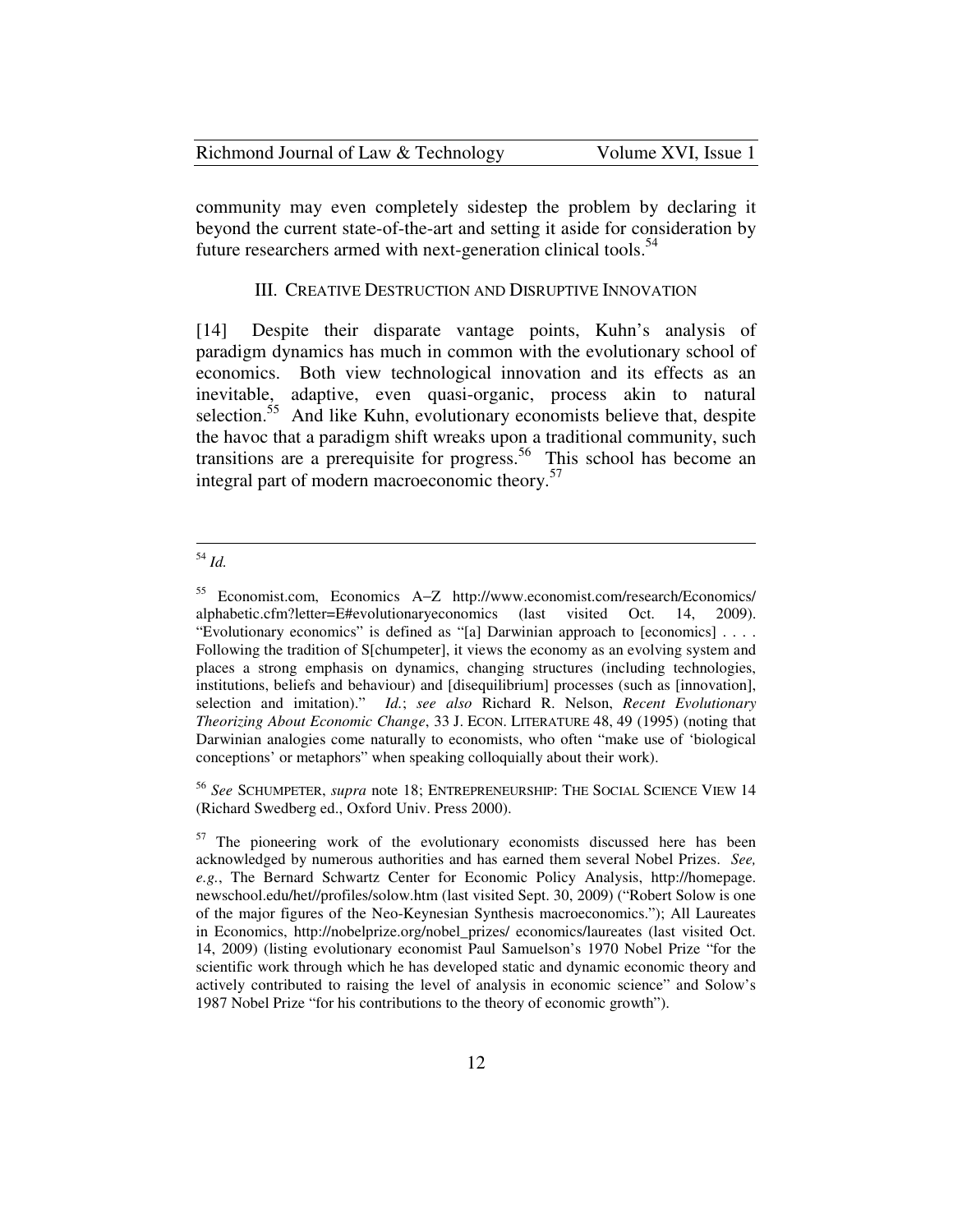community may even completely sidestep the problem by declaring it beyond the current state-of-the-art and setting it aside for consideration by future researchers armed with next-generation clinical tools.[54]

## III. Creative Destruction and Disruptive Innovation

[14] Despite their disparate vantage points, Kuhn's analysis of paradigm dynamics has much in common with the evolutionary school of economics. Both view technological innovation and its effects as an inevitable, adaptive, even quasi-organic, process akin to natural selection.[55] And like Kuhn, evolutionary economists believe that, despite the havoc that a paradigm shift wreaks upon a traditional community, such transitions are a prerequisite for progress.[56] This school has become an integral part of modern macroeconomic theory.[57]

---

[54] *Id.*

[55] Economist.com, Economics A–Z http://www.economist.com/research/Economics/alphabetic.cfm?letter=E#evolutionaryeconomics (last visited Oct. 14, 2009). "Evolutionary economics" is defined as "[a] Darwinian approach to [economics] . . . . Following the tradition of S[chumpeter], it views the economy as an evolving system and places a strong emphasis on dynamics, changing structures (including technologies, institutions, beliefs and behaviour) and [disequilibrium] processes (such as [innovation], selection and imitation)." *Id.*; *see also* Richard R. Nelson, *Recent Evolutionary Theorizing About Economic Change*, 33 J. Econ. Literature 48, 49 (1995) (noting that Darwinian analogies come naturally to economists, who often "make use of 'biological conceptions' or metaphors" when speaking colloquially about their work).

[56] *See* Schumpeter, *supra* note 18; Entrepreneurship: The Social Science View 14 (Richard Swedberg ed., Oxford Univ. Press 2000).

[57] The pioneering work of the evolutionary economists discussed here has been acknowledged by numerous authorities and has earned them several Nobel Prizes. *See, e.g.*, The Bernard Schwartz Center for Economic Policy Analysis, http://homepage.newschool.edu/het//profiles/solow.htm (last visited Sept. 30, 2009) ("Robert Solow is one of the major figures of the Neo-Keynesian Synthesis macroeconomics."); All Laureates in Economics, http://nobelprize.org/nobel_prizes/ economics/laureates (last visited Oct. 14, 2009) (listing evolutionary economist Paul Samuelson's 1970 Nobel Prize "for the scientific work through which he has developed static and dynamic economic theory and actively contributed to raising the level of analysis in economic science" and Solow's 1987 Nobel Prize "for his contributions to the theory of economic growth").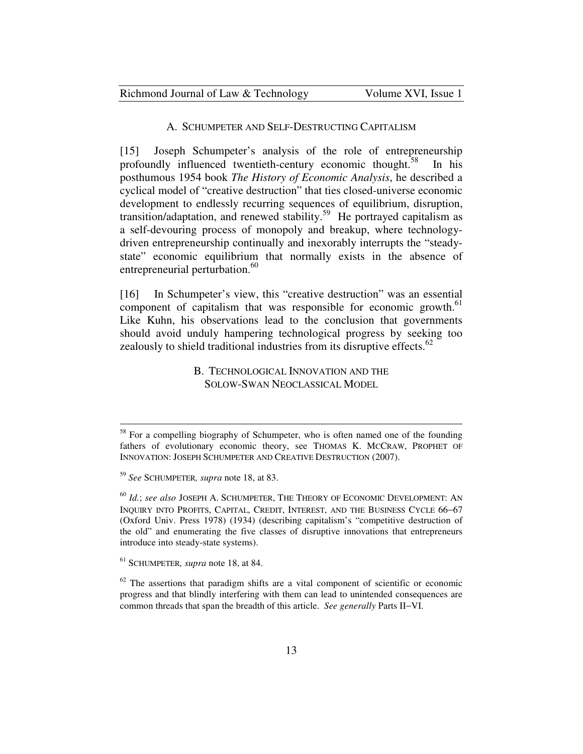### A. Schumpeter and Self-Destructing Capitalism

[15] Joseph Schumpeter's analysis of the role of entrepreneurship profoundly influenced twentieth-century economic thought.[58] In his posthumous 1954 book *The History of Economic Analysis*, he described a cyclical model of "creative destruction" that ties closed-universe economic development to endlessly recurring sequences of equilibrium, disruption, transition/adaptation, and renewed stability.[59] He portrayed capitalism as a self-devouring process of monopoly and breakup, where technology-driven entrepreneurship continually and inexorably interrupts the "steady-state" economic equilibrium that normally exists in the absence of entrepreneurial perturbation.[60]

[16] In Schumpeter's view, this "creative destruction" was an essential component of capitalism that was responsible for economic growth.[61] Like Kuhn, his observations lead to the conclusion that governments should avoid unduly hampering technological progress by seeking too zealously to shield traditional industries from its disruptive effects.[62]

### B. Technological Innovation and the Solow-Swan Neoclassical Model

---

[58] For a compelling biography of Schumpeter, who is often named one of the founding fathers of evolutionary economic theory, see THOMAS K. MCCRAW, PROPHET OF INNOVATION: JOSEPH SCHUMPETER AND CREATIVE DESTRUCTION (2007).

[59] *See* SCHUMPETER*, supra* note 18, at 83.

[60] *Id.*; *see also* JOSEPH A. SCHUMPETER, THE THEORY OF ECONOMIC DEVELOPMENT: AN INQUIRY INTO PROFITS, CAPITAL, CREDIT, INTEREST, AND THE BUSINESS CYCLE 66–67 (Oxford Univ. Press 1978) (1934) (describing capitalism's "competitive destruction of the old" and enumerating the five classes of disruptive innovations that entrepreneurs introduce into steady-state systems).

[61] SCHUMPETER*, supra* note 18, at 84.

[62] The assertions that paradigm shifts are a vital component of scientific or economic progress and that blindly interfering with them can lead to unintended consequences are common threads that span the breadth of this article. *See generally* Parts II–VI.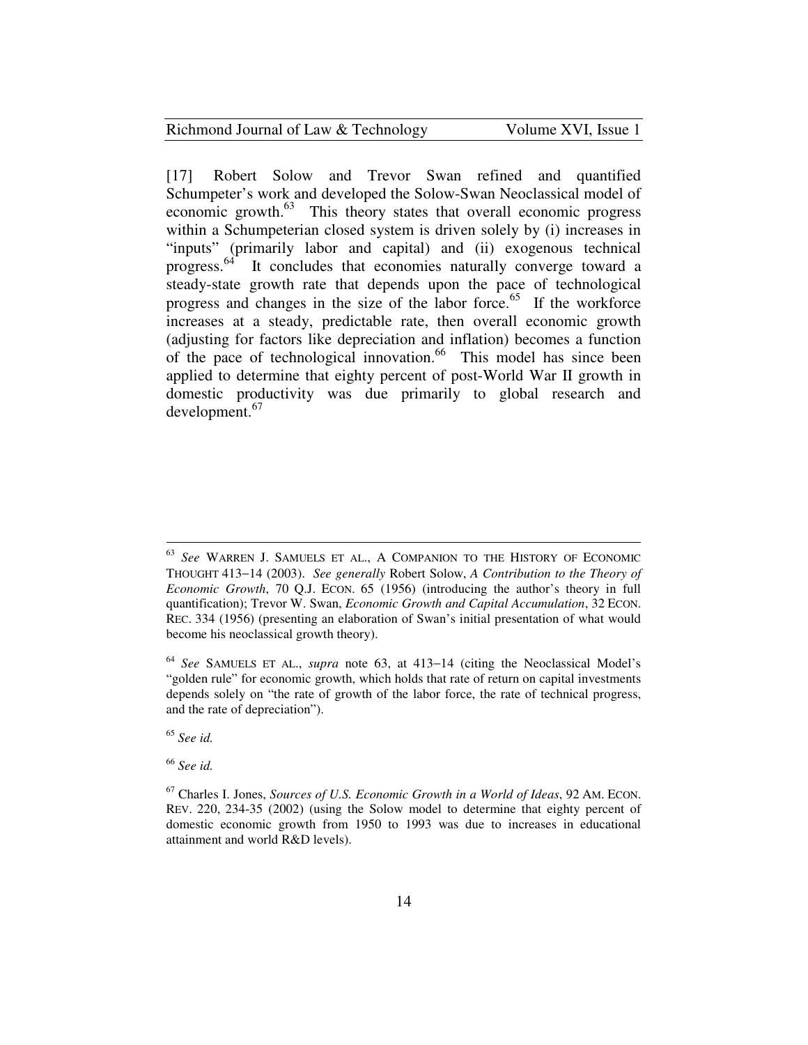[17] Robert Solow and Trevor Swan refined and quantified Schumpeter's work and developed the Solow-Swan Neoclassical model of economic growth.[63] This theory states that overall economic progress within a Schumpeterian closed system is driven solely by (i) increases in "inputs" (primarily labor and capital) and (ii) exogenous technical progress.[64] It concludes that economies naturally converge toward a steady-state growth rate that depends upon the pace of technological progress and changes in the size of the labor force.[65] If the workforce increases at a steady, predictable rate, then overall economic growth (adjusting for factors like depreciation and inflation) becomes a function of the pace of technological innovation.[66] This model has since been applied to determine that eighty percent of post-World War II growth in domestic productivity was due primarily to global research and development.[67]

---

[63] *See* WARREN J. SAMUELS ET AL., A COMPANION TO THE HISTORY OF ECONOMIC THOUGHT 413–14 (2003). *See generally* Robert Solow, *A Contribution to the Theory of Economic Growth*, 70 Q.J. ECON. 65 (1956) (introducing the author's theory in full quantification); Trevor W. Swan, *Economic Growth and Capital Accumulation*, 32 ECON. REC. 334 (1956) (presenting an elaboration of Swan's initial presentation of what would become his neoclassical growth theory).

[64] *See* SAMUELS ET AL., *supra* note 63, at 413–14 (citing the Neoclassical Model's "golden rule" for economic growth, which holds that rate of return on capital investments depends solely on "the rate of growth of the labor force, the rate of technical progress, and the rate of depreciation").

[65] *See id.*

[66] *See id.*

[67] Charles I. Jones, *Sources of U.S. Economic Growth in a World of Ideas*, 92 AM. ECON. REV. 220, 234-35 (2002) (using the Solow model to determine that eighty percent of domestic economic growth from 1950 to 1993 was due to increases in educational attainment and world R&D levels).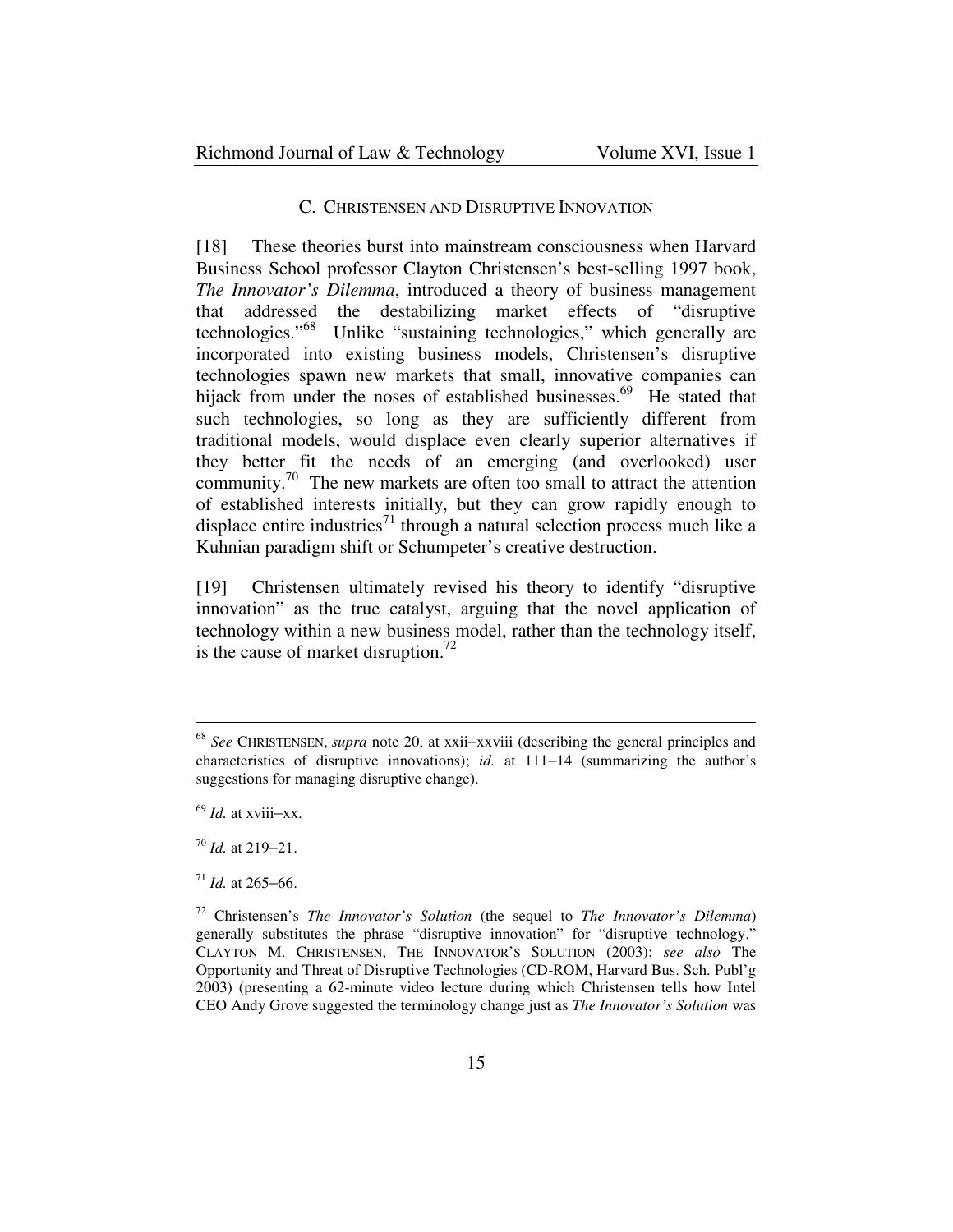### C. CHRISTENSEN AND DISRUPTIVE INNOVATION

[18] These theories burst into mainstream consciousness when Harvard Business School professor Clayton Christensen's best-selling 1997 book, *The Innovator's Dilemma*, introduced a theory of business management that addressed the destabilizing market effects of "disruptive technologies."[68] Unlike "sustaining technologies," which generally are incorporated into existing business models, Christensen's disruptive technologies spawn new markets that small, innovative companies can hijack from under the noses of established businesses.[69] He stated that such technologies, so long as they are sufficiently different from traditional models, would displace even clearly superior alternatives if they better fit the needs of an emerging (and overlooked) user community.[70] The new markets are often too small to attract the attention of established interests initially, but they can grow rapidly enough to displace entire industries[71] through a natural selection process much like a Kuhnian paradigm shift or Schumpeter's creative destruction.

[19] Christensen ultimately revised his theory to identify "disruptive innovation" as the true catalyst, arguing that the novel application of technology within a new business model, rather than the technology itself, is the cause of market disruption.[72]

---

[68] *See* CHRISTENSEN, *supra* note 20, at xxii–xxviii (describing the general principles and characteristics of disruptive innovations); *id.* at 111–14 (summarizing the author's suggestions for managing disruptive change).

[69] *Id.* at xviii–xx.

[70] *Id.* at 219–21.

[71] *Id.* at 265–66.

[72] Christensen's *The Innovator's Solution* (the sequel to *The Innovator's Dilemma*) generally substitutes the phrase "disruptive innovation" for "disruptive technology." CLAYTON M. CHRISTENSEN, THE INNOVATOR'S SOLUTION (2003); *see also* The Opportunity and Threat of Disruptive Technologies (CD-ROM, Harvard Bus. Sch. Publ'g 2003) (presenting a 62-minute video lecture during which Christensen tells how Intel CEO Andy Grove suggested the terminology change just as *The Innovator's Solution* was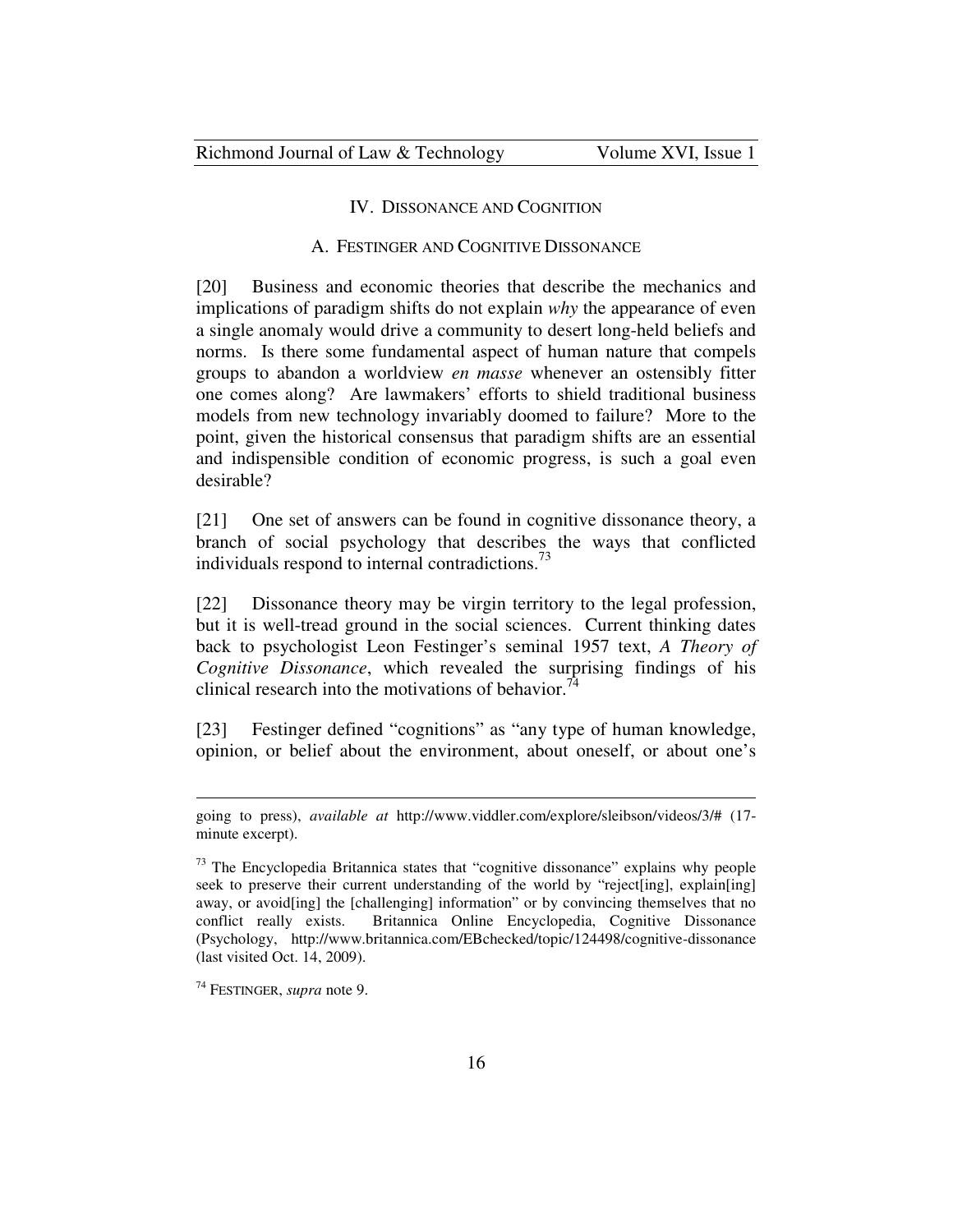## IV. DISSONANCE AND COGNITION

### A. FESTINGER AND COGNITIVE DISSONANCE

[20] Business and economic theories that describe the mechanics and implications of paradigm shifts do not explain *why* the appearance of even a single anomaly would drive a community to desert long-held beliefs and norms. Is there some fundamental aspect of human nature that compels groups to abandon a worldview *en masse* whenever an ostensibly fitter one comes along? Are lawmakers' efforts to shield traditional business models from new technology invariably doomed to failure? More to the point, given the historical consensus that paradigm shifts are an essential and indispensible condition of economic progress, is such a goal even desirable?

[21] One set of answers can be found in cognitive dissonance theory, a branch of social psychology that describes the ways that conflicted individuals respond to internal contradictions.[73]

[22] Dissonance theory may be virgin territory to the legal profession, but it is well-tread ground in the social sciences. Current thinking dates back to psychologist Leon Festinger's seminal 1957 text, *A Theory of Cognitive Dissonance*, which revealed the surprising findings of his clinical research into the motivations of behavior.[74]

[23] Festinger defined "cognitions" as "any type of human knowledge, opinion, or belief about the environment, about oneself, or about one's

---

going to press), *available at* http://www.viddler.com/explore/sleibson/videos/3/# (17-minute excerpt).

[73] The Encyclopedia Britannica states that "cognitive dissonance" explains why people seek to preserve their current understanding of the world by "reject[ing], explain[ing] away, or avoid[ing] the [challenging] information" or by convincing themselves that no conflict really exists. Britannica Online Encyclopedia, Cognitive Dissonance (Psychology, http://www.britannica.com/EBchecked/topic/124498/cognitive-dissonance (last visited Oct. 14, 2009).

[74] FESTINGER, *supra* note 9.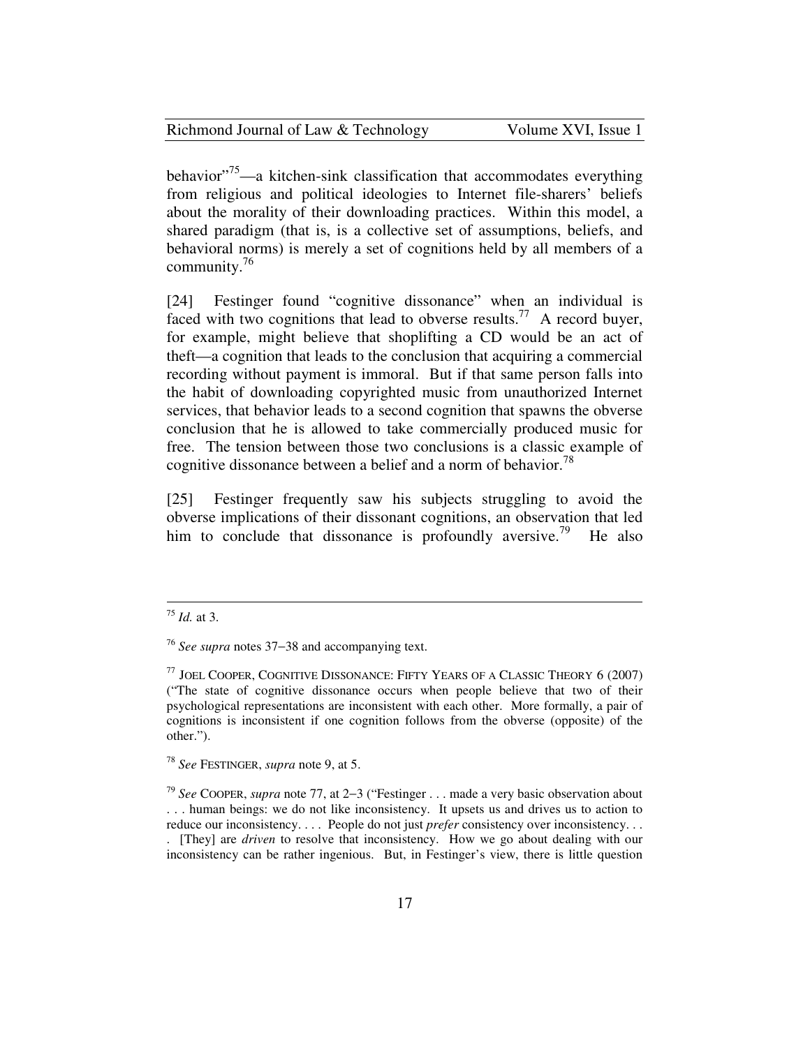behavior"[75]—a kitchen-sink classification that accommodates everything from religious and political ideologies to Internet file-sharers' beliefs about the morality of their downloading practices. Within this model, a shared paradigm (that is, is a collective set of assumptions, beliefs, and behavioral norms) is merely a set of cognitions held by all members of a community.[76]

[24] Festinger found "cognitive dissonance" when an individual is faced with two cognitions that lead to obverse results.[77] A record buyer, for example, might believe that shoplifting a CD would be an act of theft—a cognition that leads to the conclusion that acquiring a commercial recording without payment is immoral. But if that same person falls into the habit of downloading copyrighted music from unauthorized Internet services, that behavior leads to a second cognition that spawns the obverse conclusion that he is allowed to take commercially produced music for free. The tension between those two conclusions is a classic example of cognitive dissonance between a belief and a norm of behavior.[78]

[25] Festinger frequently saw his subjects struggling to avoid the obverse implications of their dissonant cognitions, an observation that led him to conclude that dissonance is profoundly aversive.[79] He also

---

[75] *Id.* at 3.

[76] *See supra* notes 37–38 and accompanying text.

[77] JOEL COOPER, COGNITIVE DISSONANCE: FIFTY YEARS OF A CLASSIC THEORY 6 (2007) ("The state of cognitive dissonance occurs when people believe that two of their psychological representations are inconsistent with each other. More formally, a pair of cognitions is inconsistent if one cognition follows from the obverse (opposite) of the other.").

[78] *See* FESTINGER, *supra* note 9, at 5.

[79] *See* COOPER, *supra* note 77, at 2–3 ("Festinger . . . made a very basic observation about . . . human beings: we do not like inconsistency. It upsets us and drives us to action to reduce our inconsistency. . . . People do not just *prefer* consistency over inconsistency. . . . [They] are *driven* to resolve that inconsistency. How we go about dealing with our inconsistency can be rather ingenious. But, in Festinger's view, there is little question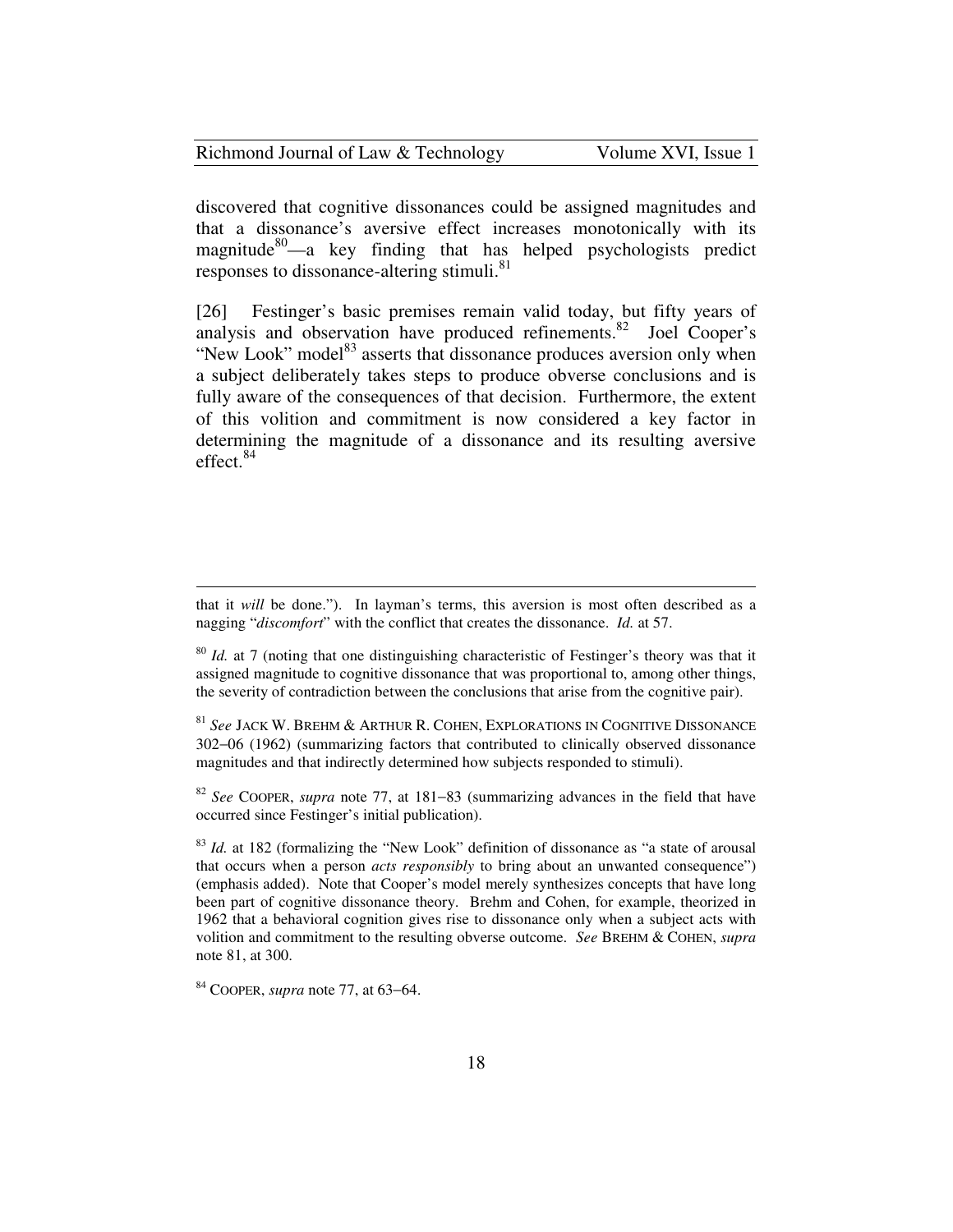discovered that cognitive dissonances could be assigned magnitudes and that a dissonance's aversive effect increases monotonically with its magnitude[80]—a key finding that has helped psychologists predict responses to dissonance-altering stimuli.[81]

[26] Festinger's basic premises remain valid today, but fifty years of analysis and observation have produced refinements.[82] Joel Cooper's "New Look" model[83] asserts that dissonance produces aversion only when a subject deliberately takes steps to produce obverse conclusions and is fully aware of the consequences of that decision. Furthermore, the extent of this volition and commitment is now considered a key factor in determining the magnitude of a dissonance and its resulting aversive effect.[84]

---

that it *will* be done."). In layman's terms, this aversion is most often described as a nagging "*discomfort*" with the conflict that creates the dissonance. *Id.* at 57.

[80] *Id.* at 7 (noting that one distinguishing characteristic of Festinger's theory was that it assigned magnitude to cognitive dissonance that was proportional to, among other things, the severity of contradiction between the conclusions that arise from the cognitive pair).

[81] *See* JACK W. BREHM & ARTHUR R. COHEN, EXPLORATIONS IN COGNITIVE DISSONANCE 302–06 (1962) (summarizing factors that contributed to clinically observed dissonance magnitudes and that indirectly determined how subjects responded to stimuli).

[82] *See* COOPER, *supra* note 77, at 181–83 (summarizing advances in the field that have occurred since Festinger's initial publication).

[83] *Id.* at 182 (formalizing the "New Look" definition of dissonance as "a state of arousal that occurs when a person *acts responsibly* to bring about an unwanted consequence") (emphasis added). Note that Cooper's model merely synthesizes concepts that have long been part of cognitive dissonance theory. Brehm and Cohen, for example, theorized in 1962 that a behavioral cognition gives rise to dissonance only when a subject acts with volition and commitment to the resulting obverse outcome. *See* BREHM & COHEN, *supra* note 81, at 300.

[84] COOPER, *supra* note 77, at 63–64.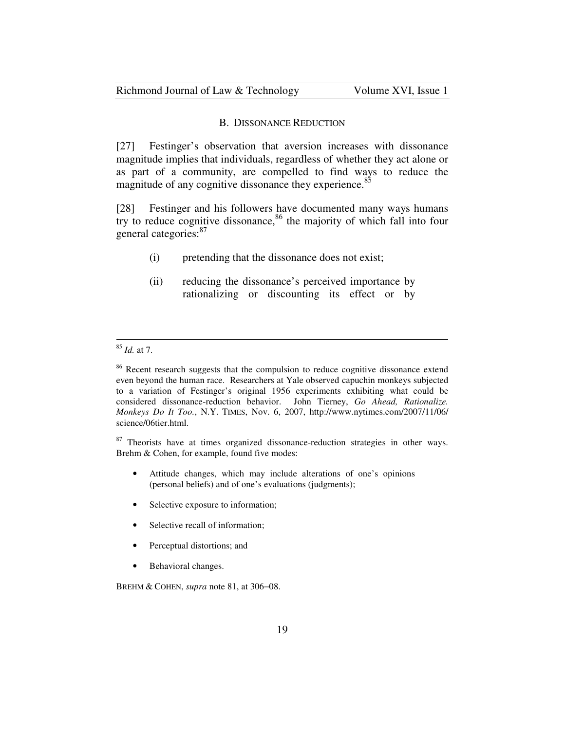## B. DISSONANCE REDUCTION

[27] Festinger's observation that aversion increases with dissonance magnitude implies that individuals, regardless of whether they act alone or as part of a community, are compelled to find ways to reduce the magnitude of any cognitive dissonance they experience.[85]

[28] Festinger and his followers have documented many ways humans try to reduce cognitive dissonance,[86] the majority of which fall into four general categories:[87]

(i) pretending that the dissonance does not exist;

(ii) reducing the dissonance's perceived importance by rationalizing or discounting its effect or by

---

[85] *Id.* at 7.

[86] Recent research suggests that the compulsion to reduce cognitive dissonance extend even beyond the human race. Researchers at Yale observed capuchin monkeys subjected to a variation of Festinger's original 1956 experiments exhibiting what could be considered dissonance-reduction behavior. John Tierney, *Go Ahead, Rationalize. Monkeys Do It Too.*, N.Y. TIMES, Nov. 6, 2007, http://www.nytimes.com/2007/11/06/science/06tier.html.

[87] Theorists have at times organized dissonance-reduction strategies in other ways. Brehm & Cohen, for example, found five modes:

- Attitude changes, which may include alterations of one's opinions (personal beliefs) and of one's evaluations (judgments);
- Selective exposure to information;
- Selective recall of information;
- Perceptual distortions; and
- Behavioral changes.

BREHM & COHEN, *supra* note 81, at 306–08.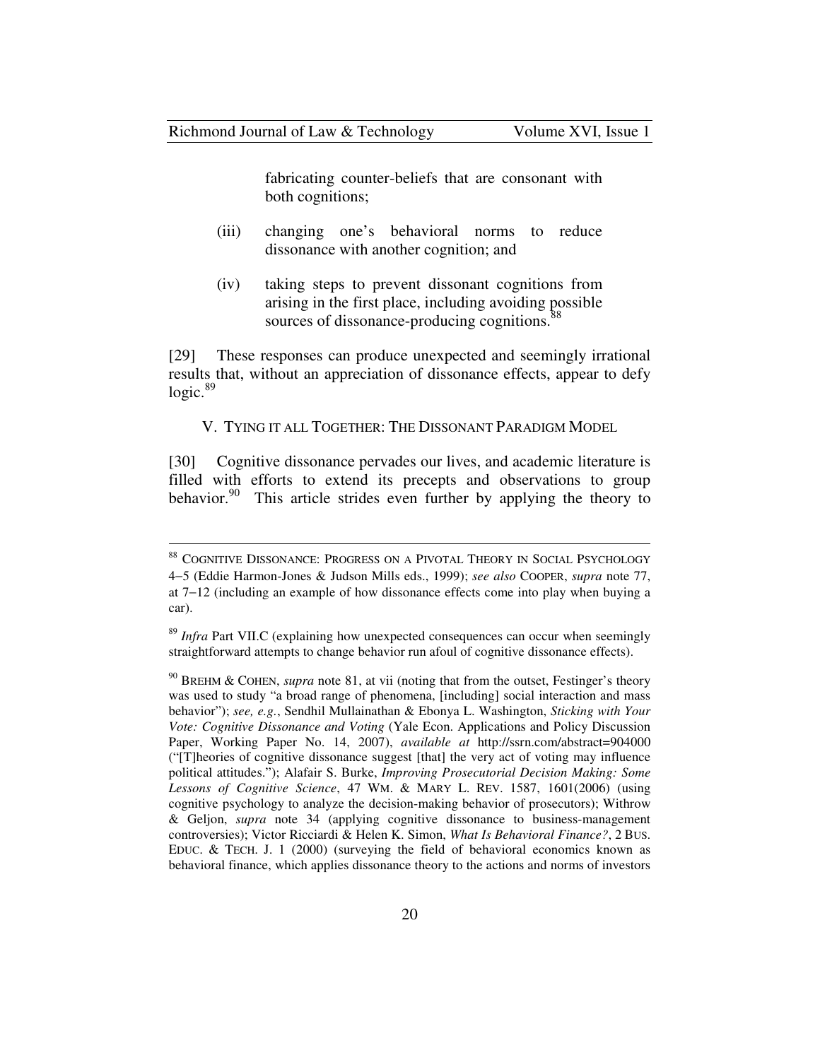fabricating counter-beliefs that are consonant with both cognitions;

(iii) changing one's behavioral norms to reduce dissonance with another cognition; and

(iv) taking steps to prevent dissonant cognitions from arising in the first place, including avoiding possible sources of dissonance-producing cognitions.[88]

[29] These responses can produce unexpected and seemingly irrational results that, without an appreciation of dissonance effects, appear to defy logic.[89]

## V. TYING IT ALL TOGETHER: THE DISSONANT PARADIGM MODEL

[30] Cognitive dissonance pervades our lives, and academic literature is filled with efforts to extend its precepts and observations to group behavior.[90] This article strides even further by applying the theory to

---

[88] COGNITIVE DISSONANCE: PROGRESS ON A PIVOTAL THEORY IN SOCIAL PSYCHOLOGY 4–5 (Eddie Harmon-Jones & Judson Mills eds., 1999); *see also* COOPER, *supra* note 77, at 7–12 (including an example of how dissonance effects come into play when buying a car).

[89] *Infra* Part VII.C (explaining how unexpected consequences can occur when seemingly straightforward attempts to change behavior run afoul of cognitive dissonance effects).

[90] BREHM & COHEN, *supra* note 81, at vii (noting that from the outset, Festinger's theory was used to study "a broad range of phenomena, [including] social interaction and mass behavior"); *see, e.g.*, Sendhil Mullainathan & Ebonya L. Washington, *Sticking with Your Vote: Cognitive Dissonance and Voting* (Yale Econ. Applications and Policy Discussion Paper, Working Paper No. 14, 2007), *available at* http://ssrn.com/abstract=904000 ("[T]heories of cognitive dissonance suggest [that] the very act of voting may influence political attitudes."); Alafair S. Burke, *Improving Prosecutorial Decision Making: Some Lessons of Cognitive Science*, 47 WM. & MARY L. REV. 1587, 1601(2006) (using cognitive psychology to analyze the decision-making behavior of prosecutors); Withrow & Geljon, *supra* note 34 (applying cognitive dissonance to business-management controversies); Victor Ricciardi & Helen K. Simon, *What Is Behavioral Finance?*, 2 BUS. EDUC. & TECH. J. 1 (2000) (surveying the field of behavioral economics known as behavioral finance, which applies dissonance theory to the actions and norms of investors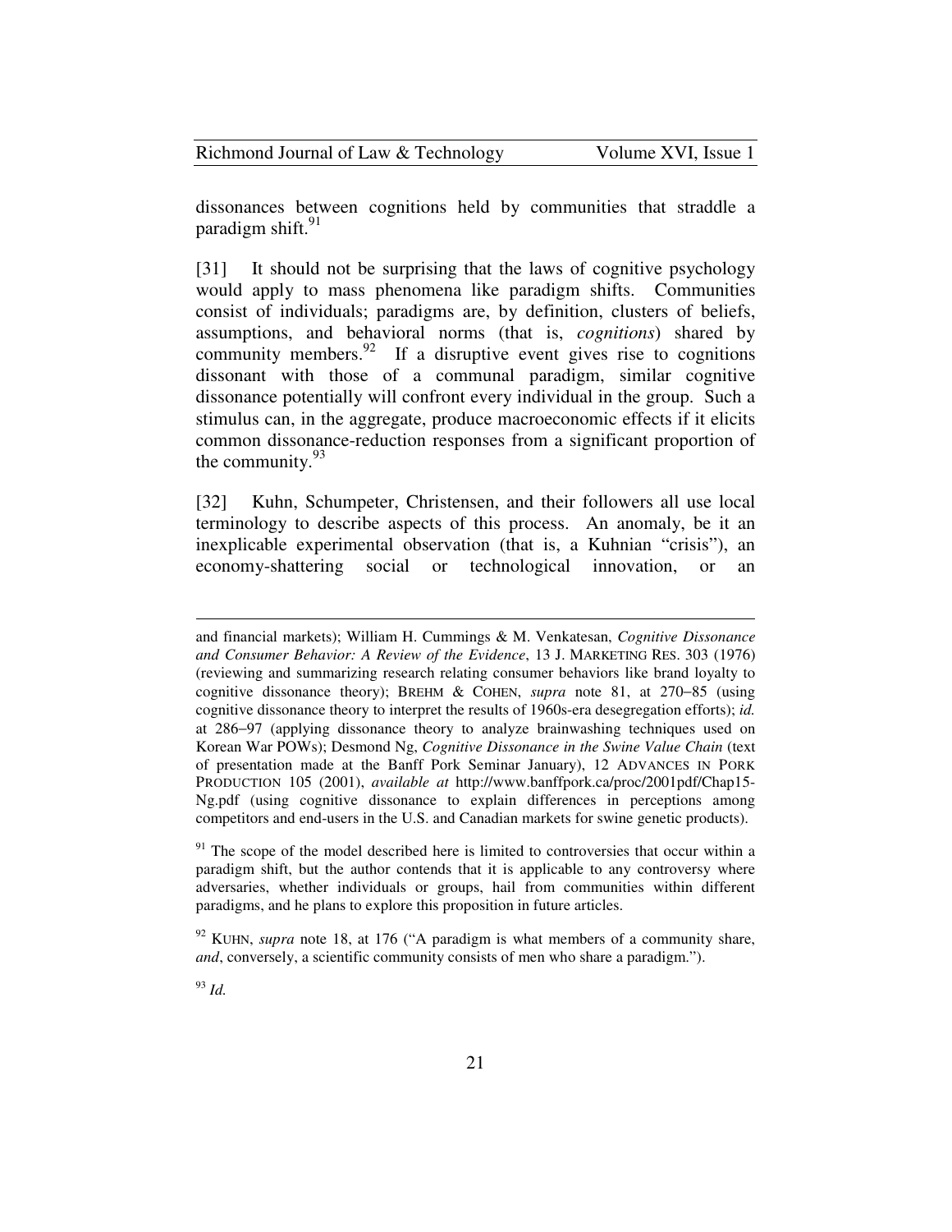dissonances between cognitions held by communities that straddle a paradigm shift.[91]

[31] It should not be surprising that the laws of cognitive psychology would apply to mass phenomena like paradigm shifts. Communities consist of individuals; paradigms are, by definition, clusters of beliefs, assumptions, and behavioral norms (that is, *cognitions*) shared by community members.[92] If a disruptive event gives rise to cognitions dissonant with those of a communal paradigm, similar cognitive dissonance potentially will confront every individual in the group. Such a stimulus can, in the aggregate, produce macroeconomic effects if it elicits common dissonance-reduction responses from a significant proportion of the community.[93]

[32] Kuhn, Schumpeter, Christensen, and their followers all use local terminology to describe aspects of this process. An anomaly, be it an inexplicable experimental observation (that is, a Kuhnian "crisis"), an economy-shattering social or technological innovation, or an

---

and financial markets); William H. Cummings & M. Venkatesan, *Cognitive Dissonance and Consumer Behavior: A Review of the Evidence*, 13 J. MARKETING RES. 303 (1976) (reviewing and summarizing research relating consumer behaviors like brand loyalty to cognitive dissonance theory); BREHM & COHEN, *supra* note 81, at 270–85 (using cognitive dissonance theory to interpret the results of 1960s-era desegregation efforts); *id.* at 286–97 (applying dissonance theory to analyze brainwashing techniques used on Korean War POWs); Desmond Ng, *Cognitive Dissonance in the Swine Value Chain* (text of presentation made at the Banff Pork Seminar January), 12 ADVANCES IN PORK PRODUCTION 105 (2001), *available at* http://www.banffpork.ca/proc/2001pdf/Chap15-Ng.pdf (using cognitive dissonance to explain differences in perceptions among competitors and end-users in the U.S. and Canadian markets for swine genetic products).

[91] The scope of the model described here is limited to controversies that occur within a paradigm shift, but the author contends that it is applicable to any controversy where adversaries, whether individuals or groups, hail from communities within different paradigms, and he plans to explore this proposition in future articles.

[92] KUHN, *supra* note 18, at 176 ("A paradigm is what members of a community share, *and*, conversely, a scientific community consists of men who share a paradigm.").

[93] *Id.*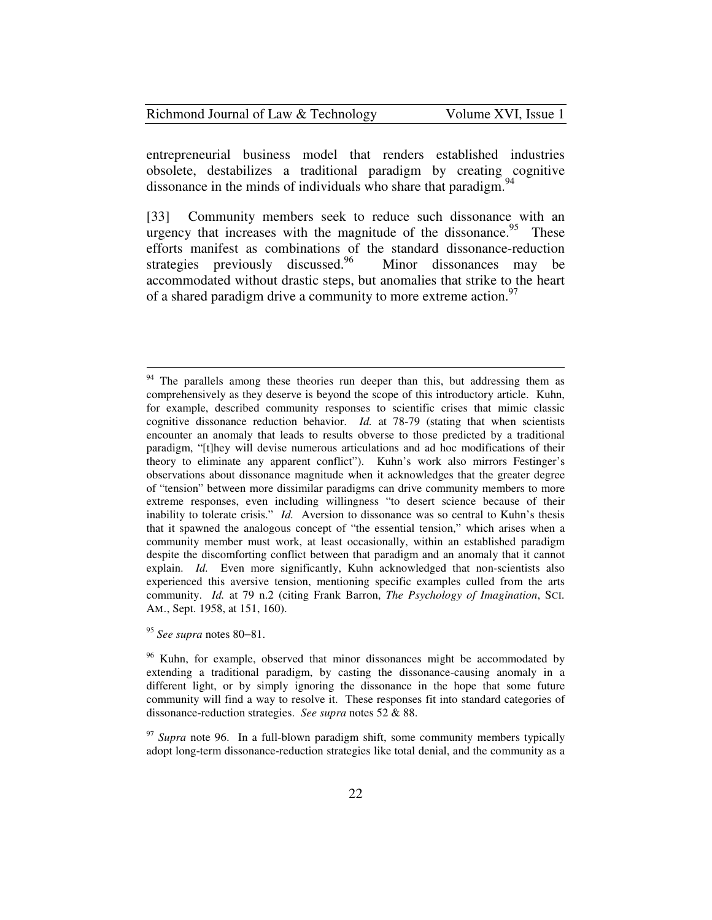entrepreneurial business model that renders established industries obsolete, destabilizes a traditional paradigm by creating cognitive dissonance in the minds of individuals who share that paradigm.[94]

[33] Community members seek to reduce such dissonance with an urgency that increases with the magnitude of the dissonance.[95] These efforts manifest as combinations of the standard dissonance-reduction strategies previously discussed.[96] Minor dissonances may be accommodated without drastic steps, but anomalies that strike to the heart of a shared paradigm drive a community to more extreme action.[97]

---

[94] The parallels among these theories run deeper than this, but addressing them as comprehensively as they deserve is beyond the scope of this introductory article. Kuhn, for example, described community responses to scientific crises that mimic classic cognitive dissonance reduction behavior. *Id.* at 78-79 (stating that when scientists encounter an anomaly that leads to results obverse to those predicted by a traditional paradigm, "[t]hey will devise numerous articulations and ad hoc modifications of their theory to eliminate any apparent conflict"). Kuhn's work also mirrors Festinger's observations about dissonance magnitude when it acknowledges that the greater degree of "tension" between more dissimilar paradigms can drive community members to more extreme responses, even including willingness "to desert science because of their inability to tolerate crisis." *Id.* Aversion to dissonance was so central to Kuhn's thesis that it spawned the analogous concept of "the essential tension," which arises when a community member must work, at least occasionally, within an established paradigm despite the discomforting conflict between that paradigm and an anomaly that it cannot explain. *Id.* Even more significantly, Kuhn acknowledged that non-scientists also experienced this aversive tension, mentioning specific examples culled from the arts community. *Id.* at 79 n.2 (citing Frank Barron, *The Psychology of Imagination*, SCI. AM., Sept. 1958, at 151, 160).

[95] *See supra* notes 80–81.

[96] Kuhn, for example, observed that minor dissonances might be accommodated by extending a traditional paradigm, by casting the dissonance-causing anomaly in a different light, or by simply ignoring the dissonance in the hope that some future community will find a way to resolve it. These responses fit into standard categories of dissonance-reduction strategies. *See supra* notes 52 & 88.

[97] *Supra* note 96. In a full-blown paradigm shift, some community members typically adopt long-term dissonance-reduction strategies like total denial, and the community as a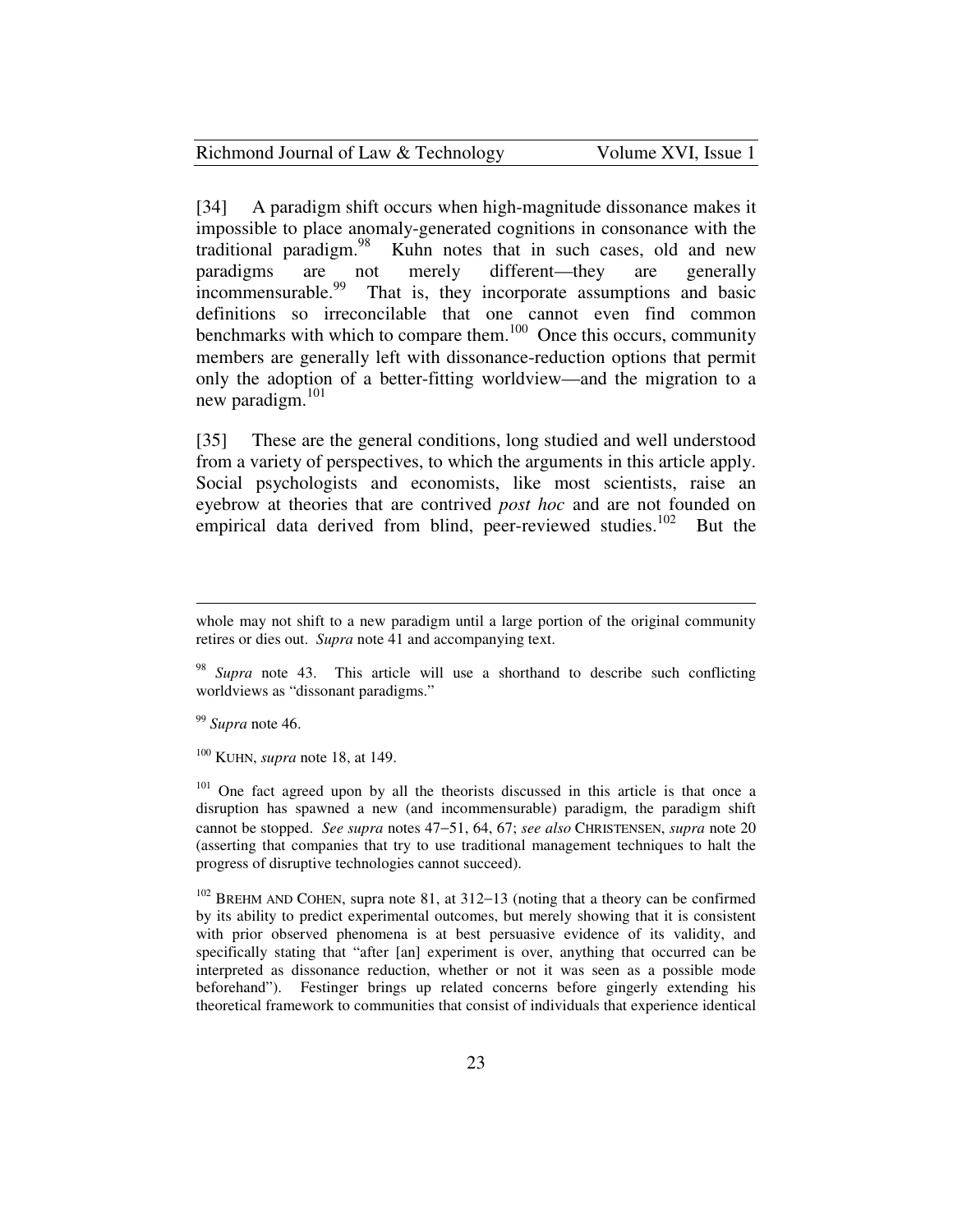[34] A paradigm shift occurs when high-magnitude dissonance makes it impossible to place anomaly-generated cognitions in consonance with the traditional paradigm.[98] Kuhn notes that in such cases, old and new paradigms are not merely different—they are generally incommensurable.[99] That is, they incorporate assumptions and basic definitions so irreconcilable that one cannot even find common benchmarks with which to compare them.[100] Once this occurs, community members are generally left with dissonance-reduction options that permit only the adoption of a better-fitting worldview—and the migration to a new paradigm.[101]

[35] These are the general conditions, long studied and well understood from a variety of perspectives, to which the arguments in this article apply. Social psychologists and economists, like most scientists, raise an eyebrow at theories that are contrived *post hoc* and are not founded on empirical data derived from blind, peer-reviewed studies.[102] But the

---

whole may not shift to a new paradigm until a large portion of the original community retires or dies out. *Supra* note 41 and accompanying text.

[98] *Supra* note 43. This article will use a shorthand to describe such conflicting worldviews as "dissonant paradigms."

[99] *Supra* note 46.

[100] KUHN, *supra* note 18, at 149.

[101] One fact agreed upon by all the theorists discussed in this article is that once a disruption has spawned a new (and incommensurable) paradigm, the paradigm shift cannot be stopped. *See supra* notes 47–51, 64, 67; *see also* CHRISTENSEN, *supra* note 20 (asserting that companies that try to use traditional management techniques to halt the progress of disruptive technologies cannot succeed).

[102] BREHM AND COHEN, supra note 81, at 312–13 (noting that a theory can be confirmed by its ability to predict experimental outcomes, but merely showing that it is consistent with prior observed phenomena is at best persuasive evidence of its validity, and specifically stating that "after [an] experiment is over, anything that occurred can be interpreted as dissonance reduction, whether or not it was seen as a possible mode beforehand"). Festinger brings up related concerns before gingerly extending his theoretical framework to communities that consist of individuals that experience identical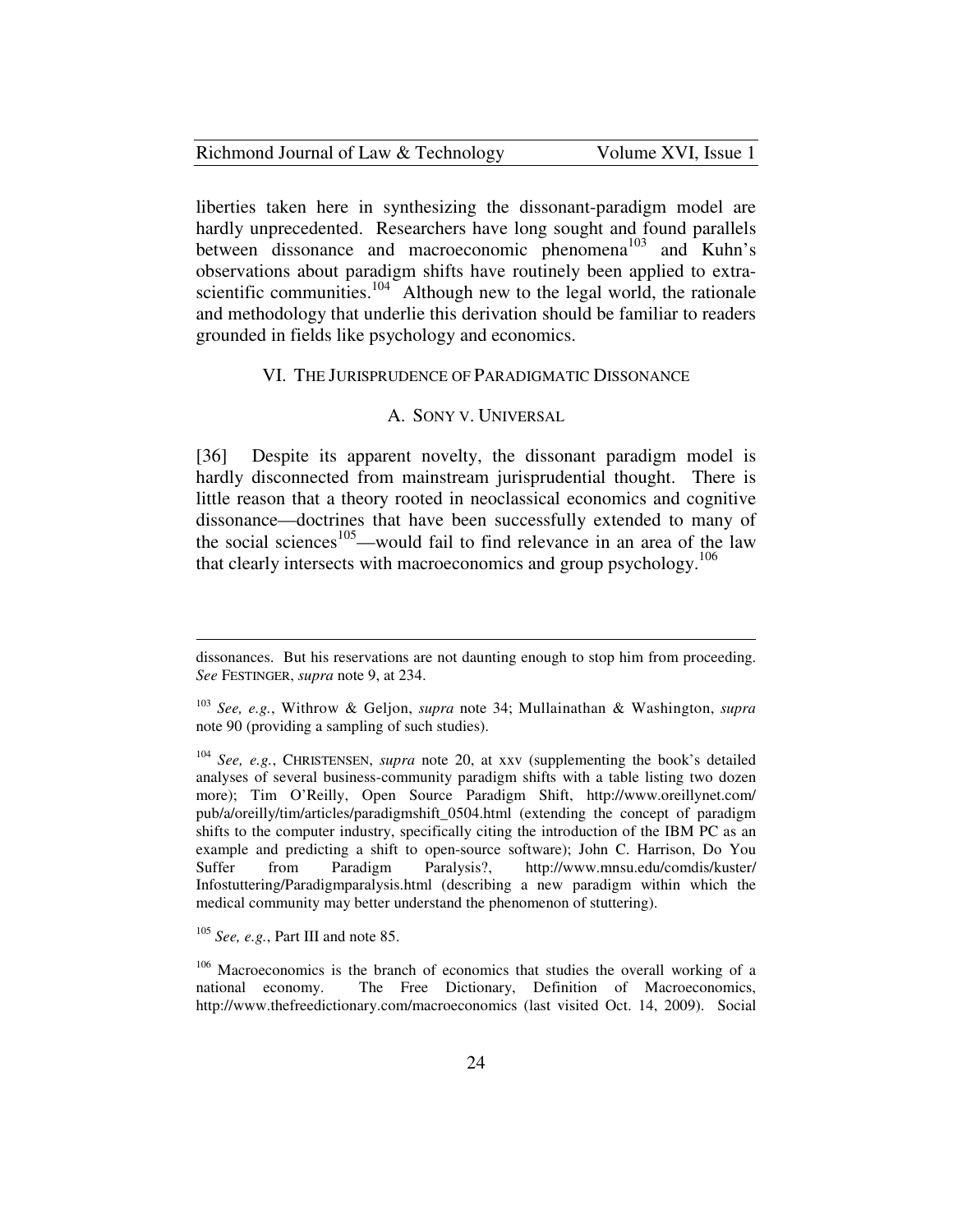liberties taken here in synthesizing the dissonant-paradigm model are hardly unprecedented. Researchers have long sought and found parallels between dissonance and macroeconomic phenomena[103] and Kuhn's observations about paradigm shifts have routinely been applied to extra-scientific communities.[104] Although new to the legal world, the rationale and methodology that underlie this derivation should be familiar to readers grounded in fields like psychology and economics.

## VI. THE JURISPRUDENCE OF PARADIGMATIC DISSONANCE

### A. SONY V. UNIVERSAL

[36] Despite its apparent novelty, the dissonant paradigm model is hardly disconnected from mainstream jurisprudential thought. There is little reason that a theory rooted in neoclassical economics and cognitive dissonance—doctrines that have been successfully extended to many of the social sciences[105]—would fail to find relevance in an area of the law that clearly intersects with macroeconomics and group psychology.[106]

---

dissonances. But his reservations are not daunting enough to stop him from proceeding. *See* FESTINGER, *supra* note 9, at 234.

[103] *See, e.g.*, Withrow & Geljon, *supra* note 34; Mullainathan & Washington, *supra* note 90 (providing a sampling of such studies).

[104] *See, e.g.*, CHRISTENSEN, *supra* note 20, at xxv (supplementing the book's detailed analyses of several business-community paradigm shifts with a table listing two dozen more); Tim O'Reilly, Open Source Paradigm Shift, http://www.oreillynet.com/pub/a/oreilly/tim/articles/paradigmshift_0504.html (extending the concept of paradigm shifts to the computer industry, specifically citing the introduction of the IBM PC as an example and predicting a shift to open-source software); John C. Harrison, Do You Suffer from Paradigm Paralysis?, http://www.mnsu.edu/comdis/kuster/Infostuttering/Paradigmparalysis.html (describing a new paradigm within which the medical community may better understand the phenomenon of stuttering).

[105] *See, e.g.*, Part III and note 85.

[106] Macroeconomics is the branch of economics that studies the overall working of a national economy. The Free Dictionary, Definition of Macroeconomics, http://www.thefreedictionary.com/macroeconomics (last visited Oct. 14, 2009). Social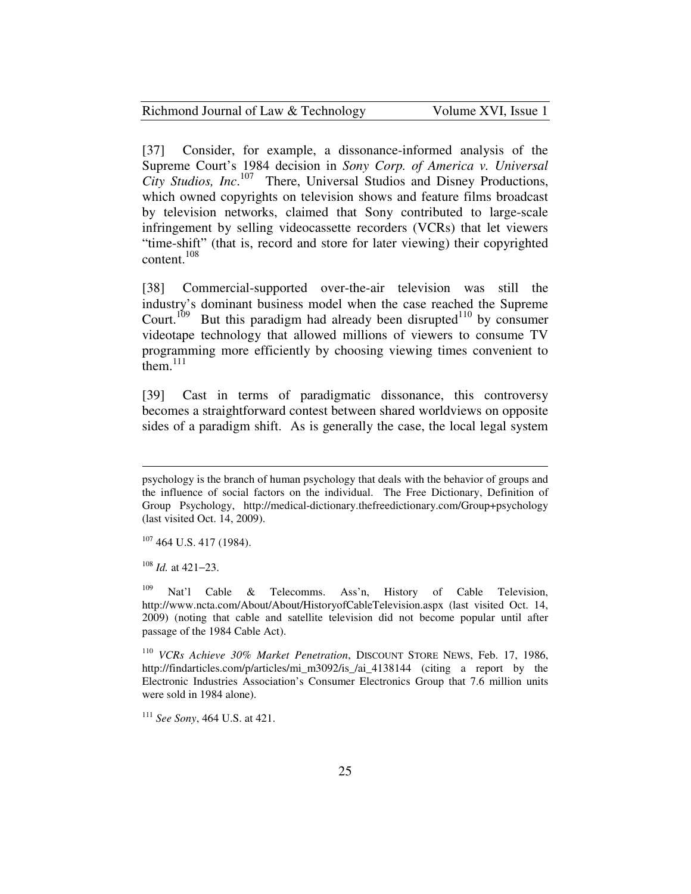[37] Consider, for example, a dissonance-informed analysis of the Supreme Court's 1984 decision in *Sony Corp. of America v. Universal City Studios, Inc*.[107] There, Universal Studios and Disney Productions, which owned copyrights on television shows and feature films broadcast by television networks, claimed that Sony contributed to large-scale infringement by selling videocassette recorders (VCRs) that let viewers "time-shift" (that is, record and store for later viewing) their copyrighted content.[108]

[38] Commercial-supported over-the-air television was still the industry's dominant business model when the case reached the Supreme Court.[109] But this paradigm had already been disrupted[110] by consumer videotape technology that allowed millions of viewers to consume TV programming more efficiently by choosing viewing times convenient to them.[111]

[39] Cast in terms of paradigmatic dissonance, this controversy becomes a straightforward contest between shared worldviews on opposite sides of a paradigm shift. As is generally the case, the local legal system

---

psychology is the branch of human psychology that deals with the behavior of groups and the influence of social factors on the individual. The Free Dictionary, Definition of Group Psychology, http://medical-dictionary.thefreedictionary.com/Group+psychology (last visited Oct. 14, 2009).

[107] 464 U.S. 417 (1984).

[108] *Id.* at 421–23.

[109] Nat'l Cable & Telecomms. Ass'n, History of Cable Television, http://www.ncta.com/About/About/HistoryofCableTelevision.aspx (last visited Oct. 14, 2009) (noting that cable and satellite television did not become popular until after passage of the 1984 Cable Act).

[110] *VCRs Achieve 30% Market Penetration*, DISCOUNT STORE NEWS, Feb. 17, 1986, http://findarticles.com/p/articles/mi_m3092/is_/ai_4138144 (citing a report by the Electronic Industries Association's Consumer Electronics Group that 7.6 million units were sold in 1984 alone).

[111] *See Sony*, 464 U.S. at 421.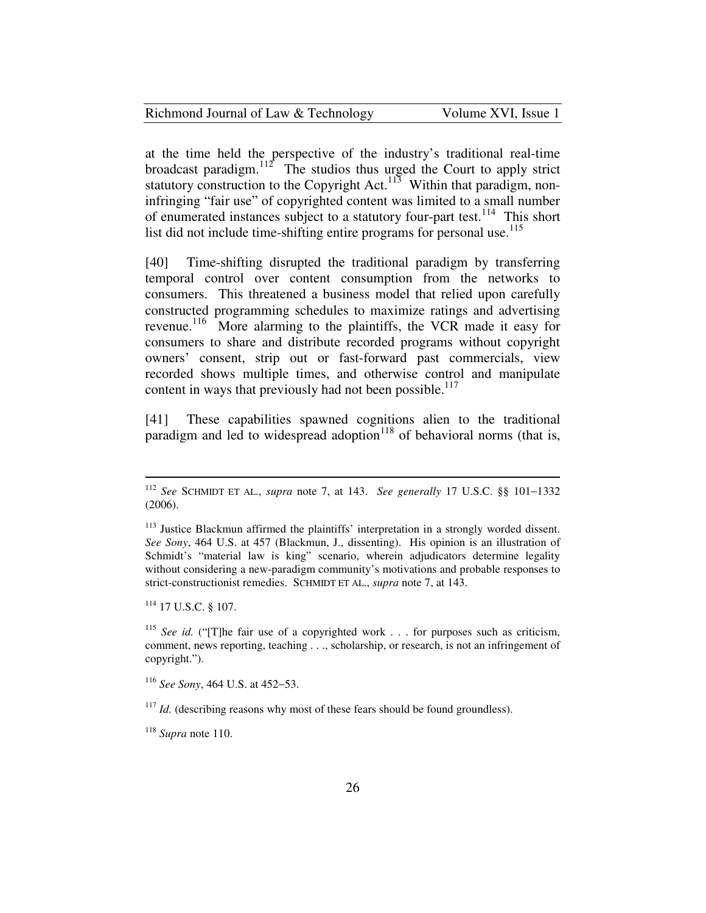at the time held the perspective of the industry's traditional real-time broadcast paradigm.[112] The studios thus urged the Court to apply strict statutory construction to the Copyright Act.[113] Within that paradigm, non-infringing "fair use" of copyrighted content was limited to a small number of enumerated instances subject to a statutory four-part test.[114] This short list did not include time-shifting entire programs for personal use.[115]

[40] Time-shifting disrupted the traditional paradigm by transferring temporal control over content consumption from the networks to consumers. This threatened a business model that relied upon carefully constructed programming schedules to maximize ratings and advertising revenue.[116] More alarming to the plaintiffs, the VCR made it easy for consumers to share and distribute recorded programs without copyright owners' consent, strip out or fast-forward past commercials, view recorded shows multiple times, and otherwise control and manipulate content in ways that previously had not been possible.[117]

[41] These capabilities spawned cognitions alien to the traditional paradigm and led to widespread adoption[118] of behavioral norms (that is,

---

[112] *See* SCHMIDT ET AL., *supra* note 7, at 143. *See generally* 17 U.S.C. §§ 101–1332 (2006).

[113] Justice Blackmun affirmed the plaintiffs' interpretation in a strongly worded dissent. *See Sony*, 464 U.S. at 457 (Blackmun, J., dissenting). His opinion is an illustration of Schmidt's "material law is king" scenario, wherein adjudicators determine legality without considering a new-paradigm community's motivations and probable responses to strict-constructionist remedies. SCHMIDT ET AL., *supra* note 7, at 143.

[114] 17 U.S.C. § 107.

[115] *See id.* ("[T]he fair use of a copyrighted work . . . for purposes such as criticism, comment, news reporting, teaching . . ., scholarship, or research, is not an infringement of copyright.").

[116] *See Sony*, 464 U.S. at 452–53.

[117] *Id.* (describing reasons why most of these fears should be found groundless).

[118] *Supra* note 110.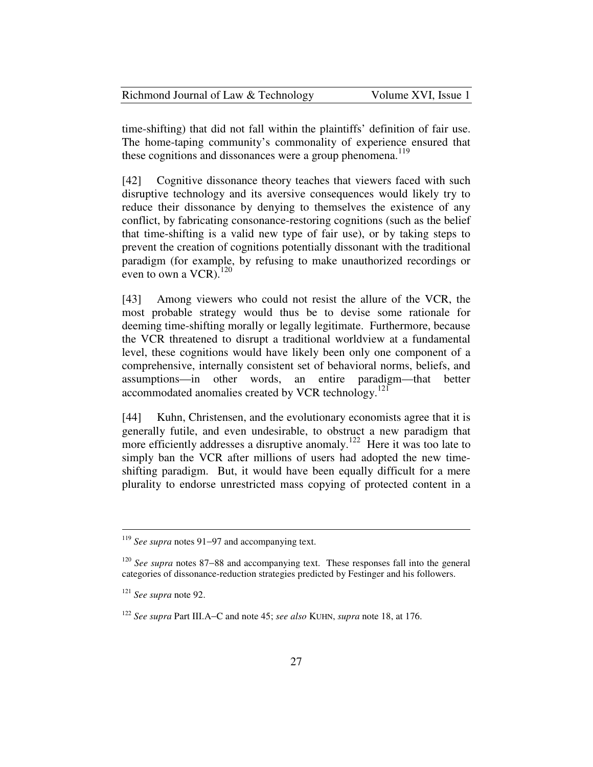time-shifting) that did not fall within the plaintiffs' definition of fair use. The home-taping community's commonality of experience ensured that these cognitions and dissonances were a group phenomena.[119]

[42] Cognitive dissonance theory teaches that viewers faced with such disruptive technology and its aversive consequences would likely try to reduce their dissonance by denying to themselves the existence of any conflict, by fabricating consonance-restoring cognitions (such as the belief that time-shifting is a valid new type of fair use), or by taking steps to prevent the creation of cognitions potentially dissonant with the traditional paradigm (for example, by refusing to make unauthorized recordings or even to own a VCR).[120]

[43] Among viewers who could not resist the allure of the VCR, the most probable strategy would thus be to devise some rationale for deeming time-shifting morally or legally legitimate. Furthermore, because the VCR threatened to disrupt a traditional worldview at a fundamental level, these cognitions would have likely been only one component of a comprehensive, internally consistent set of behavioral norms, beliefs, and assumptions—in other words, an entire paradigm—that better accommodated anomalies created by VCR technology.[121]

[44] Kuhn, Christensen, and the evolutionary economists agree that it is generally futile, and even undesirable, to obstruct a new paradigm that more efficiently addresses a disruptive anomaly.[122] Here it was too late to simply ban the VCR after millions of users had adopted the new time-shifting paradigm. But, it would have been equally difficult for a mere plurality to endorse unrestricted mass copying of protected content in a

---

[119] *See supra* notes 91–97 and accompanying text.

[120] *See supra* notes 87–88 and accompanying text. These responses fall into the general categories of dissonance-reduction strategies predicted by Festinger and his followers.

[121] *See supra* note 92.

[122] *See supra* Part III.A–C and note 45; *see also* KUHN, *supra* note 18, at 176.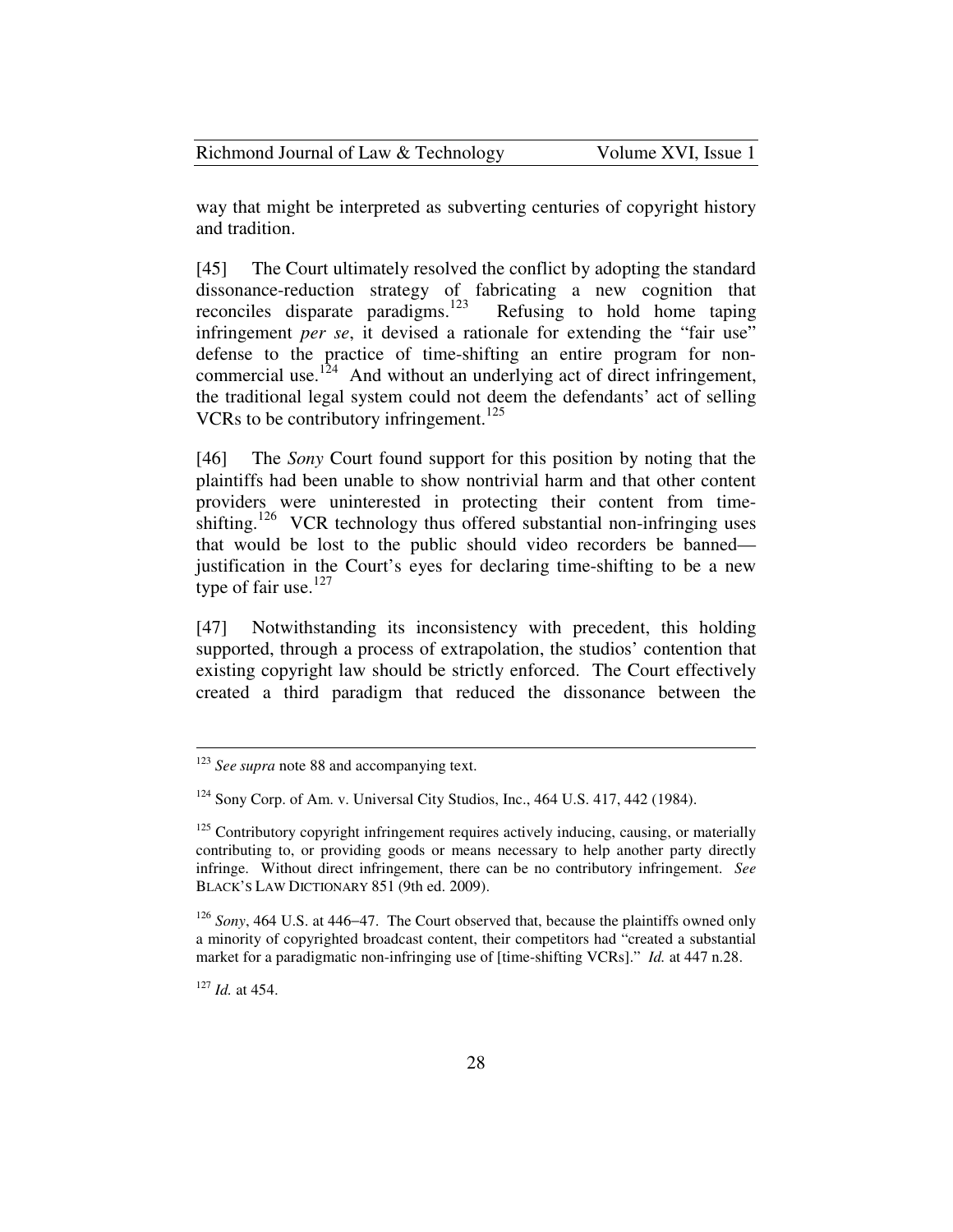way that might be interpreted as subverting centuries of copyright history and tradition.

[45] The Court ultimately resolved the conflict by adopting the standard dissonance-reduction strategy of fabricating a new cognition that reconciles disparate paradigms.[123] Refusing to hold home taping infringement *per se*, it devised a rationale for extending the "fair use" defense to the practice of time-shifting an entire program for non-commercial use.[124] And without an underlying act of direct infringement, the traditional legal system could not deem the defendants' act of selling VCRs to be contributory infringement.[125]

[46] The *Sony* Court found support for this position by noting that the plaintiffs had been unable to show nontrivial harm and that other content providers were uninterested in protecting their content from time-shifting.[126] VCR technology thus offered substantial non-infringing uses that would be lost to the public should video recorders be banned—justification in the Court's eyes for declaring time-shifting to be a new type of fair use.[127]

[47] Notwithstanding its inconsistency with precedent, this holding supported, through a process of extrapolation, the studios' contention that existing copyright law should be strictly enforced. The Court effectively created a third paradigm that reduced the dissonance between the

---

[123] *See supra* note 88 and accompanying text.

[124] Sony Corp. of Am. v. Universal City Studios, Inc., 464 U.S. 417, 442 (1984).

[125] Contributory copyright infringement requires actively inducing, causing, or materially contributing to, or providing goods or means necessary to help another party directly infringe. Without direct infringement, there can be no contributory infringement. *See* BLACK'S LAW DICTIONARY 851 (9th ed. 2009).

[126] *Sony*, 464 U.S. at 446–47. The Court observed that, because the plaintiffs owned only a minority of copyrighted broadcast content, their competitors had "created a substantial market for a paradigmatic non-infringing use of [time-shifting VCRs]." *Id.* at 447 n.28.

[127] *Id.* at 454.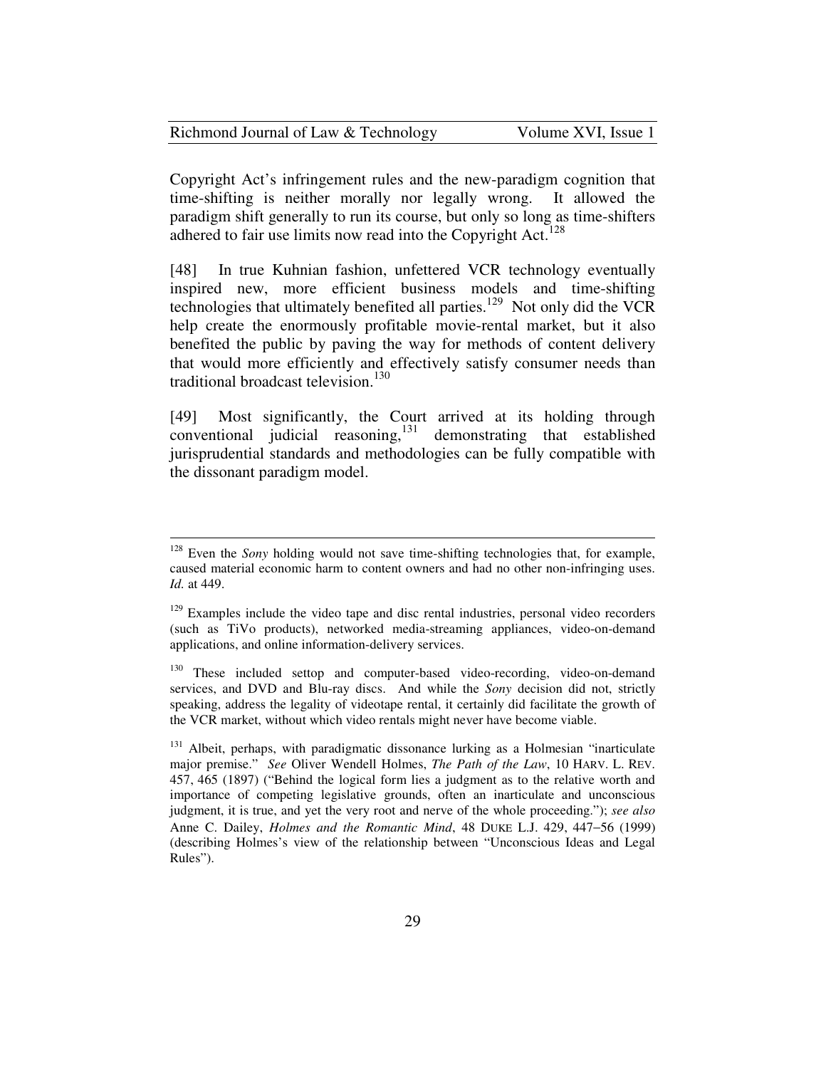Copyright Act's infringement rules and the new-paradigm cognition that time-shifting is neither morally nor legally wrong. It allowed the paradigm shift generally to run its course, but only so long as time-shifters adhered to fair use limits now read into the Copyright Act.[128]

[48] In true Kuhnian fashion, unfettered VCR technology eventually inspired new, more efficient business models and time-shifting technologies that ultimately benefited all parties.[129] Not only did the VCR help create the enormously profitable movie-rental market, but it also benefited the public by paving the way for methods of content delivery that would more efficiently and effectively satisfy consumer needs than traditional broadcast television.[130]

[49] Most significantly, the Court arrived at its holding through conventional judicial reasoning,[131] demonstrating that established jurisprudential standards and methodologies can be fully compatible with the dissonant paradigm model.

---

[128] Even the *Sony* holding would not save time-shifting technologies that, for example, caused material economic harm to content owners and had no other non-infringing uses. *Id.* at 449.

[129] Examples include the video tape and disc rental industries, personal video recorders (such as TiVo products), networked media-streaming appliances, video-on-demand applications, and online information-delivery services.

[130] These included settop and computer-based video-recording, video-on-demand services, and DVD and Blu-ray discs. And while the *Sony* decision did not, strictly speaking, address the legality of videotape rental, it certainly did facilitate the growth of the VCR market, without which video rentals might never have become viable.

[131] Albeit, perhaps, with paradigmatic dissonance lurking as a Holmesian "inarticulate major premise." *See* Oliver Wendell Holmes, *The Path of the Law*, 10 HARV. L. REV. 457, 465 (1897) ("Behind the logical form lies a judgment as to the relative worth and importance of competing legislative grounds, often an inarticulate and unconscious judgment, it is true, and yet the very root and nerve of the whole proceeding."); *see also* Anne C. Dailey, *Holmes and the Romantic Mind*, 48 DUKE L.J. 429, 447–56 (1999) (describing Holmes's view of the relationship between "Unconscious Ideas and Legal Rules").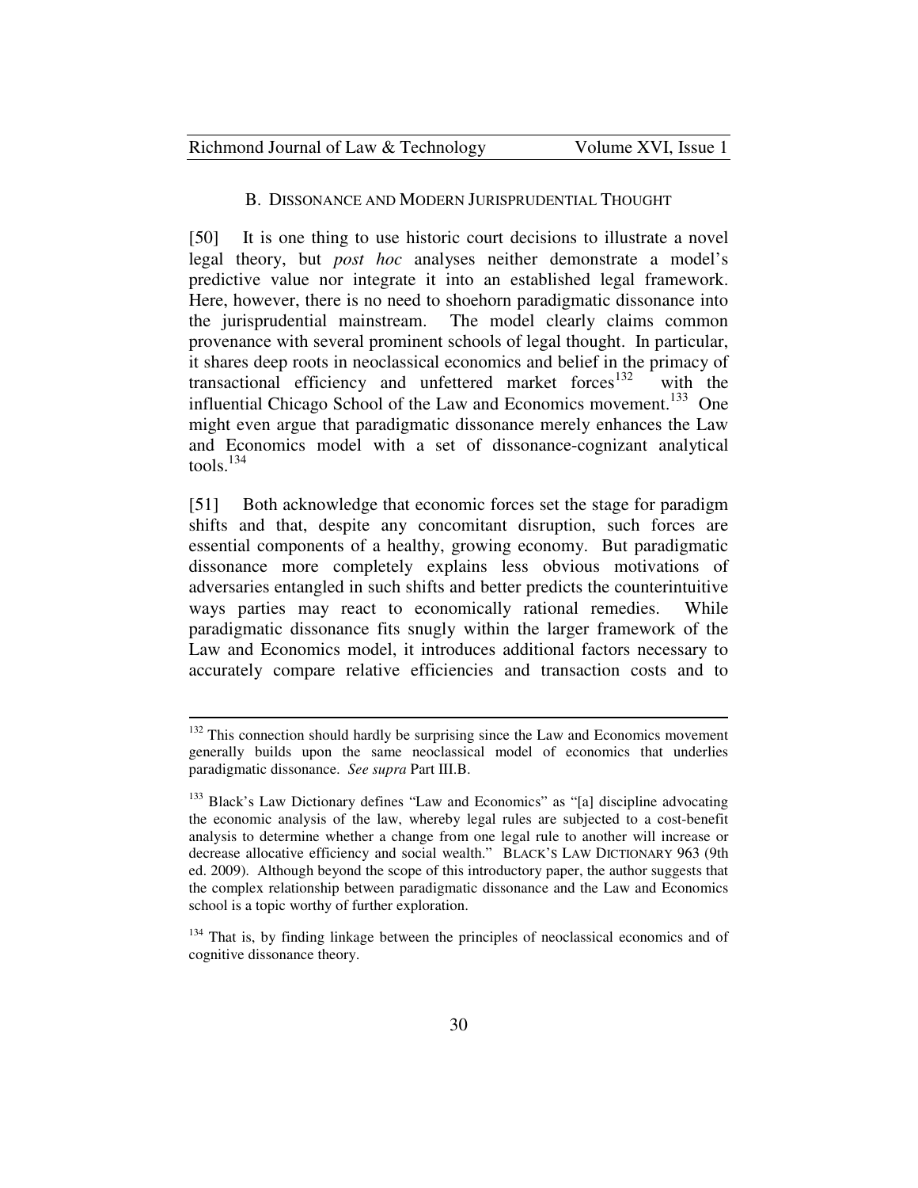### B. DISSONANCE AND MODERN JURISPRUDENTIAL THOUGHT

[50] It is one thing to use historic court decisions to illustrate a novel legal theory, but *post hoc* analyses neither demonstrate a model's predictive value nor integrate it into an established legal framework. Here, however, there is no need to shoehorn paradigmatic dissonance into the jurisprudential mainstream. The model clearly claims common provenance with several prominent schools of legal thought. In particular, it shares deep roots in neoclassical economics and belief in the primacy of transactional efficiency and unfettered market forces[132] with the influential Chicago School of the Law and Economics movement.[133] One might even argue that paradigmatic dissonance merely enhances the Law and Economics model with a set of dissonance-cognizant analytical tools.[134]

[51] Both acknowledge that economic forces set the stage for paradigm shifts and that, despite any concomitant disruption, such forces are essential components of a healthy, growing economy. But paradigmatic dissonance more completely explains less obvious motivations of adversaries entangled in such shifts and better predicts the counterintuitive ways parties may react to economically rational remedies. While paradigmatic dissonance fits snugly within the larger framework of the Law and Economics model, it introduces additional factors necessary to accurately compare relative efficiencies and transaction costs and to

---

[132] This connection should hardly be surprising since the Law and Economics movement generally builds upon the same neoclassical model of economics that underlies paradigmatic dissonance. *See supra* Part III.B.

[133] Black's Law Dictionary defines "Law and Economics" as "[a] discipline advocating the economic analysis of the law, whereby legal rules are subjected to a cost-benefit analysis to determine whether a change from one legal rule to another will increase or decrease allocative efficiency and social wealth." BLACK'S LAW DICTIONARY 963 (9th ed. 2009). Although beyond the scope of this introductory paper, the author suggests that the complex relationship between paradigmatic dissonance and the Law and Economics school is a topic worthy of further exploration.

[134] That is, by finding linkage between the principles of neoclassical economics and of cognitive dissonance theory.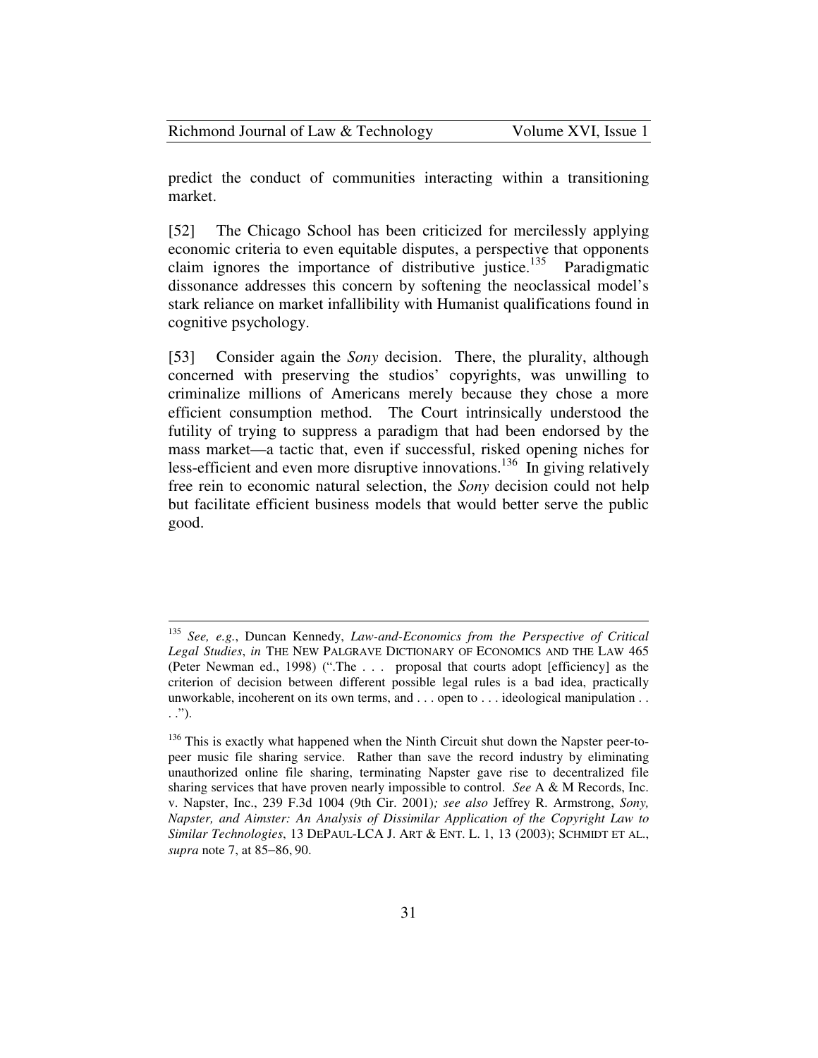predict the conduct of communities interacting within a transitioning market.

[52] The Chicago School has been criticized for mercilessly applying economic criteria to even equitable disputes, a perspective that opponents claim ignores the importance of distributive justice.[135] Paradigmatic dissonance addresses this concern by softening the neoclassical model's stark reliance on market infallibility with Humanist qualifications found in cognitive psychology.

[53] Consider again the *Sony* decision. There, the plurality, although concerned with preserving the studios' copyrights, was unwilling to criminalize millions of Americans merely because they chose a more efficient consumption method. The Court intrinsically understood the futility of trying to suppress a paradigm that had been endorsed by the mass market—a tactic that, even if successful, risked opening niches for less-efficient and even more disruptive innovations.[136] In giving relatively free rein to economic natural selection, the *Sony* decision could not help but facilitate efficient business models that would better serve the public good.

---

[135] *See, e.g.*, Duncan Kennedy, *Law-and-Economics from the Perspective of Critical Legal Studies*, *in* THE NEW PALGRAVE DICTIONARY OF ECONOMICS AND THE LAW 465 (Peter Newman ed., 1998) (".The . . . proposal that courts adopt [efficiency] as the criterion of decision between different possible legal rules is a bad idea, practically unworkable, incoherent on its own terms, and . . . open to . . . ideological manipulation . . . .").

[136] This is exactly what happened when the Ninth Circuit shut down the Napster peer-to-peer music file sharing service. Rather than save the record industry by eliminating unauthorized online file sharing, terminating Napster gave rise to decentralized file sharing services that have proven nearly impossible to control. *See* A & M Records, Inc. v. Napster, Inc., 239 F.3d 1004 (9th Cir. 2001)*; see also* Jeffrey R. Armstrong, *Sony, Napster, and Aimster: An Analysis of Dissimilar Application of the Copyright Law to Similar Technologies*, 13 DEPAUL-LCA J. ART & ENT. L. 1, 13 (2003); SCHMIDT ET AL., *supra* note 7, at 85–86, 90.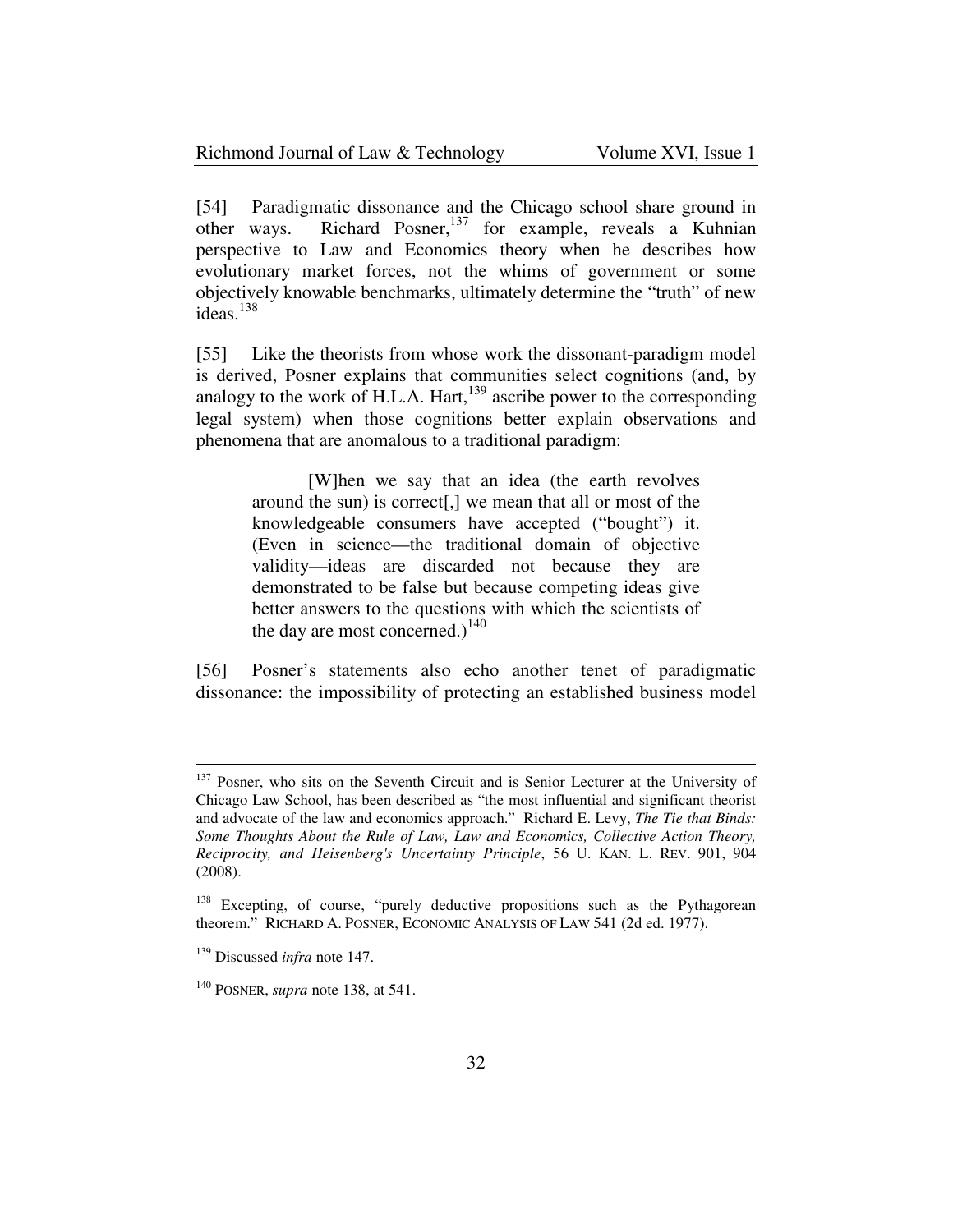[54] Paradigmatic dissonance and the Chicago school share ground in other ways. Richard Posner,[137] for example, reveals a Kuhnian perspective to Law and Economics theory when he describes how evolutionary market forces, not the whims of government or some objectively knowable benchmarks, ultimately determine the "truth" of new ideas.[138]

[55] Like the theorists from whose work the dissonant-paradigm model is derived, Posner explains that communities select cognitions (and, by analogy to the work of H.L.A. Hart,[139] ascribe power to the corresponding legal system) when those cognitions better explain observations and phenomena that are anomalous to a traditional paradigm:

> [W]hen we say that an idea (the earth revolves around the sun) is correct[,] we mean that all or most of the knowledgeable consumers have accepted ("bought") it. (Even in science—the traditional domain of objective validity—ideas are discarded not because they are demonstrated to be false but because competing ideas give better answers to the questions with which the scientists of the day are most concerned.)[140]

[56] Posner's statements also echo another tenet of paradigmatic dissonance: the impossibility of protecting an established business model

---

[137] Posner, who sits on the Seventh Circuit and is Senior Lecturer at the University of Chicago Law School, has been described as "the most influential and significant theorist and advocate of the law and economics approach." Richard E. Levy, *The Tie that Binds: Some Thoughts About the Rule of Law, Law and Economics, Collective Action Theory, Reciprocity, and Heisenberg's Uncertainty Principle*, 56 U. KAN. L. REV. 901, 904 (2008).

[138] Excepting, of course, "purely deductive propositions such as the Pythagorean theorem." RICHARD A. POSNER, ECONOMIC ANALYSIS OF LAW 541 (2d ed. 1977).

[139] Discussed *infra* note 147.

[140] POSNER, *supra* note 138, at 541.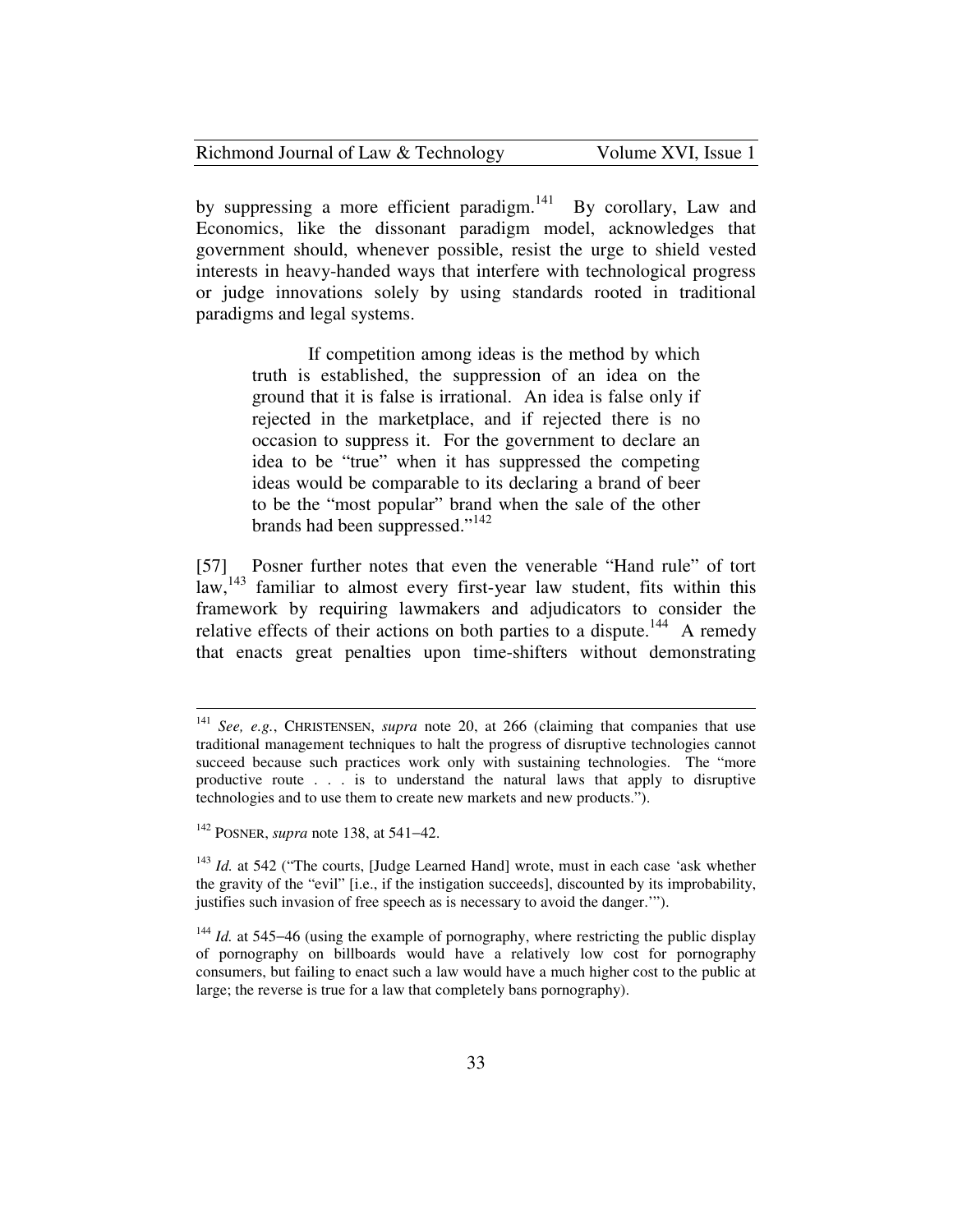by suppressing a more efficient paradigm.[141] By corollary, Law and Economics, like the dissonant paradigm model, acknowledges that government should, whenever possible, resist the urge to shield vested interests in heavy-handed ways that interfere with technological progress or judge innovations solely by using standards rooted in traditional paradigms and legal systems.

> If competition among ideas is the method by which truth is established, the suppression of an idea on the ground that it is false is irrational. An idea is false only if rejected in the marketplace, and if rejected there is no occasion to suppress it. For the government to declare an idea to be "true" when it has suppressed the competing ideas would be comparable to its declaring a brand of beer to be the "most popular" brand when the sale of the other brands had been suppressed."[142]

[57] Posner further notes that even the venerable "Hand rule" of tort law,[143] familiar to almost every first-year law student, fits within this framework by requiring lawmakers and adjudicators to consider the relative effects of their actions on both parties to a dispute.[144] A remedy that enacts great penalties upon time-shifters without demonstrating

---

[141] *See, e.g.*, CHRISTENSEN, *supra* note 20, at 266 (claiming that companies that use traditional management techniques to halt the progress of disruptive technologies cannot succeed because such practices work only with sustaining technologies. The "more productive route . . . is to understand the natural laws that apply to disruptive technologies and to use them to create new markets and new products.").

[142] POSNER, *supra* note 138, at 541–42.

[143] *Id.* at 542 ("The courts, [Judge Learned Hand] wrote, must in each case 'ask whether the gravity of the "evil" [i.e., if the instigation succeeds], discounted by its improbability, justifies such invasion of free speech as is necessary to avoid the danger.'").

[144] *Id.* at 545–46 (using the example of pornography, where restricting the public display of pornography on billboards would have a relatively low cost for pornography consumers, but failing to enact such a law would have a much higher cost to the public at large; the reverse is true for a law that completely bans pornography).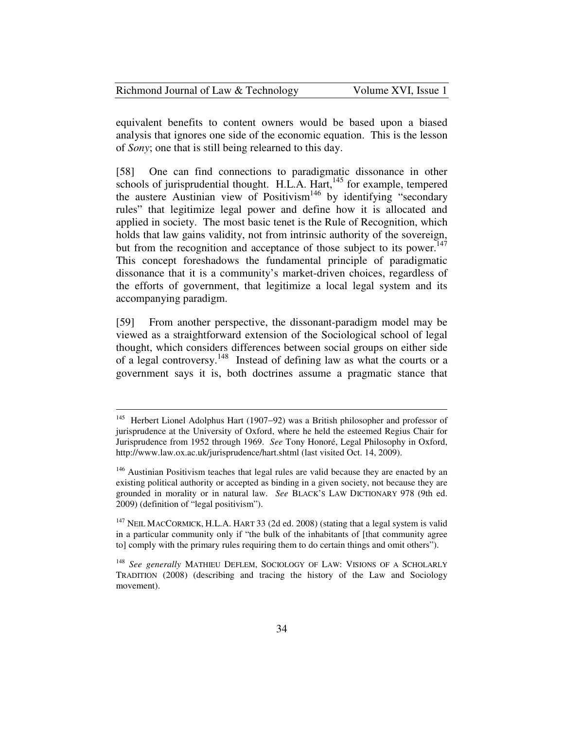equivalent benefits to content owners would be based upon a biased analysis that ignores one side of the economic equation. This is the lesson of *Sony*; one that is still being relearned to this day.

[58] One can find connections to paradigmatic dissonance in other schools of jurisprudential thought. H.L.A. Hart,[145] for example, tempered the austere Austinian view of Positivism[146] by identifying "secondary rules" that legitimize legal power and define how it is allocated and applied in society. The most basic tenet is the Rule of Recognition, which holds that law gains validity, not from intrinsic authority of the sovereign, but from the recognition and acceptance of those subject to its power.[147] This concept foreshadows the fundamental principle of paradigmatic dissonance that it is a community's market-driven choices, regardless of the efforts of government, that legitimize a local legal system and its accompanying paradigm.

[59] From another perspective, the dissonant-paradigm model may be viewed as a straightforward extension of the Sociological school of legal thought, which considers differences between social groups on either side of a legal controversy.[148] Instead of defining law as what the courts or a government says it is, both doctrines assume a pragmatic stance that

---

[145] Herbert Lionel Adolphus Hart (1907–92) was a British philosopher and professor of jurisprudence at the University of Oxford, where he held the esteemed Regius Chair for Jurisprudence from 1952 through 1969. *See* Tony Honoré, Legal Philosophy in Oxford, http://www.law.ox.ac.uk/jurisprudence/hart.shtml (last visited Oct. 14, 2009).

[146] Austinian Positivism teaches that legal rules are valid because they are enacted by an existing political authority or accepted as binding in a given society, not because they are grounded in morality or in natural law. *See* BLACK'S LAW DICTIONARY 978 (9th ed. 2009) (definition of "legal positivism").

[147] NEIL MACCORMICK, H.L.A. HART 33 (2d ed. 2008) (stating that a legal system is valid in a particular community only if "the bulk of the inhabitants of [that community agree to] comply with the primary rules requiring them to do certain things and omit others").

[148] *See generally* MATHIEU DEFLEM, SOCIOLOGY OF LAW: VISIONS OF A SCHOLARLY TRADITION (2008) (describing and tracing the history of the Law and Sociology movement).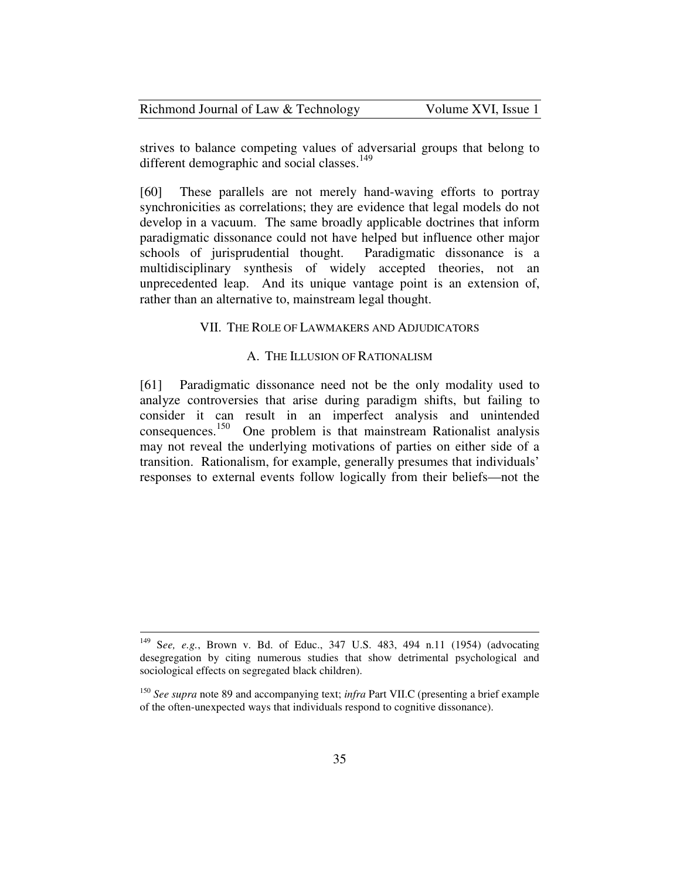strives to balance competing values of adversarial groups that belong to different demographic and social classes.[149]

[60] These parallels are not merely hand-waving efforts to portray synchronicities as correlations; they are evidence that legal models do not develop in a vacuum. The same broadly applicable doctrines that inform paradigmatic dissonance could not have helped but influence other major schools of jurisprudential thought. Paradigmatic dissonance is a multidisciplinary synthesis of widely accepted theories, not an unprecedented leap. And its unique vantage point is an extension of, rather than an alternative to, mainstream legal thought.

## VII. THE ROLE OF LAWMAKERS AND ADJUDICATORS

### A. THE ILLUSION OF RATIONALISM

[61] Paradigmatic dissonance need not be the only modality used to analyze controversies that arise during paradigm shifts, but failing to consider it can result in an imperfect analysis and unintended consequences.[150] One problem is that mainstream Rationalist analysis may not reveal the underlying motivations of parties on either side of a transition. Rationalism, for example, generally presumes that individuals' responses to external events follow logically from their beliefs—not the

---

[149] S*ee, e.g.*, Brown v. Bd. of Educ., 347 U.S. 483, 494 n.11 (1954) (advocating desegregation by citing numerous studies that show detrimental psychological and sociological effects on segregated black children).

[150] *See supra* note 89 and accompanying text; *infra* Part VII.C (presenting a brief example of the often-unexpected ways that individuals respond to cognitive dissonance).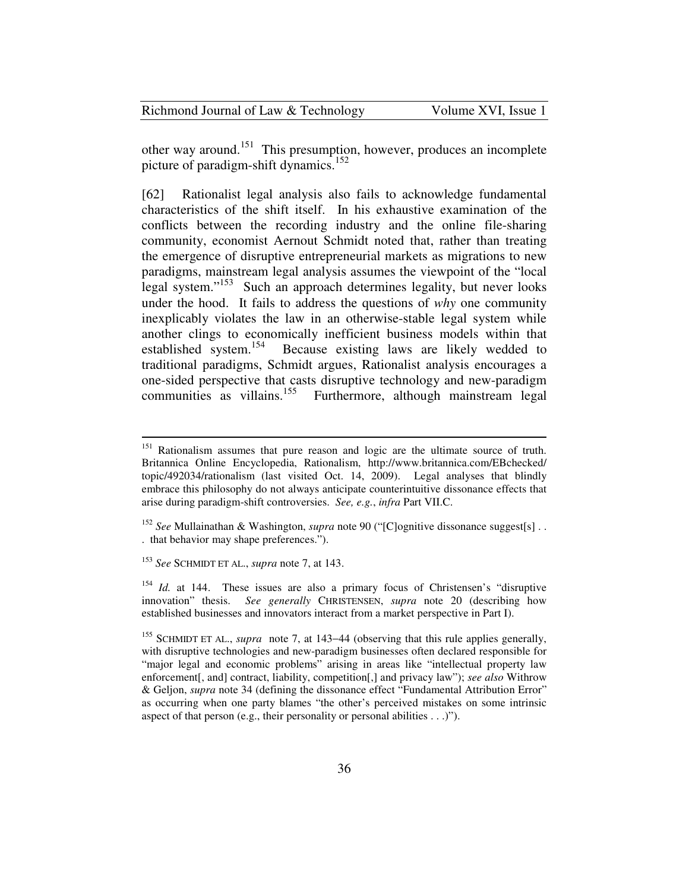other way around.[151] This presumption, however, produces an incomplete picture of paradigm-shift dynamics.[152]

[62] Rationalist legal analysis also fails to acknowledge fundamental characteristics of the shift itself. In his exhaustive examination of the conflicts between the recording industry and the online file-sharing community, economist Aernout Schmidt noted that, rather than treating the emergence of disruptive entrepreneurial markets as migrations to new paradigms, mainstream legal analysis assumes the viewpoint of the "local legal system."[153] Such an approach determines legality, but never looks under the hood. It fails to address the questions of *why* one community inexplicably violates the law in an otherwise-stable legal system while another clings to economically inefficient business models within that established system.[154] Because existing laws are likely wedded to traditional paradigms, Schmidt argues, Rationalist analysis encourages a one-sided perspective that casts disruptive technology and new-paradigm communities as villains.[155] Furthermore, although mainstream legal

---

[151] Rationalism assumes that pure reason and logic are the ultimate source of truth. Britannica Online Encyclopedia, Rationalism, http://www.britannica.com/EBchecked/topic/492034/rationalism (last visited Oct. 14, 2009). Legal analyses that blindly embrace this philosophy do not always anticipate counterintuitive dissonance effects that arise during paradigm-shift controversies. *See, e.g.*, *infra* Part VII.C.

[152] *See* Mullainathan & Washington, *supra* note 90 ("[C]ognitive dissonance suggest[s] . . . that behavior may shape preferences.").

[153] *See* SCHMIDT ET AL., *supra* note 7, at 143.

[154] *Id.* at 144. These issues are also a primary focus of Christensen's "disruptive innovation" thesis. *See generally* CHRISTENSEN, *supra* note 20 (describing how established businesses and innovators interact from a market perspective in Part I).

[155] SCHMIDT ET AL., *supra* note 7, at 143–44 (observing that this rule applies generally, with disruptive technologies and new-paradigm businesses often declared responsible for "major legal and economic problems" arising in areas like "intellectual property law enforcement[, and] contract, liability, competition[,] and privacy law"); *see also* Withrow & Geljon, *supra* note 34 (defining the dissonance effect "Fundamental Attribution Error" as occurring when one party blames "the other's perceived mistakes on some intrinsic aspect of that person (e.g., their personality or personal abilities . . .)").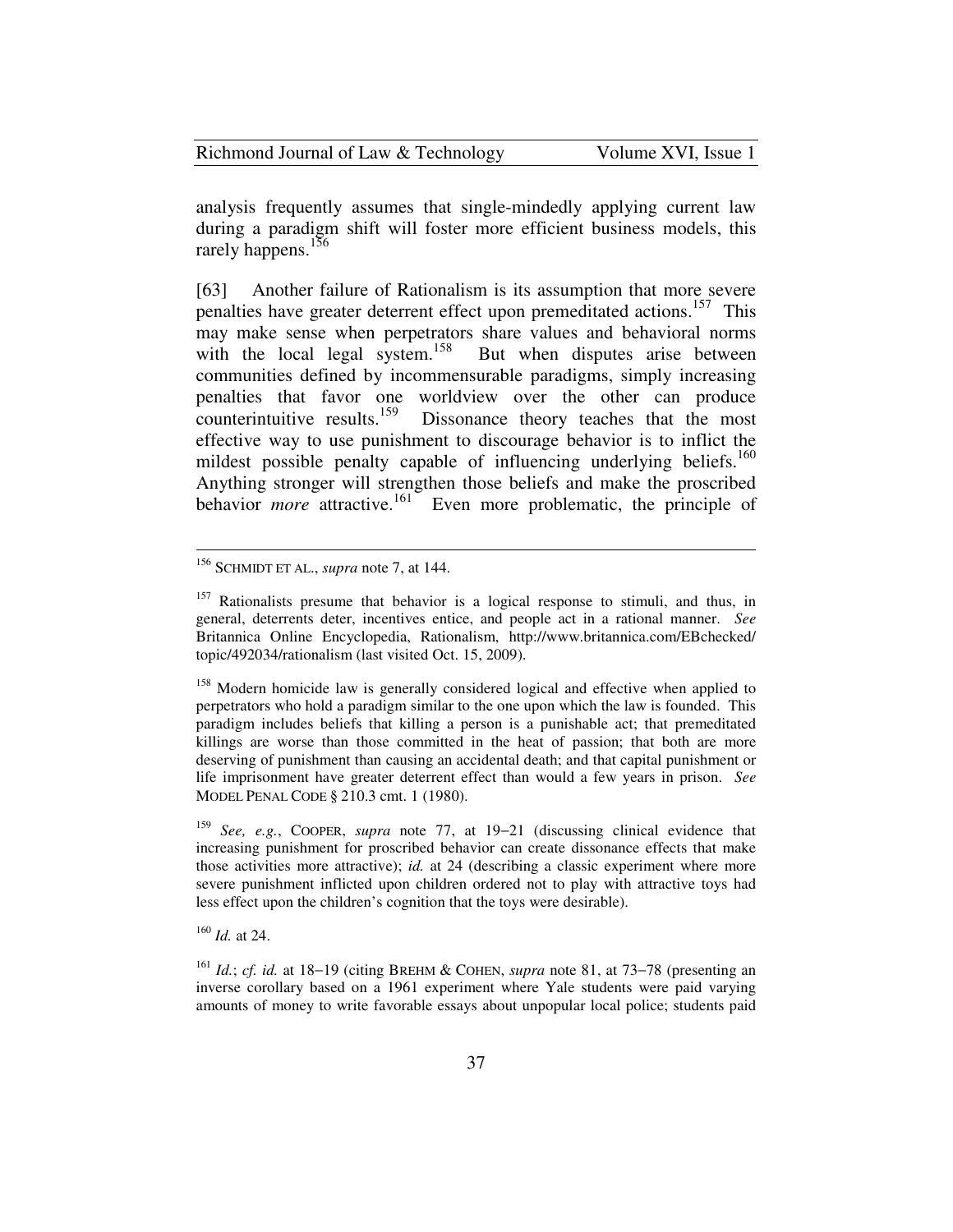analysis frequently assumes that single-mindedly applying current law during a paradigm shift will foster more efficient business models, this rarely happens.[156]

[63] Another failure of Rationalism is its assumption that more severe penalties have greater deterrent effect upon premeditated actions.[157] This may make sense when perpetrators share values and behavioral norms with the local legal system.[158] But when disputes arise between communities defined by incommensurable paradigms, simply increasing penalties that favor one worldview over the other can produce counterintuitive results.[159] Dissonance theory teaches that the most effective way to use punishment to discourage behavior is to inflict the mildest possible penalty capable of influencing underlying beliefs.[160] Anything stronger will strengthen those beliefs and make the proscribed behavior *more* attractive.[161] Even more problematic, the principle of

---

[156] SCHMIDT ET AL., *supra* note 7, at 144.

[157] Rationalists presume that behavior is a logical response to stimuli, and thus, in general, deterrents deter, incentives entice, and people act in a rational manner. *See* Britannica Online Encyclopedia, Rationalism, http://www.britannica.com/EBchecked/topic/492034/rationalism (last visited Oct. 15, 2009).

[158] Modern homicide law is generally considered logical and effective when applied to perpetrators who hold a paradigm similar to the one upon which the law is founded. This paradigm includes beliefs that killing a person is a punishable act; that premeditated killings are worse than those committed in the heat of passion; that both are more deserving of punishment than causing an accidental death; and that capital punishment or life imprisonment have greater deterrent effect than would a few years in prison. *See* MODEL PENAL CODE § 210.3 cmt. 1 (1980).

[159] *See, e.g.*, COOPER, *supra* note 77, at 19–21 (discussing clinical evidence that increasing punishment for proscribed behavior can create dissonance effects that make those activities more attractive); *id.* at 24 (describing a classic experiment where more severe punishment inflicted upon children ordered not to play with attractive toys had less effect upon the children's cognition that the toys were desirable).

[160] *Id.* at 24.

[161] *Id.*; *cf. id.* at 18–19 (citing BREHM & COHEN, *supra* note 81, at 73–78 (presenting an inverse corollary based on a 1961 experiment where Yale students were paid varying amounts of money to write favorable essays about unpopular local police; students paid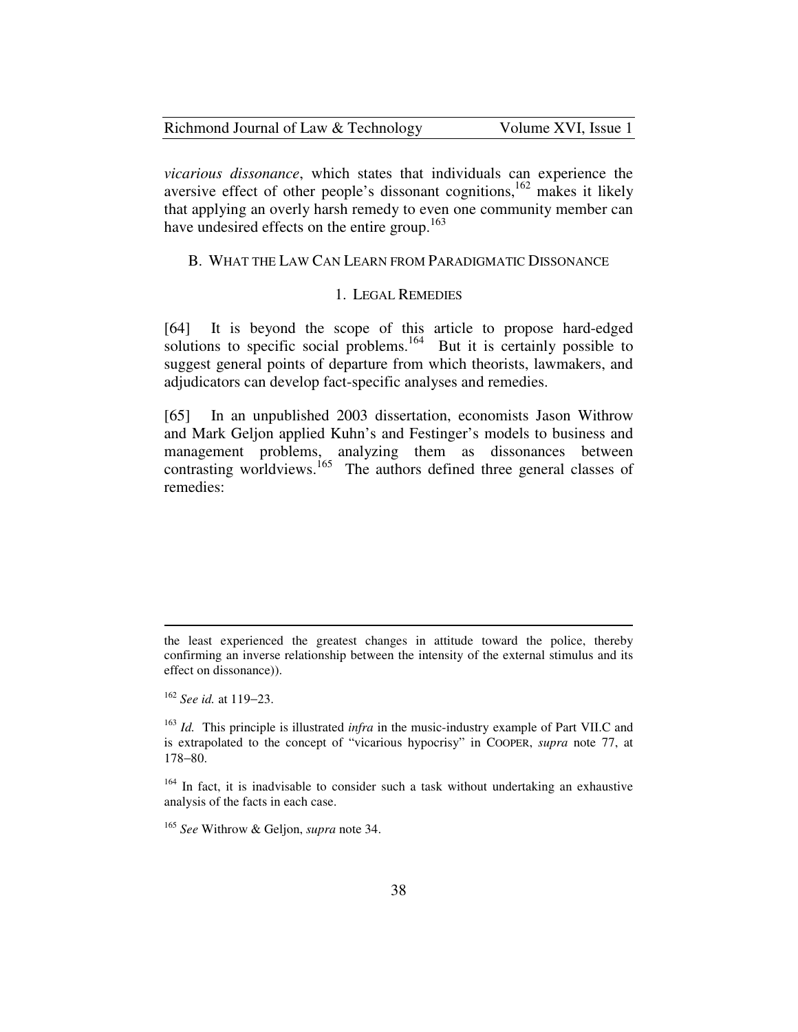*vicarious dissonance*, which states that individuals can experience the aversive effect of other people's dissonant cognitions,[162] makes it likely that applying an overly harsh remedy to even one community member can have undesired effects on the entire group.[163]

### B. What the Law Can Learn from Paradigmatic Dissonance

#### 1. Legal Remedies

[64] It is beyond the scope of this article to propose hard-edged solutions to specific social problems.[164] But it is certainly possible to suggest general points of departure from which theorists, lawmakers, and adjudicators can develop fact-specific analyses and remedies.

[65] In an unpublished 2003 dissertation, economists Jason Withrow and Mark Geljon applied Kuhn's and Festinger's models to business and management problems, analyzing them as dissonances between contrasting worldviews.[165] The authors defined three general classes of remedies:

---

the least experienced the greatest changes in attitude toward the police, thereby confirming an inverse relationship between the intensity of the external stimulus and its effect on dissonance)).

[162] *See id.* at 119–23.

[163] *Id.* This principle is illustrated *infra* in the music-industry example of Part VII.C and is extrapolated to the concept of "vicarious hypocrisy" in COOPER, *supra* note 77, at 178–80.

[164] In fact, it is inadvisable to consider such a task without undertaking an exhaustive analysis of the facts in each case.

[165] *See* Withrow & Geljon, *supra* note 34.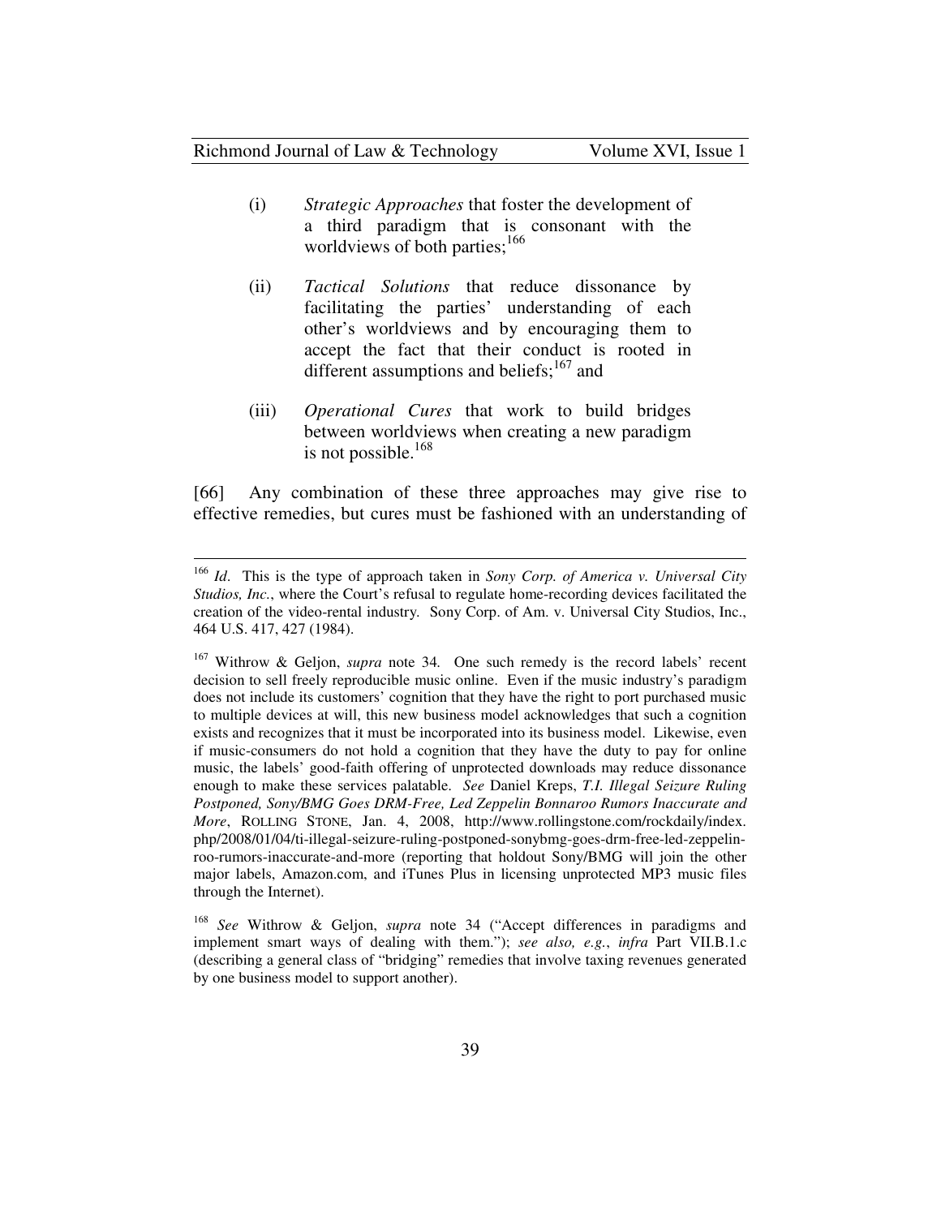(i) *Strategic Approaches* that foster the development of a third paradigm that is consonant with the worldviews of both parties;[166]

(ii) *Tactical Solutions* that reduce dissonance by facilitating the parties' understanding of each other's worldviews and by encouraging them to accept the fact that their conduct is rooted in different assumptions and beliefs;[167] and

(iii) *Operational Cures* that work to build bridges between worldviews when creating a new paradigm is not possible.[168]

[66] Any combination of these three approaches may give rise to effective remedies, but cures must be fashioned with an understanding of

---

[166] *Id*. This is the type of approach taken in *Sony Corp. of America v. Universal City Studios, Inc.*, where the Court's refusal to regulate home-recording devices facilitated the creation of the video-rental industry. Sony Corp. of Am. v. Universal City Studios, Inc., 464 U.S. 417, 427 (1984).

[167] Withrow & Geljon, *supra* note 34. One such remedy is the record labels' recent decision to sell freely reproducible music online. Even if the music industry's paradigm does not include its customers' cognition that they have the right to port purchased music to multiple devices at will, this new business model acknowledges that such a cognition exists and recognizes that it must be incorporated into its business model. Likewise, even if music-consumers do not hold a cognition that they have the duty to pay for online music, the labels' good-faith offering of unprotected downloads may reduce dissonance enough to make these services palatable. *See* Daniel Kreps, *T.I. Illegal Seizure Ruling Postponed, Sony/BMG Goes DRM-Free, Led Zeppelin Bonnaroo Rumors Inaccurate and More*, ROLLING STONE, Jan. 4, 2008, http://www.rollingstone.com/rockdaily/index.php/2008/01/04/ti-illegal-seizure-ruling-postponed-sonybmg-goes-drm-free-led-zeppelin-roo-rumors-inaccurate-and-more (reporting that holdout Sony/BMG will join the other major labels, Amazon.com, and iTunes Plus in licensing unprotected MP3 music files through the Internet).

[168] *See* Withrow & Geljon, *supra* note 34 ("Accept differences in paradigms and implement smart ways of dealing with them."); *see also, e.g.*, *infra* Part VII.B.1.c (describing a general class of "bridging" remedies that involve taxing revenues generated by one business model to support another).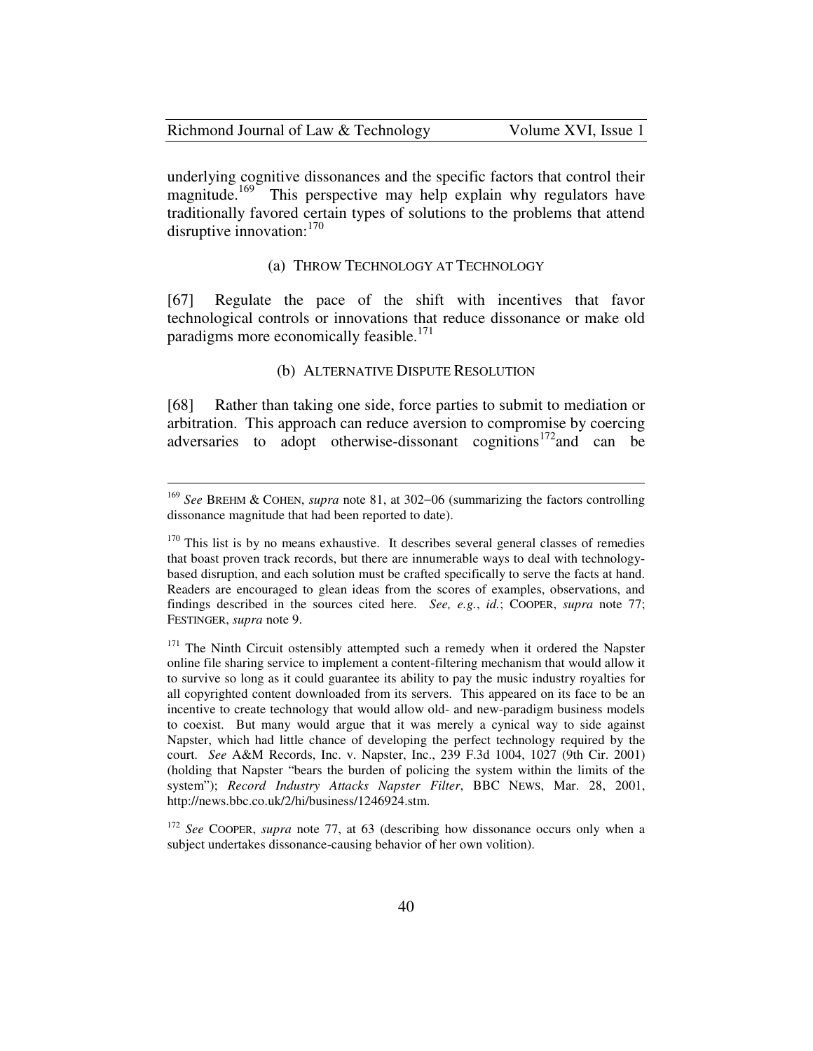underlying cognitive dissonances and the specific factors that control their magnitude.[169] This perspective may help explain why regulators have traditionally favored certain types of solutions to the problems that attend disruptive innovation:[170]

(a) THROW TECHNOLOGY AT TECHNOLOGY

[67] Regulate the pace of the shift with incentives that favor technological controls or innovations that reduce dissonance or make old paradigms more economically feasible.[171]

(b) ALTERNATIVE DISPUTE RESOLUTION

[68] Rather than taking one side, force parties to submit to mediation or arbitration. This approach can reduce aversion to compromise by coercing adversaries to adopt otherwise-dissonant cognitions[172] and can be

---

[169] *See* BREHM & COHEN, *supra* note 81, at 302–06 (summarizing the factors controlling dissonance magnitude that had been reported to date).

[170] This list is by no means exhaustive. It describes several general classes of remedies that boast proven track records, but there are innumerable ways to deal with technology-based disruption, and each solution must be crafted specifically to serve the facts at hand. Readers are encouraged to glean ideas from the scores of examples, observations, and findings described in the sources cited here. *See, e.g.*, *id.*; COOPER, *supra* note 77; FESTINGER, *supra* note 9.

[171] The Ninth Circuit ostensibly attempted such a remedy when it ordered the Napster online file sharing service to implement a content-filtering mechanism that would allow it to survive so long as it could guarantee its ability to pay the music industry royalties for all copyrighted content downloaded from its servers. This appeared on its face to be an incentive to create technology that would allow old- and new-paradigm business models to coexist. But many would argue that it was merely a cynical way to side against Napster, which had little chance of developing the perfect technology required by the court. *See* A&M Records, Inc. v. Napster, Inc., 239 F.3d 1004, 1027 (9th Cir. 2001) (holding that Napster "bears the burden of policing the system within the limits of the system"); *Record Industry Attacks Napster Filter*, BBC NEWS, Mar. 28, 2001, http://news.bbc.co.uk/2/hi/business/1246924.stm.

[172] *See* COOPER, *supra* note 77, at 63 (describing how dissonance occurs only when a subject undertakes dissonance-causing behavior of her own volition).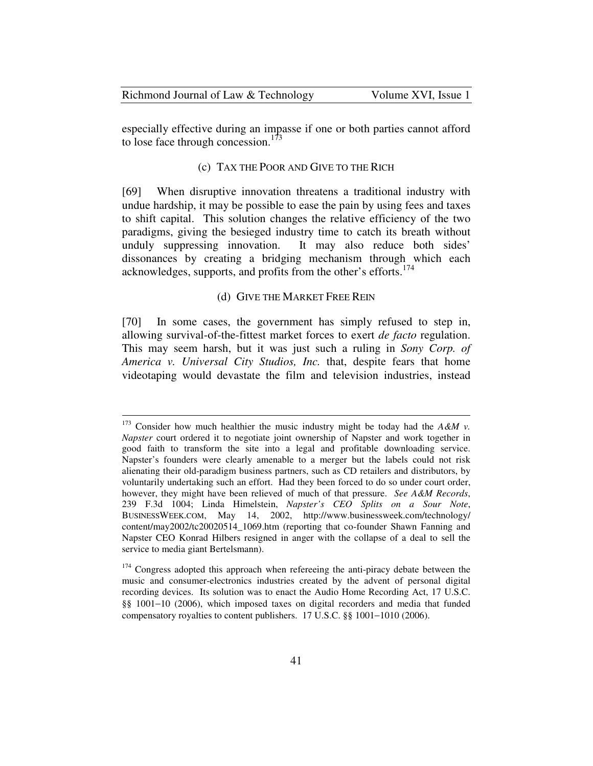especially effective during an impasse if one or both parties cannot afford to lose face through concession.[173]

#### (c) TAX THE POOR AND GIVE TO THE RICH

[69] When disruptive innovation threatens a traditional industry with undue hardship, it may be possible to ease the pain by using fees and taxes to shift capital. This solution changes the relative efficiency of the two paradigms, giving the besieged industry time to catch its breath without unduly suppressing innovation. It may also reduce both sides' dissonances by creating a bridging mechanism through which each acknowledges, supports, and profits from the other's efforts.[174]

#### (d) GIVE THE MARKET FREE REIN

[70] In some cases, the government has simply refused to step in, allowing survival-of-the-fittest market forces to exert *de facto* regulation. This may seem harsh, but it was just such a ruling in *Sony Corp. of America v. Universal City Studios, Inc.* that, despite fears that home videotaping would devastate the film and television industries, instead

---

[173] Consider how much healthier the music industry might be today had the *A&M v. Napster* court ordered it to negotiate joint ownership of Napster and work together in good faith to transform the site into a legal and profitable downloading service. Napster's founders were clearly amenable to a merger but the labels could not risk alienating their old-paradigm business partners, such as CD retailers and distributors, by voluntarily undertaking such an effort. Had they been forced to do so under court order, however, they might have been relieved of much of that pressure. *See A&M Records*, 239 F.3d 1004; Linda Himelstein, *Napster's CEO Splits on a Sour Note*, BUSINESSWEEK.COM, May 14, 2002, http://www.businessweek.com/technology/content/may2002/tc20020514_1069.htm (reporting that co-founder Shawn Fanning and Napster CEO Konrad Hilbers resigned in anger with the collapse of a deal to sell the service to media giant Bertelsmann).

[174] Congress adopted this approach when refereeing the anti-piracy debate between the music and consumer-electronics industries created by the advent of personal digital recording devices. Its solution was to enact the Audio Home Recording Act, 17 U.S.C. §§ 1001−10 (2006), which imposed taxes on digital recorders and media that funded compensatory royalties to content publishers. 17 U.S.C. §§ 1001−1010 (2006).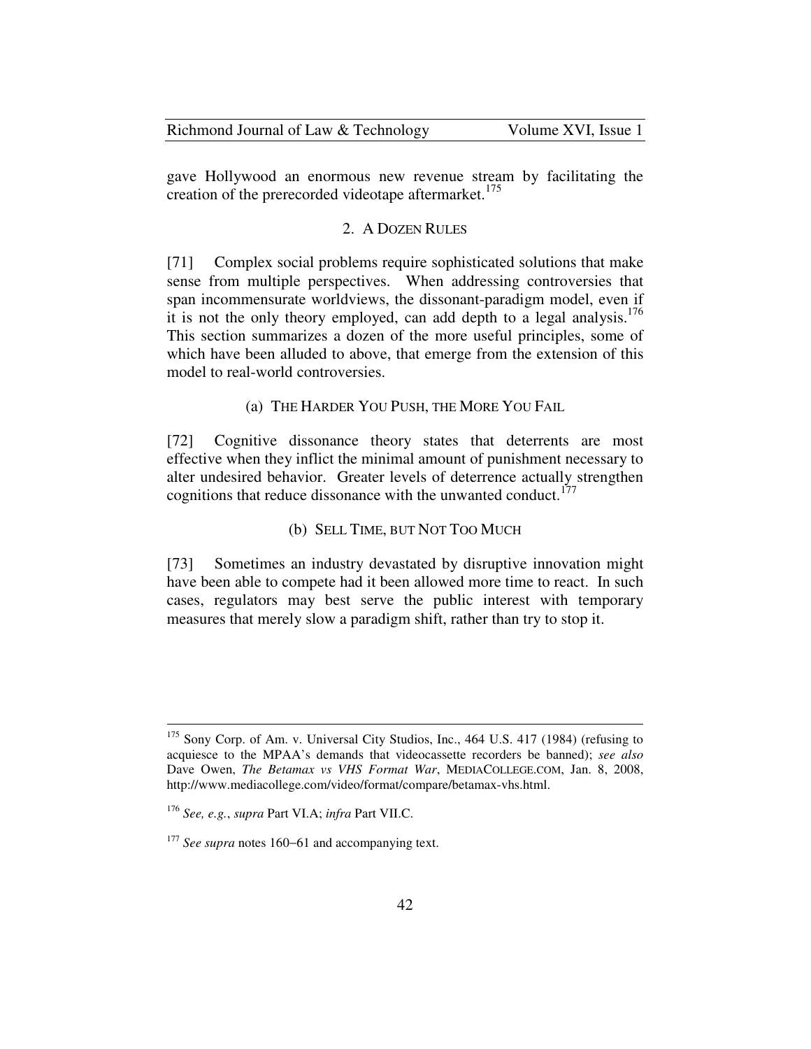gave Hollywood an enormous new revenue stream by facilitating the creation of the prerecorded videotape aftermarket.[175]

### 2. A Dozen Rules

[71] Complex social problems require sophisticated solutions that make sense from multiple perspectives. When addressing controversies that span incommensurate worldviews, the dissonant-paradigm model, even if it is not the only theory employed, can add depth to a legal analysis.[176] This section summarizes a dozen of the more useful principles, some of which have been alluded to above, that emerge from the extension of this model to real-world controversies.

#### (a) The Harder You Push, the More You Fail

[72] Cognitive dissonance theory states that deterrents are most effective when they inflict the minimal amount of punishment necessary to alter undesired behavior. Greater levels of deterrence actually strengthen cognitions that reduce dissonance with the unwanted conduct.[177]

#### (b) Sell Time, but Not Too Much

[73] Sometimes an industry devastated by disruptive innovation might have been able to compete had it been allowed more time to react. In such cases, regulators may best serve the public interest with temporary measures that merely slow a paradigm shift, rather than try to stop it.

---

[175] Sony Corp. of Am. v. Universal City Studios, Inc., 464 U.S. 417 (1984) (refusing to acquiesce to the MPAA's demands that videocassette recorders be banned); *see also* Dave Owen, *The Betamax vs VHS Format War*, MEDIACOLLEGE.COM, Jan. 8, 2008, http://www.mediacollege.com/video/format/compare/betamax-vhs.html.

[176] *See, e.g.*, *supra* Part VI.A; *infra* Part VII.C.

[177] *See supra* notes 160–61 and accompanying text.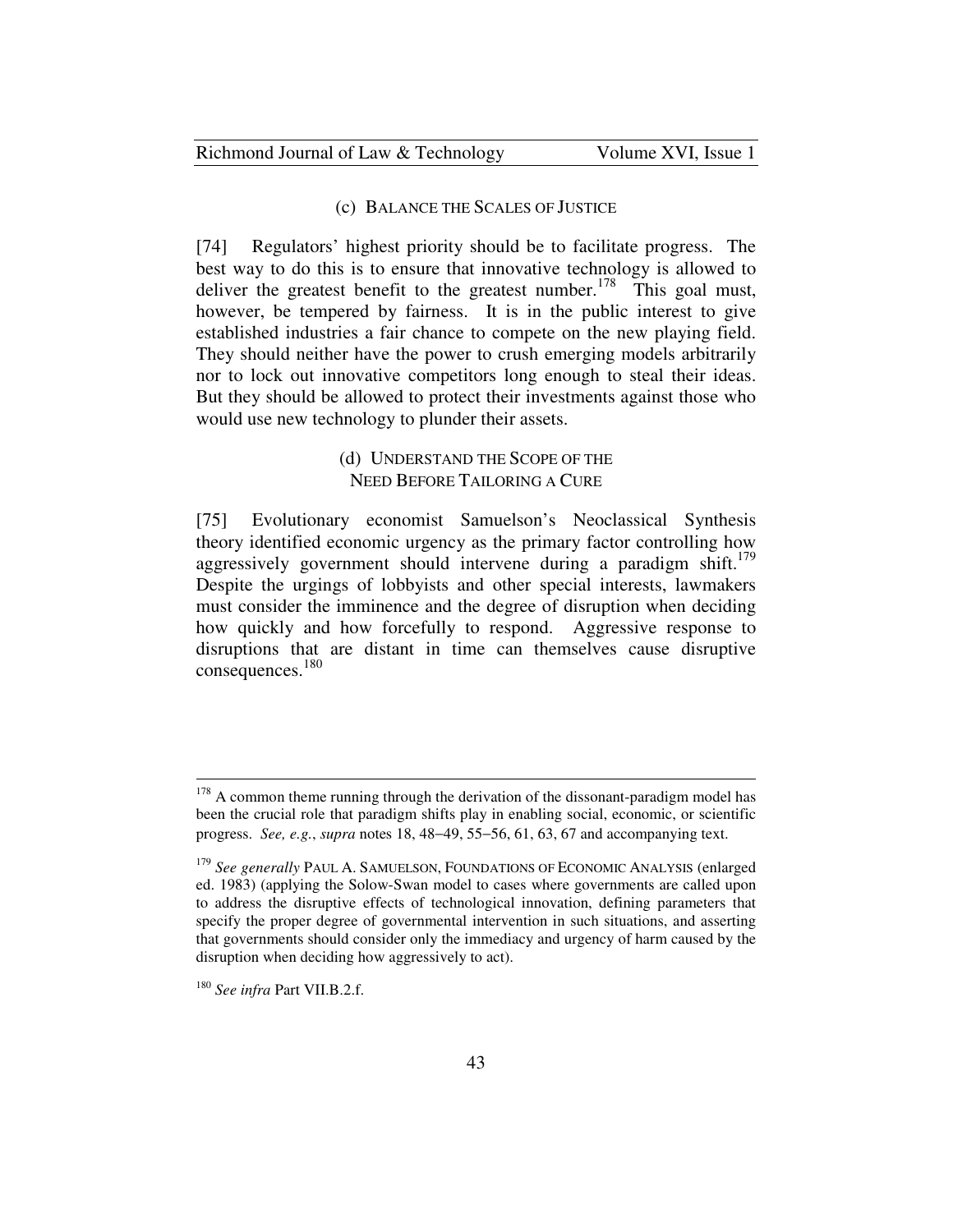### (c) Balance the Scales of Justice

[74] Regulators' highest priority should be to facilitate progress. The best way to do this is to ensure that innovative technology is allowed to deliver the greatest benefit to the greatest number.[178] This goal must, however, be tempered by fairness. It is in the public interest to give established industries a fair chance to compete on the new playing field. They should neither have the power to crush emerging models arbitrarily nor to lock out innovative competitors long enough to steal their ideas. But they should be allowed to protect their investments against those who would use new technology to plunder their assets.

### (d) Understand the Scope of the Need Before Tailoring a Cure

[75] Evolutionary economist Samuelson's Neoclassical Synthesis theory identified economic urgency as the primary factor controlling how aggressively government should intervene during a paradigm shift.[179] Despite the urgings of lobbyists and other special interests, lawmakers must consider the imminence and the degree of disruption when deciding how quickly and how forcefully to respond. Aggressive response to disruptions that are distant in time can themselves cause disruptive consequences.[180]

---

[178] A common theme running through the derivation of the dissonant-paradigm model has been the crucial role that paradigm shifts play in enabling social, economic, or scientific progress. *See, e.g.*, *supra* notes 18, 48–49, 55–56, 61, 63, 67 and accompanying text.

[179] *See generally* PAUL A. SAMUELSON, FOUNDATIONS OF ECONOMIC ANALYSIS (enlarged ed. 1983) (applying the Solow-Swan model to cases where governments are called upon to address the disruptive effects of technological innovation, defining parameters that specify the proper degree of governmental intervention in such situations, and asserting that governments should consider only the immediacy and urgency of harm caused by the disruption when deciding how aggressively to act).

[180] *See infra* Part VII.B.2.f.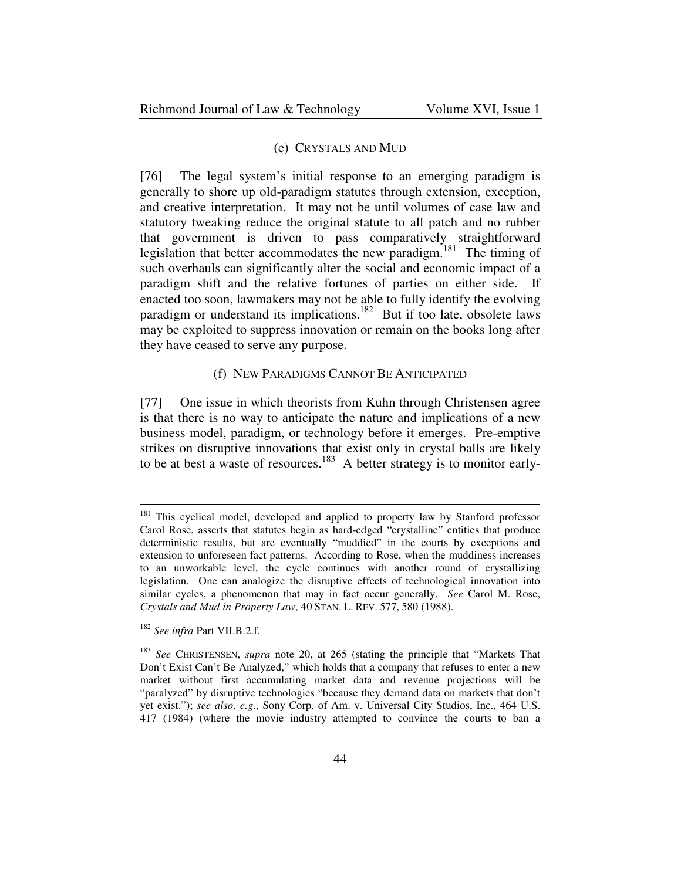#### (e) CRYSTALS AND MUD

[76] The legal system's initial response to an emerging paradigm is generally to shore up old-paradigm statutes through extension, exception, and creative interpretation. It may not be until volumes of case law and statutory tweaking reduce the original statute to all patch and no rubber that government is driven to pass comparatively straightforward legislation that better accommodates the new paradigm.[181] The timing of such overhauls can significantly alter the social and economic impact of a paradigm shift and the relative fortunes of parties on either side. If enacted too soon, lawmakers may not be able to fully identify the evolving paradigm or understand its implications.[182] But if too late, obsolete laws may be exploited to suppress innovation or remain on the books long after they have ceased to serve any purpose.

#### (f) NEW PARADIGMS CANNOT BE ANTICIPATED

[77] One issue in which theorists from Kuhn through Christensen agree is that there is no way to anticipate the nature and implications of a new business model, paradigm, or technology before it emerges. Pre-emptive strikes on disruptive innovations that exist only in crystal balls are likely to be at best a waste of resources.[183] A better strategy is to monitor early-

---

[181] This cyclical model, developed and applied to property law by Stanford professor Carol Rose, asserts that statutes begin as hard-edged "crystalline" entities that produce deterministic results, but are eventually "muddied" in the courts by exceptions and extension to unforeseen fact patterns. According to Rose, when the muddiness increases to an unworkable level, the cycle continues with another round of crystallizing legislation. One can analogize the disruptive effects of technological innovation into similar cycles, a phenomenon that may in fact occur generally. *See* Carol M. Rose, *Crystals and Mud in Property Law*, 40 STAN. L. REV. 577, 580 (1988).

[182] *See infra* Part VII.B.2.f.

[183] *See* CHRISTENSEN, *supra* note 20, at 265 (stating the principle that "Markets That Don't Exist Can't Be Analyzed," which holds that a company that refuses to enter a new market without first accumulating market data and revenue projections will be "paralyzed" by disruptive technologies "because they demand data on markets that don't yet exist."); *see also, e.g.*, Sony Corp. of Am. v. Universal City Studios, Inc., 464 U.S. 417 (1984) (where the movie industry attempted to convince the courts to ban a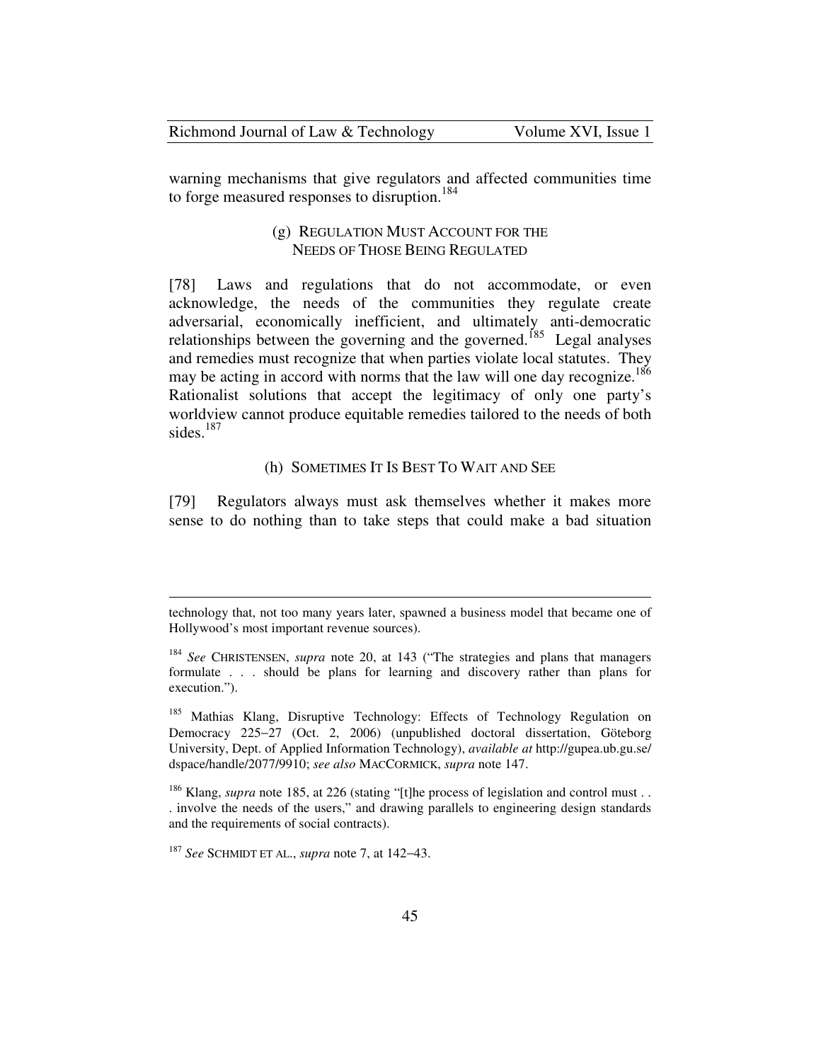warning mechanisms that give regulators and affected communities time to forge measured responses to disruption.[184]

### (g) REGULATION MUST ACCOUNT FOR THE NEEDS OF THOSE BEING REGULATED

[78] Laws and regulations that do not accommodate, or even acknowledge, the needs of the communities they regulate create adversarial, economically inefficient, and ultimately anti-democratic relationships between the governing and the governed.[185] Legal analyses and remedies must recognize that when parties violate local statutes. They may be acting in accord with norms that the law will one day recognize.[186] Rationalist solutions that accept the legitimacy of only one party's worldview cannot produce equitable remedies tailored to the needs of both sides.[187]

### (h) SOMETIMES IT IS BEST TO WAIT AND SEE

[79] Regulators always must ask themselves whether it makes more sense to do nothing than to take steps that could make a bad situation

---

technology that, not too many years later, spawned a business model that became one of Hollywood's most important revenue sources).

[184] *See* CHRISTENSEN, *supra* note 20, at 143 ("The strategies and plans that managers formulate . . . should be plans for learning and discovery rather than plans for execution.").

[185] Mathias Klang, Disruptive Technology: Effects of Technology Regulation on Democracy 225–27 (Oct. 2, 2006) (unpublished doctoral dissertation, Göteborg University, Dept. of Applied Information Technology), *available at* http://gupea.ub.gu.se/dspace/handle/2077/9910; *see also* MACCORMICK, *supra* note 147.

[186] Klang, *supra* note 185, at 226 (stating "[t]he process of legislation and control must . . . involve the needs of the users," and drawing parallels to engineering design standards and the requirements of social contracts).

[187] *See* SCHMIDT ET AL., *supra* note 7, at 142–43.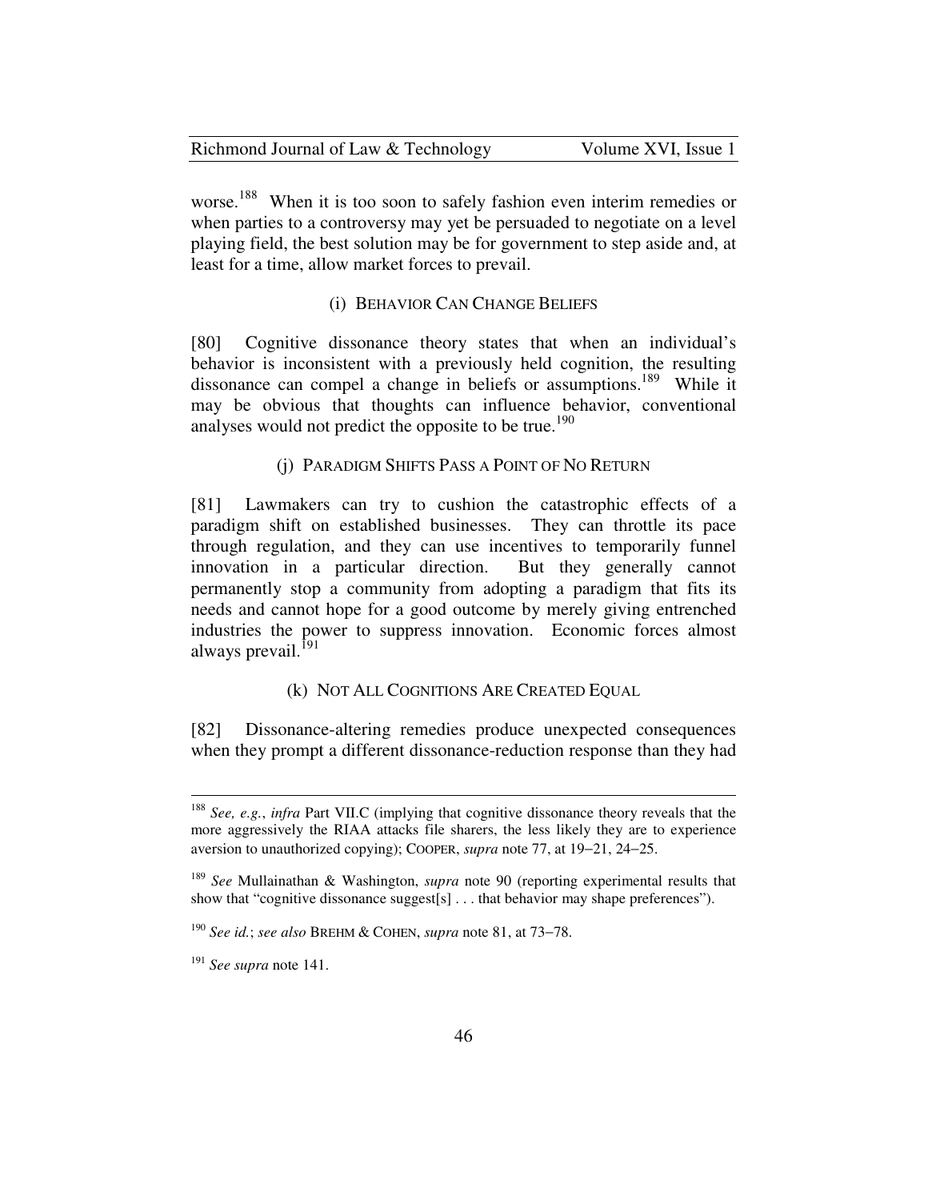worse.[188] When it is too soon to safely fashion even interim remedies or when parties to a controversy may yet be persuaded to negotiate on a level playing field, the best solution may be for government to step aside and, at least for a time, allow market forces to prevail.

### (i) Behavior Can Change Beliefs

[80] Cognitive dissonance theory states that when an individual's behavior is inconsistent with a previously held cognition, the resulting dissonance can compel a change in beliefs or assumptions.[189] While it may be obvious that thoughts can influence behavior, conventional analyses would not predict the opposite to be true.[190]

### (j) Paradigm Shifts Pass a Point of No Return

[81] Lawmakers can try to cushion the catastrophic effects of a paradigm shift on established businesses. They can throttle its pace through regulation, and they can use incentives to temporarily funnel innovation in a particular direction. But they generally cannot permanently stop a community from adopting a paradigm that fits its needs and cannot hope for a good outcome by merely giving entrenched industries the power to suppress innovation. Economic forces almost always prevail.[191]

### (k) Not All Cognitions Are Created Equal

[82] Dissonance-altering remedies produce unexpected consequences when they prompt a different dissonance-reduction response than they had

---

[188] *See, e.g.*, *infra* Part VII.C (implying that cognitive dissonance theory reveals that the more aggressively the RIAA attacks file sharers, the less likely they are to experience aversion to unauthorized copying); COOPER, *supra* note 77, at 19–21, 24–25.

[189] *See* Mullainathan & Washington, *supra* note 90 (reporting experimental results that show that "cognitive dissonance suggest[s] . . . that behavior may shape preferences").

[190] *See id.*; *see also* BREHM & COHEN, *supra* note 81, at 73–78.

[191] *See supra* note 141.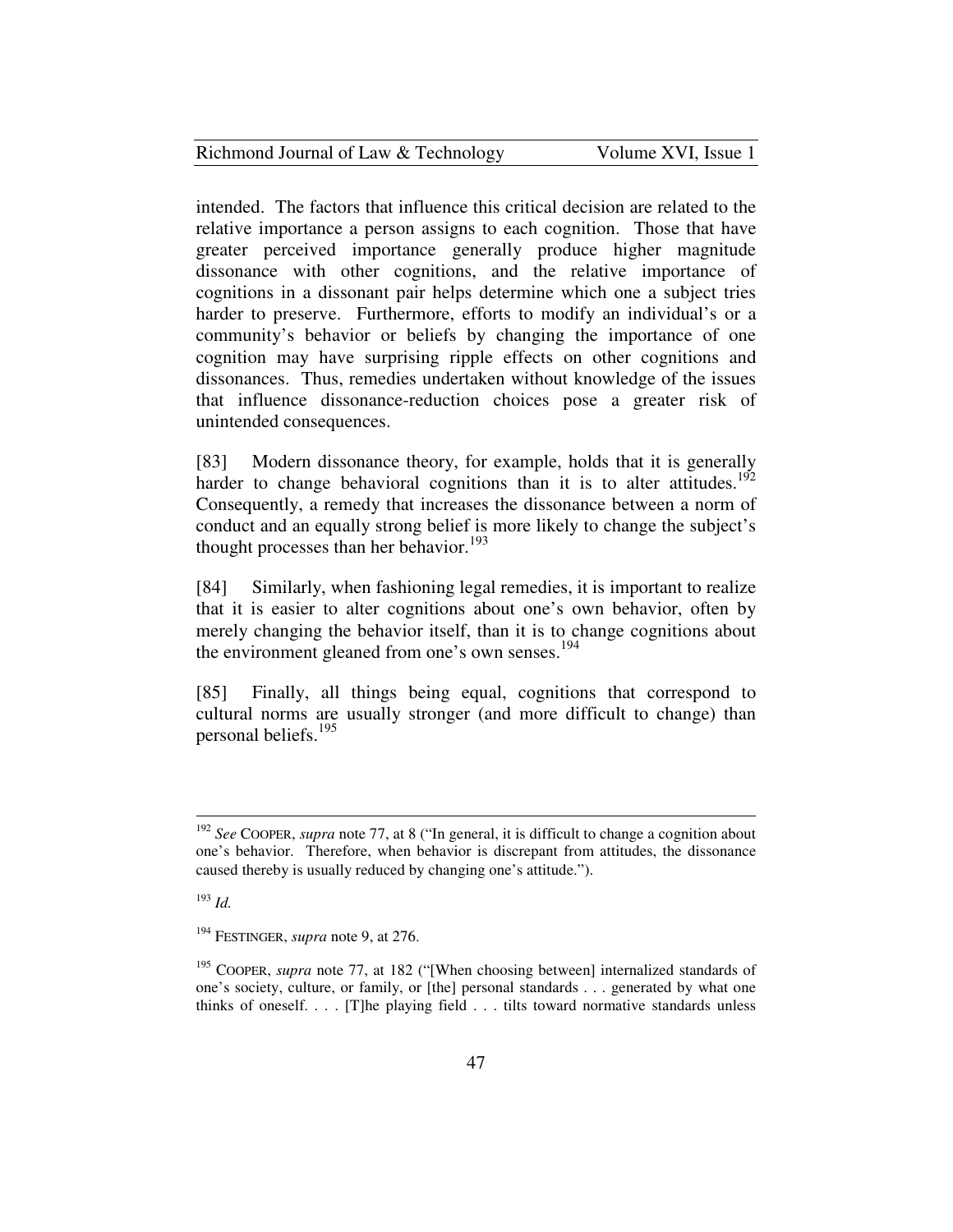intended. The factors that influence this critical decision are related to the relative importance a person assigns to each cognition. Those that have greater perceived importance generally produce higher magnitude dissonance with other cognitions, and the relative importance of cognitions in a dissonant pair helps determine which one a subject tries harder to preserve. Furthermore, efforts to modify an individual's or a community's behavior or beliefs by changing the importance of one cognition may have surprising ripple effects on other cognitions and dissonances. Thus, remedies undertaken without knowledge of the issues that influence dissonance-reduction choices pose a greater risk of unintended consequences.

[83] Modern dissonance theory, for example, holds that it is generally harder to change behavioral cognitions than it is to alter attitudes.[192] Consequently, a remedy that increases the dissonance between a norm of conduct and an equally strong belief is more likely to change the subject's thought processes than her behavior.[193]

[84] Similarly, when fashioning legal remedies, it is important to realize that it is easier to alter cognitions about one's own behavior, often by merely changing the behavior itself, than it is to change cognitions about the environment gleaned from one's own senses.[194]

[85] Finally, all things being equal, cognitions that correspond to cultural norms are usually stronger (and more difficult to change) than personal beliefs.[195]

---

[192] *See* COOPER, *supra* note 77, at 8 ("In general, it is difficult to change a cognition about one's behavior. Therefore, when behavior is discrepant from attitudes, the dissonance caused thereby is usually reduced by changing one's attitude.").

[193] *Id.*

[194] FESTINGER, *supra* note 9, at 276.

[195] COOPER, *supra* note 77, at 182 ("[When choosing between] internalized standards of one's society, culture, or family, or [the] personal standards . . . generated by what one thinks of oneself. . . . [T]he playing field . . . tilts toward normative standards unless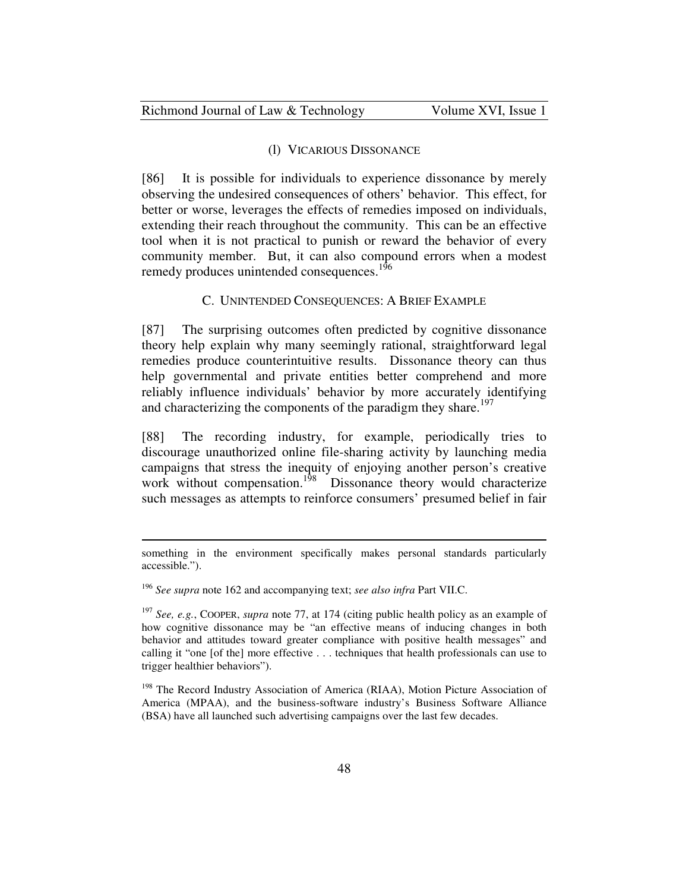#### (l) VICARIOUS DISSONANCE

[86] It is possible for individuals to experience dissonance by merely observing the undesired consequences of others' behavior. This effect, for better or worse, leverages the effects of remedies imposed on individuals, extending their reach throughout the community. This can be an effective tool when it is not practical to punish or reward the behavior of every community member. But, it can also compound errors when a modest remedy produces unintended consequences.[196]

### C. UNINTENDED CONSEQUENCES: A BRIEF EXAMPLE

[87] The surprising outcomes often predicted by cognitive dissonance theory help explain why many seemingly rational, straightforward legal remedies produce counterintuitive results. Dissonance theory can thus help governmental and private entities better comprehend and more reliably influence individuals' behavior by more accurately identifying and characterizing the components of the paradigm they share.[197]

[88] The recording industry, for example, periodically tries to discourage unauthorized online file-sharing activity by launching media campaigns that stress the inequity of enjoying another person's creative work without compensation.[198] Dissonance theory would characterize such messages as attempts to reinforce consumers' presumed belief in fair

---

something in the environment specifically makes personal standards particularly accessible.").

[196] *See supra* note 162 and accompanying text; *see also infra* Part VII.C.

[197] *See, e.g.*, COOPER, *supra* note 77, at 174 (citing public health policy as an example of how cognitive dissonance may be "an effective means of inducing changes in both behavior and attitudes toward greater compliance with positive health messages" and calling it "one [of the] more effective . . . techniques that health professionals can use to trigger healthier behaviors").

[198] The Record Industry Association of America (RIAA), Motion Picture Association of America (MPAA), and the business-software industry's Business Software Alliance (BSA) have all launched such advertising campaigns over the last few decades.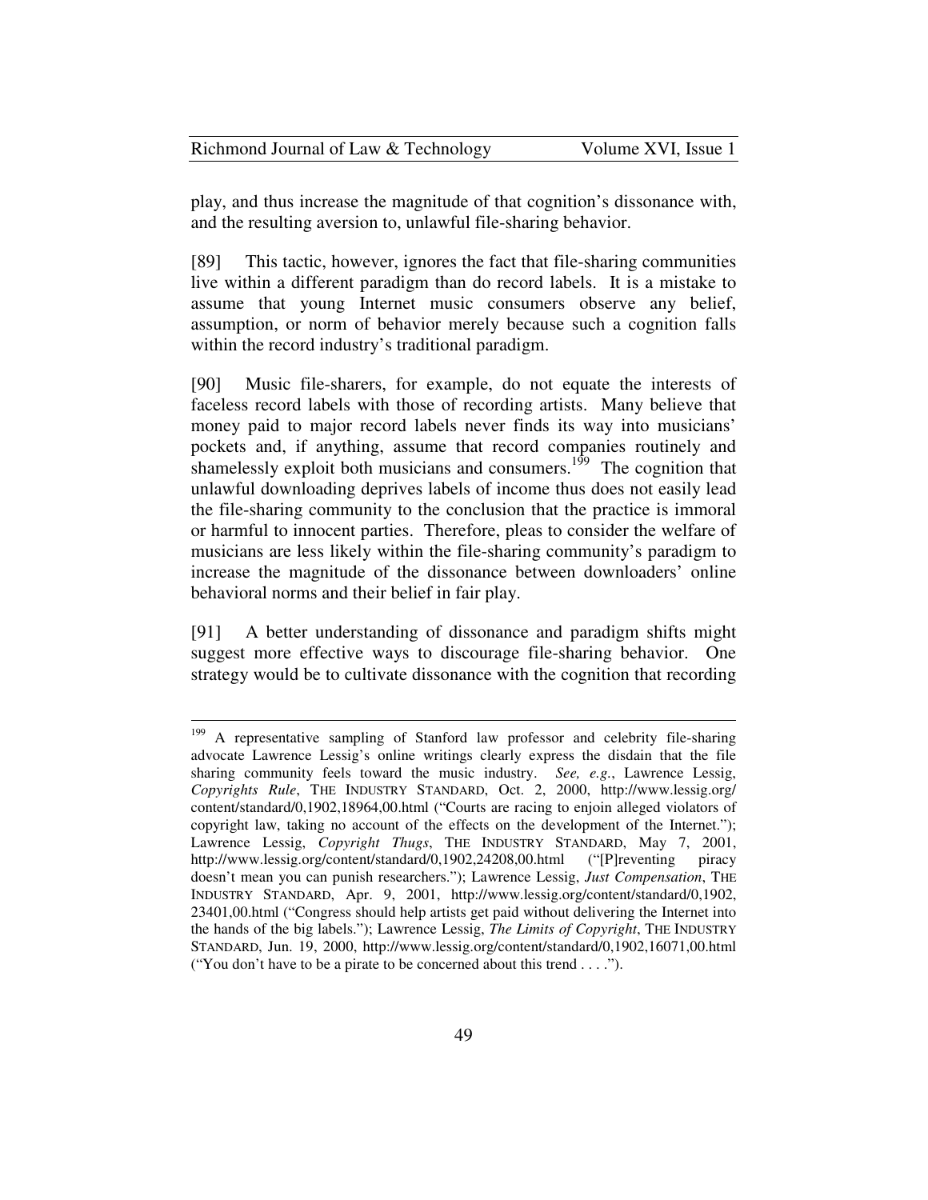play, and thus increase the magnitude of that cognition's dissonance with, and the resulting aversion to, unlawful file-sharing behavior.

[89] This tactic, however, ignores the fact that file-sharing communities live within a different paradigm than do record labels. It is a mistake to assume that young Internet music consumers observe any belief, assumption, or norm of behavior merely because such a cognition falls within the record industry's traditional paradigm.

[90] Music file-sharers, for example, do not equate the interests of faceless record labels with those of recording artists. Many believe that money paid to major record labels never finds its way into musicians' pockets and, if anything, assume that record companies routinely and shamelessly exploit both musicians and consumers.[199] The cognition that unlawful downloading deprives labels of income thus does not easily lead the file-sharing community to the conclusion that the practice is immoral or harmful to innocent parties. Therefore, pleas to consider the welfare of musicians are less likely within the file-sharing community's paradigm to increase the magnitude of the dissonance between downloaders' online behavioral norms and their belief in fair play.

[91] A better understanding of dissonance and paradigm shifts might suggest more effective ways to discourage file-sharing behavior. One strategy would be to cultivate dissonance with the cognition that recording

---

[199] A representative sampling of Stanford law professor and celebrity file-sharing advocate Lawrence Lessig's online writings clearly express the disdain that the file sharing community feels toward the music industry. *See, e.g.*, Lawrence Lessig, *Copyrights Rule*, THE INDUSTRY STANDARD, Oct. 2, 2000, http://www.lessig.org/content/standard/0,1902,18964,00.html ("Courts are racing to enjoin alleged violators of copyright law, taking no account of the effects on the development of the Internet."); Lawrence Lessig, *Copyright Thugs*, THE INDUSTRY STANDARD, May 7, 2001, http://www.lessig.org/content/standard/0,1902,24208,00.html ("[P]reventing piracy doesn't mean you can punish researchers."); Lawrence Lessig, *Just Compensation*, THE INDUSTRY STANDARD, Apr. 9, 2001, http://www.lessig.org/content/standard/0,1902,23401,00.html ("Congress should help artists get paid without delivering the Internet into the hands of the big labels."); Lawrence Lessig, *The Limits of Copyright*, THE INDUSTRY STANDARD, Jun. 19, 2000, http://www.lessig.org/content/standard/0,1902,16071,00.html ("You don't have to be a pirate to be concerned about this trend . . . .").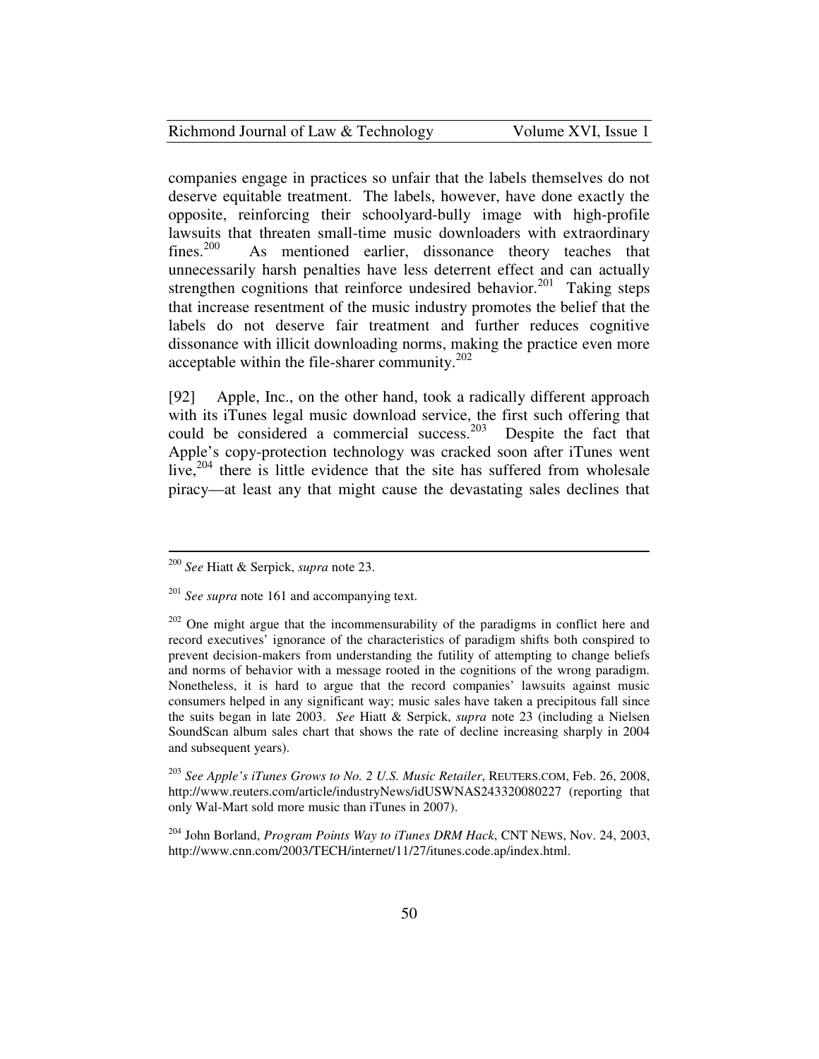companies engage in practices so unfair that the labels themselves do not deserve equitable treatment. The labels, however, have done exactly the opposite, reinforcing their schoolyard-bully image with high-profile lawsuits that threaten small-time music downloaders with extraordinary fines.[200] As mentioned earlier, dissonance theory teaches that unnecessarily harsh penalties have less deterrent effect and can actually strengthen cognitions that reinforce undesired behavior.[201] Taking steps that increase resentment of the music industry promotes the belief that the labels do not deserve fair treatment and further reduces cognitive dissonance with illicit downloading norms, making the practice even more acceptable within the file-sharer community.[202]

[92] Apple, Inc., on the other hand, took a radically different approach with its iTunes legal music download service, the first such offering that could be considered a commercial success.[203] Despite the fact that Apple's copy-protection technology was cracked soon after iTunes went live,[204] there is little evidence that the site has suffered from wholesale piracy—at least any that might cause the devastating sales declines that

---

[200] *See* Hiatt & Serpick, *supra* note 23.

[201] *See supra* note 161 and accompanying text.

[202] One might argue that the incommensurability of the paradigms in conflict here and record executives' ignorance of the characteristics of paradigm shifts both conspired to prevent decision-makers from understanding the futility of attempting to change beliefs and norms of behavior with a message rooted in the cognitions of the wrong paradigm. Nonetheless, it is hard to argue that the record companies' lawsuits against music consumers helped in any significant way; music sales have taken a precipitous fall since the suits began in late 2003. *See* Hiatt & Serpick, *supra* note 23 (including a Nielsen SoundScan album sales chart that shows the rate of decline increasing sharply in 2004 and subsequent years).

[203] *See Apple's iTunes Grows to No. 2 U.S. Music Retailer*, REUTERS.COM, Feb. 26, 2008, http://www.reuters.com/article/industryNews/idUSWNAS243320080227 (reporting that only Wal-Mart sold more music than iTunes in 2007).

[204] John Borland, *Program Points Way to iTunes DRM Hack*, CNT NEWS, Nov. 24, 2003, http://www.cnn.com/2003/TECH/internet/11/27/itunes.code.ap/index.html.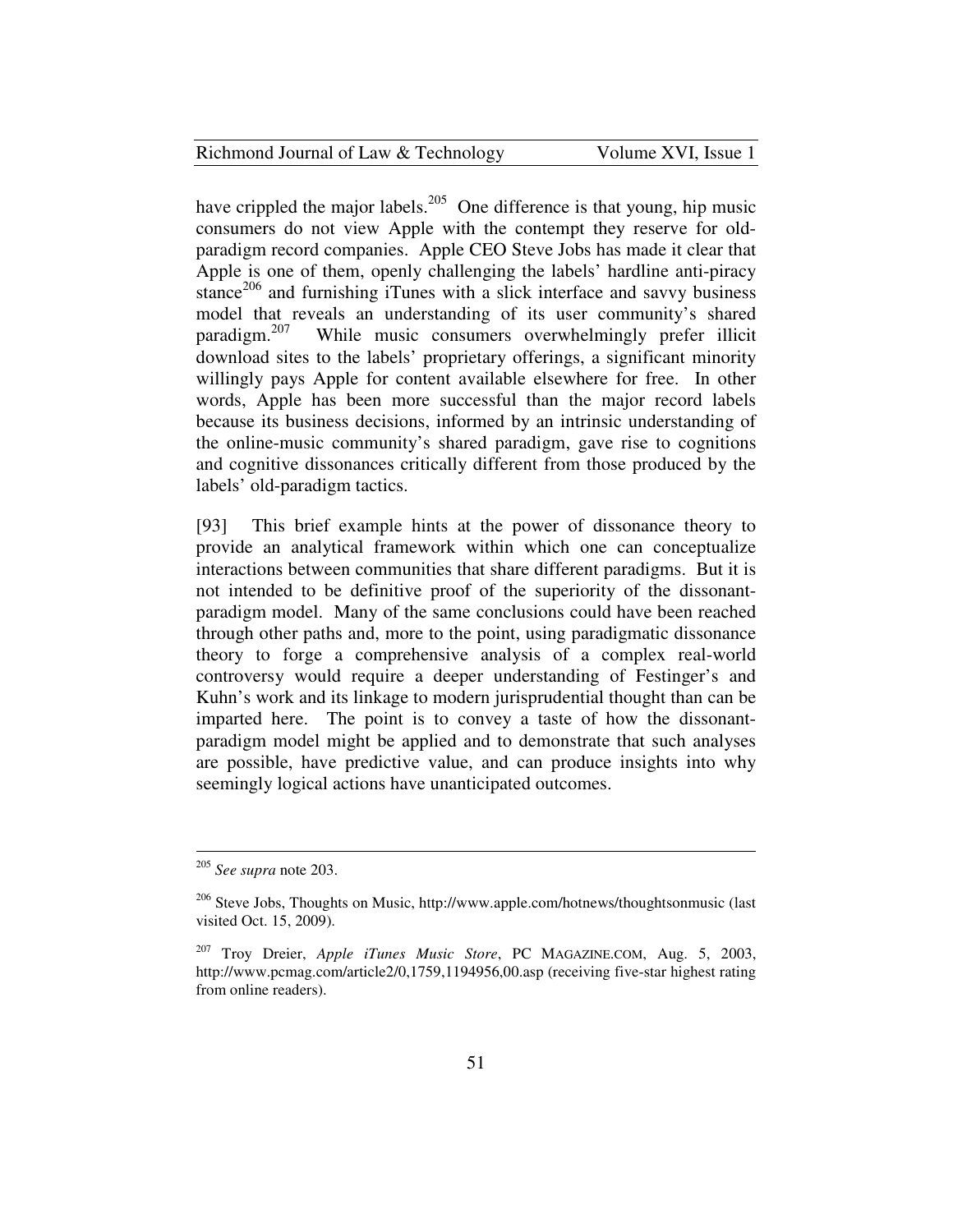have crippled the major labels.[205] One difference is that young, hip music consumers do not view Apple with the contempt they reserve for old-paradigm record companies. Apple CEO Steve Jobs has made it clear that Apple is one of them, openly challenging the labels' hardline anti-piracy stance[206] and furnishing iTunes with a slick interface and savvy business model that reveals an understanding of its user community's shared paradigm.[207] While music consumers overwhelmingly prefer illicit download sites to the labels' proprietary offerings, a significant minority willingly pays Apple for content available elsewhere for free. In other words, Apple has been more successful than the major record labels because its business decisions, informed by an intrinsic understanding of the online-music community's shared paradigm, gave rise to cognitions and cognitive dissonances critically different from those produced by the labels' old-paradigm tactics.

[93] This brief example hints at the power of dissonance theory to provide an analytical framework within which one can conceptualize interactions between communities that share different paradigms. But it is not intended to be definitive proof of the superiority of the dissonant-paradigm model. Many of the same conclusions could have been reached through other paths and, more to the point, using paradigmatic dissonance theory to forge a comprehensive analysis of a complex real-world controversy would require a deeper understanding of Festinger's and Kuhn's work and its linkage to modern jurisprudential thought than can be imparted here. The point is to convey a taste of how the dissonant-paradigm model might be applied and to demonstrate that such analyses are possible, have predictive value, and can produce insights into why seemingly logical actions have unanticipated outcomes.

---

[205] *See supra* note 203.

[206] Steve Jobs, Thoughts on Music, http://www.apple.com/hotnews/thoughtsonmusic (last visited Oct. 15, 2009).

[207] Troy Dreier, *Apple iTunes Music Store*, PC MAGAZINE.COM, Aug. 5, 2003, http://www.pcmag.com/article2/0,1759,1194956,00.asp (receiving five-star highest rating from online readers).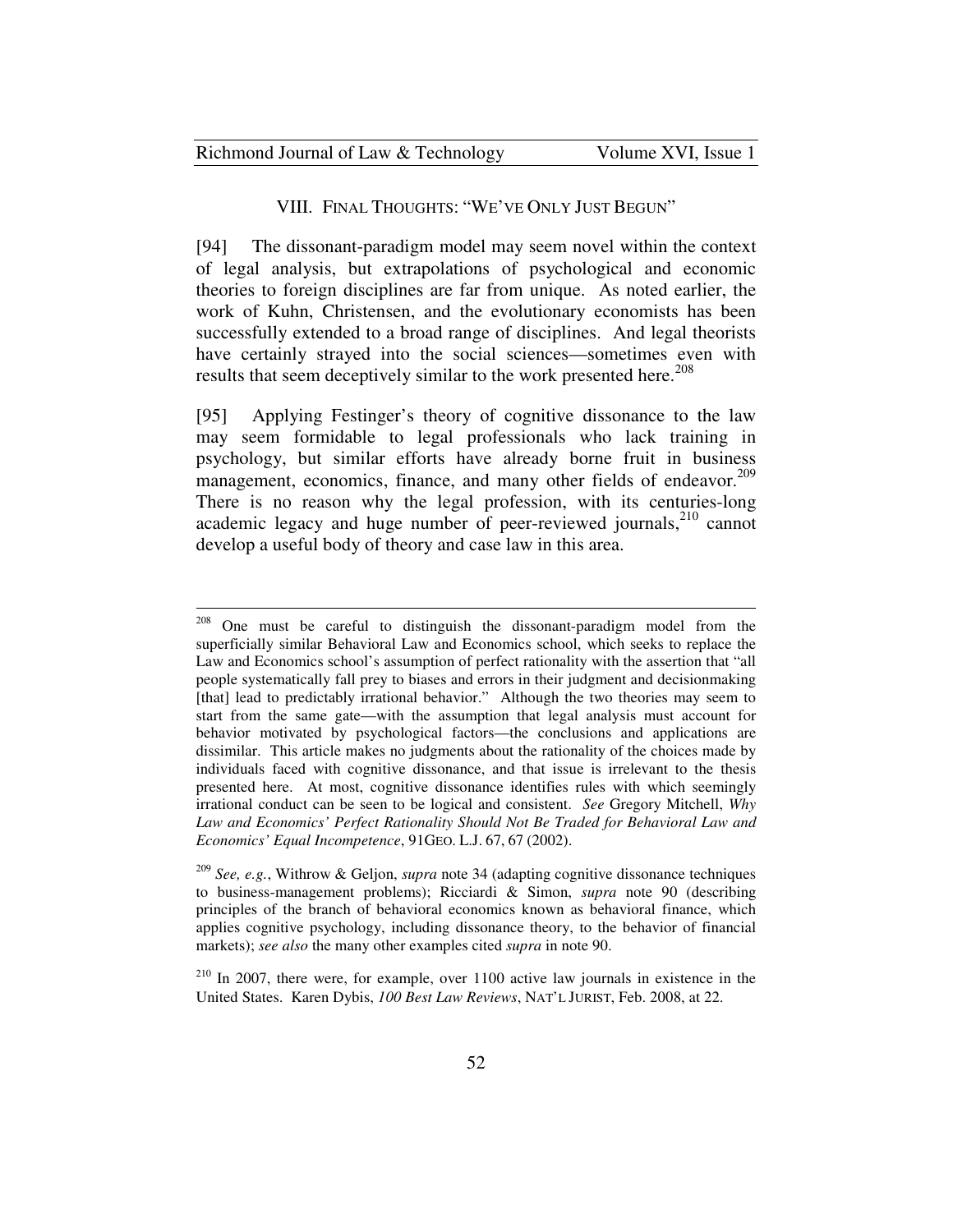## VIII. FINAL THOUGHTS: "WE'VE ONLY JUST BEGUN"

[94] The dissonant-paradigm model may seem novel within the context of legal analysis, but extrapolations of psychological and economic theories to foreign disciplines are far from unique. As noted earlier, the work of Kuhn, Christensen, and the evolutionary economists has been successfully extended to a broad range of disciplines. And legal theorists have certainly strayed into the social sciences—sometimes even with results that seem deceptively similar to the work presented here.[208]

[95] Applying Festinger's theory of cognitive dissonance to the law may seem formidable to legal professionals who lack training in psychology, but similar efforts have already borne fruit in business management, economics, finance, and many other fields of endeavor.[209] There is no reason why the legal profession, with its centuries-long academic legacy and huge number of peer-reviewed journals,[210] cannot develop a useful body of theory and case law in this area.

---

[208] One must be careful to distinguish the dissonant-paradigm model from the superficially similar Behavioral Law and Economics school, which seeks to replace the Law and Economics school's assumption of perfect rationality with the assertion that "all people systematically fall prey to biases and errors in their judgment and decisionmaking [that] lead to predictably irrational behavior." Although the two theories may seem to start from the same gate—with the assumption that legal analysis must account for behavior motivated by psychological factors—the conclusions and applications are dissimilar. This article makes no judgments about the rationality of the choices made by individuals faced with cognitive dissonance, and that issue is irrelevant to the thesis presented here. At most, cognitive dissonance identifies rules with which seemingly irrational conduct can be seen to be logical and consistent. *See* Gregory Mitchell, *Why Law and Economics' Perfect Rationality Should Not Be Traded for Behavioral Law and Economics' Equal Incompetence*, 91GEO. L.J. 67, 67 (2002).

[209] *See, e.g.*, Withrow & Geljon, *supra* note 34 (adapting cognitive dissonance techniques to business-management problems); Ricciardi & Simon, *supra* note 90 (describing principles of the branch of behavioral economics known as behavioral finance, which applies cognitive psychology, including dissonance theory, to the behavior of financial markets); *see also* the many other examples cited *supra* in note 90.

[210] In 2007, there were, for example, over 1100 active law journals in existence in the United States. Karen Dybis, *100 Best Law Reviews*, NAT'L JURIST, Feb. 2008, at 22.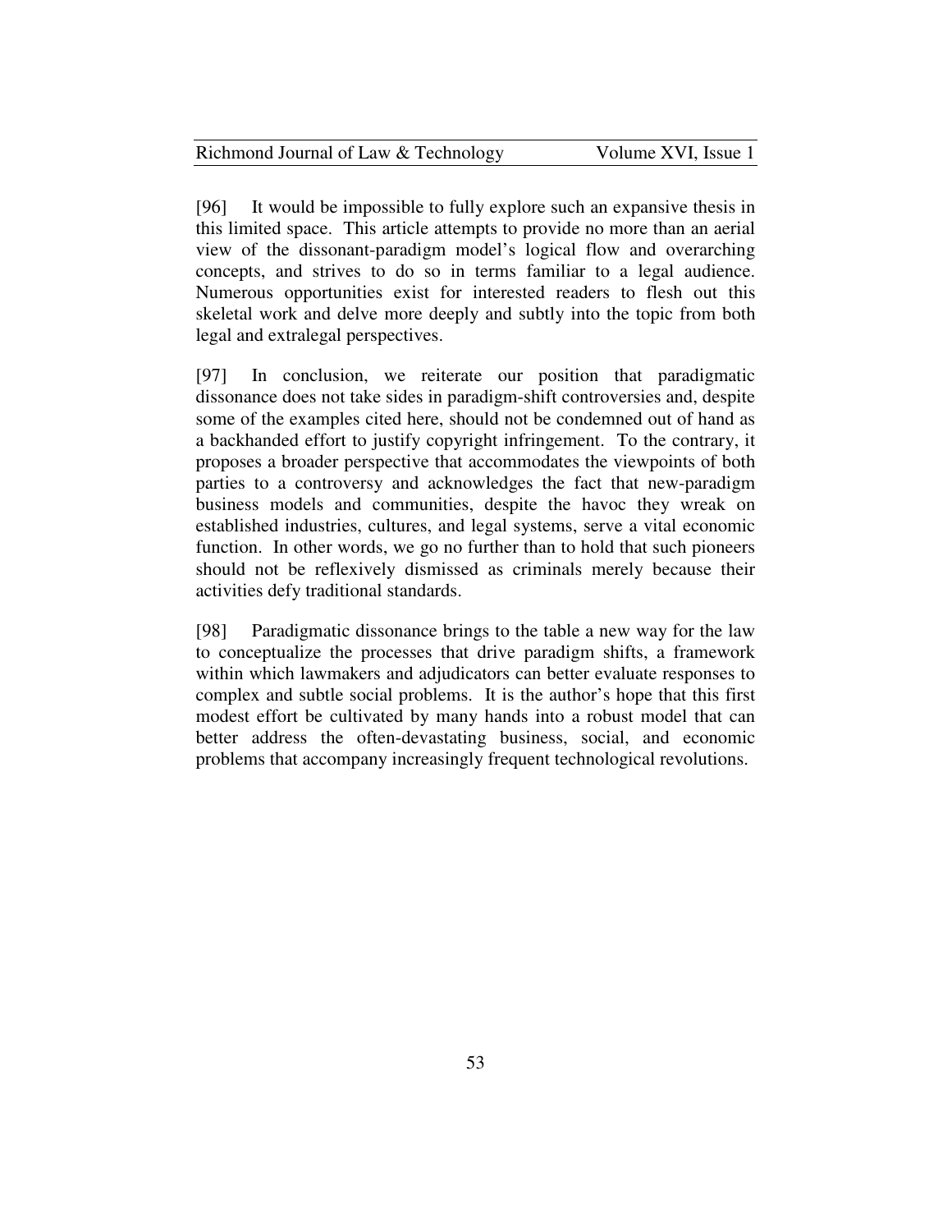[96] It would be impossible to fully explore such an expansive thesis in this limited space. This article attempts to provide no more than an aerial view of the dissonant-paradigm model's logical flow and overarching concepts, and strives to do so in terms familiar to a legal audience. Numerous opportunities exist for interested readers to flesh out this skeletal work and delve more deeply and subtly into the topic from both legal and extralegal perspectives.

[97] In conclusion, we reiterate our position that paradigmatic dissonance does not take sides in paradigm-shift controversies and, despite some of the examples cited here, should not be condemned out of hand as a backhanded effort to justify copyright infringement. To the contrary, it proposes a broader perspective that accommodates the viewpoints of both parties to a controversy and acknowledges the fact that new-paradigm business models and communities, despite the havoc they wreak on established industries, cultures, and legal systems, serve a vital economic function. In other words, we go no further than to hold that such pioneers should not be reflexively dismissed as criminals merely because their activities defy traditional standards.

[98] Paradigmatic dissonance brings to the table a new way for the law to conceptualize the processes that drive paradigm shifts, a framework within which lawmakers and adjudicators can better evaluate responses to complex and subtle social problems. It is the author's hope that this first modest effort be cultivated by many hands into a robust model that can better address the often-devastating business, social, and economic problems that accompany increasingly frequent technological revolutions.